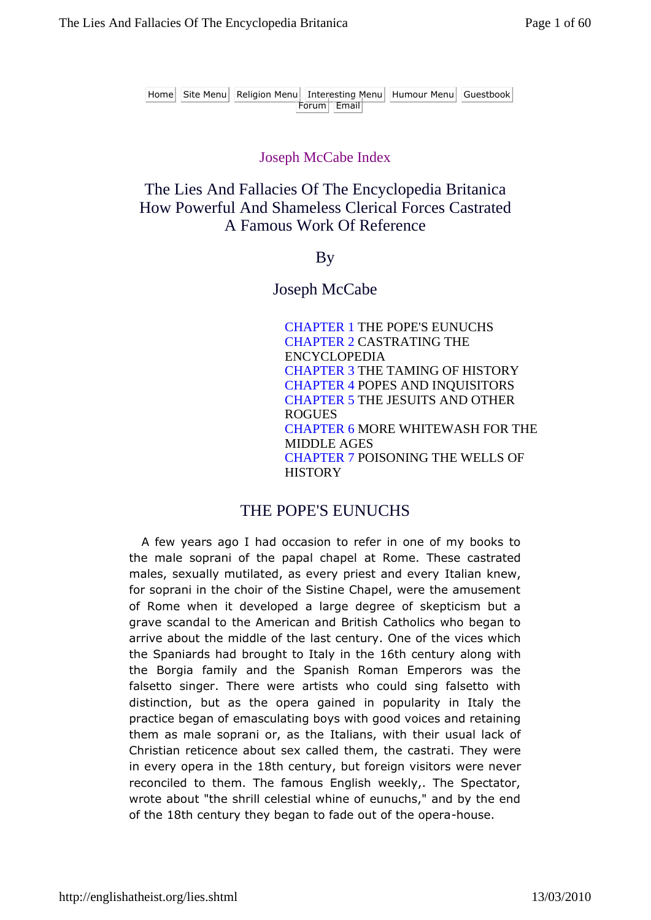Home | Site Menu | Religion Menu | Interesting Menu | Humour Menu | Guestbook | Forum | Email

Joseph McCabe Index

# The Lies And Fallacies Of The Encyclopedia Britanica
## How Powerful And Shameless Clerical Forces Castrated A Famous Work Of Reference

By

Joseph McCabe

CHAPTER 1 THE POPE'S EUNUCHS
CHAPTER 2 CASTRATING THE ENCYCLOPEDIA
CHAPTER 3 THE TAMING OF HISTORY
CHAPTER 4 POPES AND INQUISITORS
CHAPTER 5 THE JESUITS AND OTHER ROGUES
CHAPTER 6 MORE WHITEWASH FOR THE MIDDLE AGES
CHAPTER 7 POISONING THE WELLS OF HISTORY

## THE POPE'S EUNUCHS

A few years ago I had occasion to refer in one of my books to the male soprani of the papal chapel at Rome. These castrated males, sexually mutilated, as every priest and every Italian knew, for soprani in the choir of the Sistine Chapel, were the amusement of Rome when it developed a large degree of skepticism but a grave scandal to the American and British Catholics who began to arrive about the middle of the last century. One of the vices which the Spaniards had brought to Italy in the 16th century along with the Borgia family and the Spanish Roman Emperors was the falsetto singer. There were artists who could sing falsetto with distinction, but as the opera gained in popularity in Italy the practice began of emasculating boys with good voices and retaining them as male soprani or, as the Italians, with their usual lack of Christian reticence about sex called them, the castrati. They were in every opera in the 18th century, but foreign visitors were never reconciled to them. The famous English weekly,. The Spectator, wrote about "the shrill celestial whine of eunuchs," and by the end of the 18th century they began to fade out of the opera-house.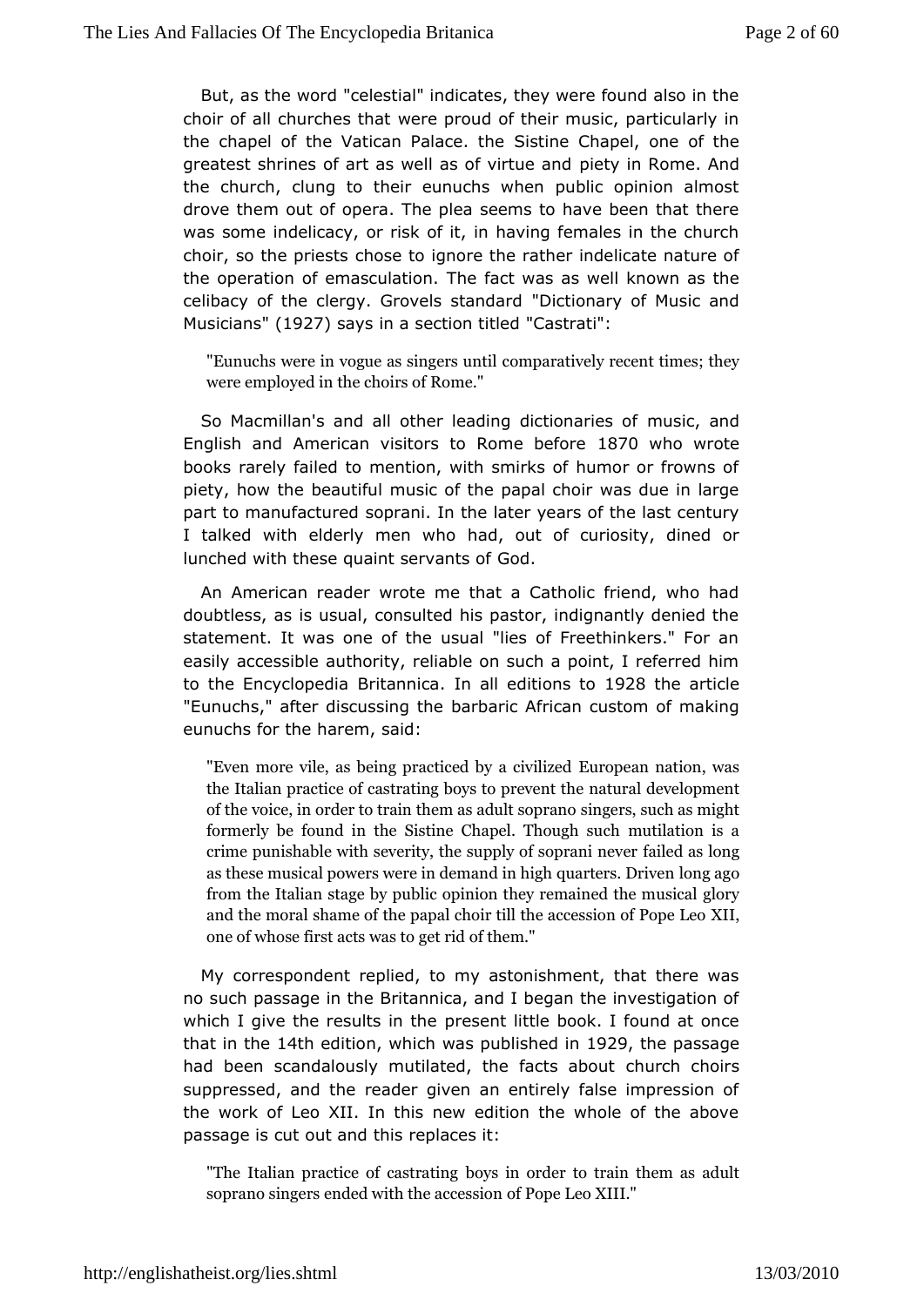But, as the word "celestial" indicates, they were found also in the choir of all churches that were proud of their music, particularly in the chapel of the Vatican Palace. the Sistine Chapel, one of the greatest shrines of art as well as of virtue and piety in Rome. And the church, clung to their eunuchs when public opinion almost drove them out of opera. The plea seems to have been that there was some indelicacy, or risk of it, in having females in the church choir, so the priests chose to ignore the rather indelicate nature of the operation of emasculation. The fact was as well known as the celibacy of the clergy. Grovels standard "Dictionary of Music and Musicians" (1927) says in a section titled "Castrati":

> "Eunuchs were in vogue as singers until comparatively recent times; they were employed in the choirs of Rome."

So Macmillan's and all other leading dictionaries of music, and English and American visitors to Rome before 1870 who wrote books rarely failed to mention, with smirks of humor or frowns of piety, how the beautiful music of the papal choir was due in large part to manufactured soprani. In the later years of the last century I talked with elderly men who had, out of curiosity, dined or lunched with these quaint servants of God.

An American reader wrote me that a Catholic friend, who had doubtless, as is usual, consulted his pastor, indignantly denied the statement. It was one of the usual "lies of Freethinkers." For an easily accessible authority, reliable on such a point, I referred him to the Encyclopedia Britannica. In all editions to 1928 the article "Eunuchs," after discussing the barbaric African custom of making eunuchs for the harem, said:

> "Even more vile, as being practiced by a civilized European nation, was the Italian practice of castrating boys to prevent the natural development of the voice, in order to train them as adult soprano singers, such as might formerly be found in the Sistine Chapel. Though such mutilation is a crime punishable with severity, the supply of soprani never failed as long as these musical powers were in demand in high quarters. Driven long ago from the Italian stage by public opinion they remained the musical glory and the moral shame of the papal choir till the accession of Pope Leo XII, one of whose first acts was to get rid of them."

My correspondent replied, to my astonishment, that there was no such passage in the Britannica, and I began the investigation of which I give the results in the present little book. I found at once that in the 14th edition, which was published in 1929, the passage had been scandalously mutilated, the facts about church choirs suppressed, and the reader given an entirely false impression of the work of Leo XII. In this new edition the whole of the above passage is cut out and this replaces it:

> "The Italian practice of castrating boys in order to train them as adult soprano singers ended with the accession of Pope Leo XIII."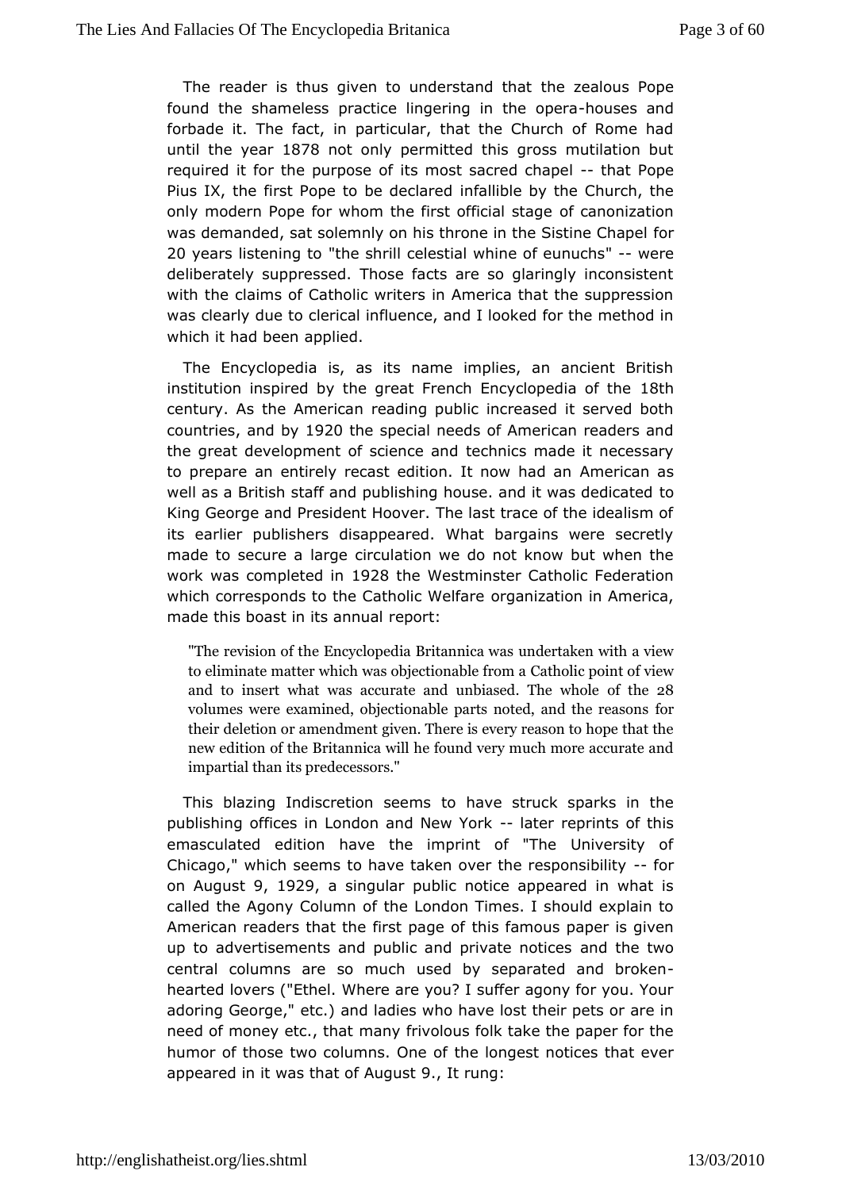The reader is thus given to understand that the zealous Pope found the shameless practice lingering in the opera-houses and forbade it. The fact, in particular, that the Church of Rome had until the year 1878 not only permitted this gross mutilation but required it for the purpose of its most sacred chapel -- that Pope Pius IX, the first Pope to be declared infallible by the Church, the only modern Pope for whom the first official stage of canonization was demanded, sat solemnly on his throne in the Sistine Chapel for 20 years listening to "the shrill celestial whine of eunuchs" -- were deliberately suppressed. Those facts are so glaringly inconsistent with the claims of Catholic writers in America that the suppression was clearly due to clerical influence, and I looked for the method in which it had been applied.

The Encyclopedia is, as its name implies, an ancient British institution inspired by the great French Encyclopedia of the 18th century. As the American reading public increased it served both countries, and by 1920 the special needs of American readers and the great development of science and technics made it necessary to prepare an entirely recast edition. It now had an American as well as a British staff and publishing house. and it was dedicated to King George and President Hoover. The last trace of the idealism of its earlier publishers disappeared. What bargains were secretly made to secure a large circulation we do not know but when the work was completed in 1928 the Westminster Catholic Federation which corresponds to the Catholic Welfare organization in America, made this boast in its annual report:

> "The revision of the Encyclopedia Britannica was undertaken with a view to eliminate matter which was objectionable from a Catholic point of view and to insert what was accurate and unbiased. The whole of the 28 volumes were examined, objectionable parts noted, and the reasons for their deletion or amendment given. There is every reason to hope that the new edition of the Britannica will he found very much more accurate and impartial than its predecessors."

This blazing Indiscretion seems to have struck sparks in the publishing offices in London and New York -- later reprints of this emasculated edition have the imprint of "The University of Chicago," which seems to have taken over the responsibility -- for on August 9, 1929, a singular public notice appeared in what is called the Agony Column of the London Times. I should explain to American readers that the first page of this famous paper is given up to advertisements and public and private notices and the two central columns are so much used by separated and broken-hearted lovers ("Ethel. Where are you? I suffer agony for you. Your adoring George," etc.) and ladies who have lost their pets or are in need of money etc., that many frivolous folk take the paper for the humor of those two columns. One of the longest notices that ever appeared in it was that of August 9., It rung: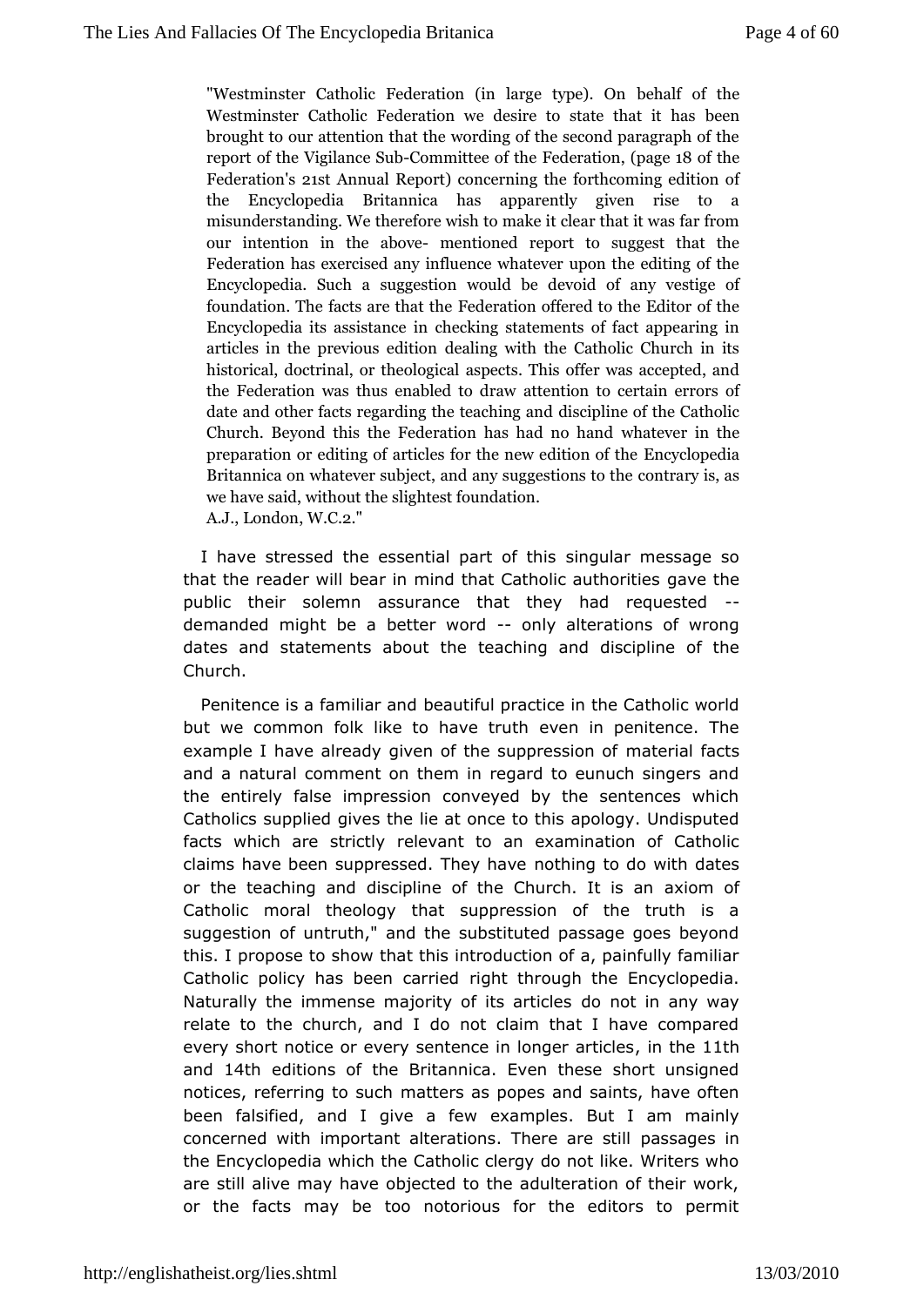"Westminster Catholic Federation (in large type). On behalf of the Westminster Catholic Federation we desire to state that it has been brought to our attention that the wording of the second paragraph of the report of the Vigilance Sub-Committee of the Federation, (page 18 of the Federation's 21st Annual Report) concerning the forthcoming edition of the Encyclopedia Britannica has apparently given rise to a misunderstanding. We therefore wish to make it clear that it was far from our intention in the above- mentioned report to suggest that the Federation has exercised any influence whatever upon the editing of the Encyclopedia. Such a suggestion would be devoid of any vestige of foundation. The facts are that the Federation offered to the Editor of the Encyclopedia its assistance in checking statements of fact appearing in articles in the previous edition dealing with the Catholic Church in its historical, doctrinal, or theological aspects. This offer was accepted, and the Federation was thus enabled to draw attention to certain errors of date and other facts regarding the teaching and discipline of the Catholic Church. Beyond this the Federation has had no hand whatever in the preparation or editing of articles for the new edition of the Encyclopedia Britannica on whatever subject, and any suggestions to the contrary is, as we have said, without the slightest foundation.
A.J., London, W.C.2."

I have stressed the essential part of this singular message so that the reader will bear in mind that Catholic authorities gave the public their solemn assurance that they had requested -- demanded might be a better word -- only alterations of wrong dates and statements about the teaching and discipline of the Church.

Penitence is a familiar and beautiful practice in the Catholic world but we common folk like to have truth even in penitence. The example I have already given of the suppression of material facts and a natural comment on them in regard to eunuch singers and the entirely false impression conveyed by the sentences which Catholics supplied gives the lie at once to this apology. Undisputed facts which are strictly relevant to an examination of Catholic claims have been suppressed. They have nothing to do with dates or the teaching and discipline of the Church. It is an axiom of Catholic moral theology that suppression of the truth is a suggestion of untruth," and the substituted passage goes beyond this. I propose to show that this introduction of a, painfully familiar Catholic policy has been carried right through the Encyclopedia. Naturally the immense majority of its articles do not in any way relate to the church, and I do not claim that I have compared every short notice or every sentence in longer articles, in the 11th and 14th editions of the Britannica. Even these short unsigned notices, referring to such matters as popes and saints, have often been falsified, and I give a few examples. But I am mainly concerned with important alterations. There are still passages in the Encyclopedia which the Catholic clergy do not like. Writers who are still alive may have objected to the adulteration of their work, or the facts may be too notorious for the editors to permit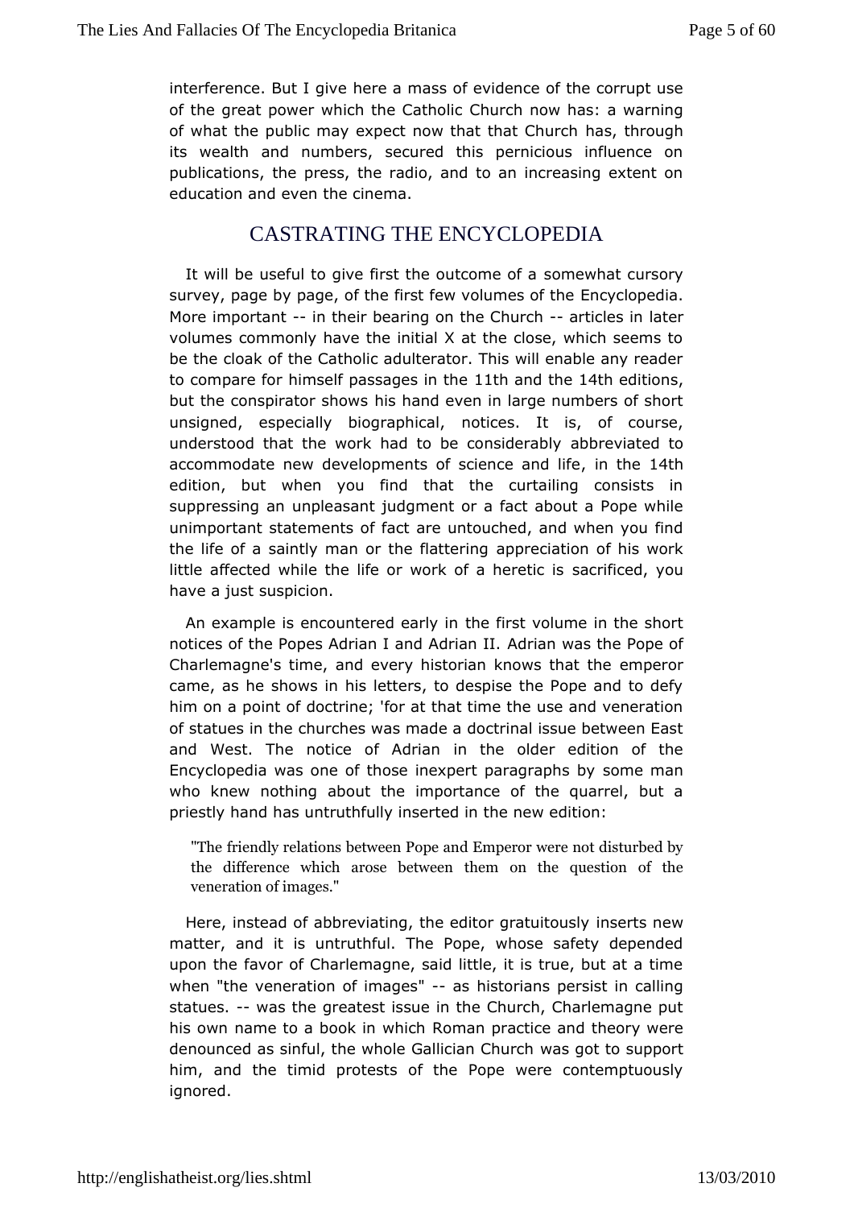interference. But I give here a mass of evidence of the corrupt use of the great power which the Catholic Church now has: a warning of what the public may expect now that that Church has, through its wealth and numbers, secured this pernicious influence on publications, the press, the radio, and to an increasing extent on education and even the cinema.

## CASTRATING THE ENCYCLOPEDIA

It will be useful to give first the outcome of a somewhat cursory survey, page by page, of the first few volumes of the Encyclopedia. More important -- in their bearing on the Church -- articles in later volumes commonly have the initial X at the close, which seems to be the cloak of the Catholic adulterator. This will enable any reader to compare for himself passages in the 11th and the 14th editions, but the conspirator shows his hand even in large numbers of short unsigned, especially biographical, notices. It is, of course, understood that the work had to be considerably abbreviated to accommodate new developments of science and life, in the 14th edition, but when you find that the curtailing consists in suppressing an unpleasant judgment or a fact about a Pope while unimportant statements of fact are untouched, and when you find the life of a saintly man or the flattering appreciation of his work little affected while the life or work of a heretic is sacrificed, you have a just suspicion.

An example is encountered early in the first volume in the short notices of the Popes Adrian I and Adrian II. Adrian was the Pope of Charlemagne's time, and every historian knows that the emperor came, as he shows in his letters, to despise the Pope and to defy him on a point of doctrine; 'for at that time the use and veneration of statues in the churches was made a doctrinal issue between East and West. The notice of Adrian in the older edition of the Encyclopedia was one of those inexpert paragraphs by some man who knew nothing about the importance of the quarrel, but a priestly hand has untruthfully inserted in the new edition:

> "The friendly relations between Pope and Emperor were not disturbed by the difference which arose between them on the question of the veneration of images."

Here, instead of abbreviating, the editor gratuitously inserts new matter, and it is untruthful. The Pope, whose safety depended upon the favor of Charlemagne, said little, it is true, but at a time when "the veneration of images" -- as historians persist in calling statues. -- was the greatest issue in the Church, Charlemagne put his own name to a book in which Roman practice and theory were denounced as sinful, the whole Gallician Church was got to support him, and the timid protests of the Pope were contemptuously ignored.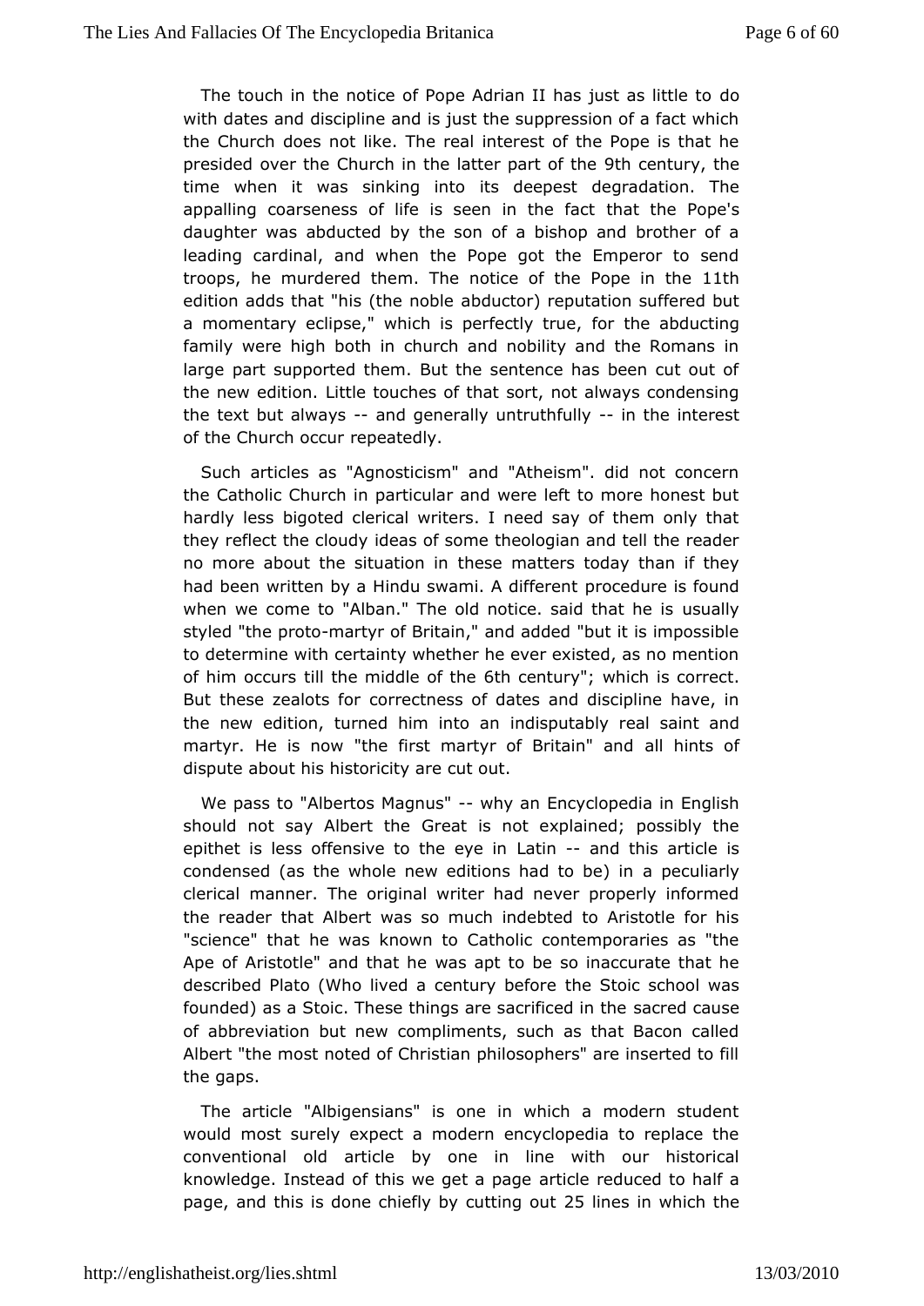The touch in the notice of Pope Adrian II has just as little to do with dates and discipline and is just the suppression of a fact which the Church does not like. The real interest of the Pope is that he presided over the Church in the latter part of the 9th century, the time when it was sinking into its deepest degradation. The appalling coarseness of life is seen in the fact that the Pope's daughter was abducted by the son of a bishop and brother of a leading cardinal, and when the Pope got the Emperor to send troops, he murdered them. The notice of the Pope in the 11th edition adds that "his (the noble abductor) reputation suffered but a momentary eclipse," which is perfectly true, for the abducting family were high both in church and nobility and the Romans in large part supported them. But the sentence has been cut out of the new edition. Little touches of that sort, not always condensing the text but always -- and generally untruthfully -- in the interest of the Church occur repeatedly.

Such articles as "Agnosticism" and "Atheism". did not concern the Catholic Church in particular and were left to more honest but hardly less bigoted clerical writers. I need say of them only that they reflect the cloudy ideas of some theologian and tell the reader no more about the situation in these matters today than if they had been written by a Hindu swami. A different procedure is found when we come to "Alban." The old notice. said that he is usually styled "the proto-martyr of Britain," and added "but it is impossible to determine with certainty whether he ever existed, as no mention of him occurs till the middle of the 6th century"; which is correct. But these zealots for correctness of dates and discipline have, in the new edition, turned him into an indisputably real saint and martyr. He is now "the first martyr of Britain" and all hints of dispute about his historicity are cut out.

We pass to "Albertos Magnus" -- why an Encyclopedia in English should not say Albert the Great is not explained; possibly the epithet is less offensive to the eye in Latin -- and this article is condensed (as the whole new editions had to be) in a peculiarly clerical manner. The original writer had never properly informed the reader that Albert was so much indebted to Aristotle for his "science" that he was known to Catholic contemporaries as "the Ape of Aristotle" and that he was apt to be so inaccurate that he described Plato (Who lived a century before the Stoic school was founded) as a Stoic. These things are sacrificed in the sacred cause of abbreviation but new compliments, such as that Bacon called Albert "the most noted of Christian philosophers" are inserted to fill the gaps.

The article "Albigensians" is one in which a modern student would most surely expect a modern encyclopedia to replace the conventional old article by one in line with our historical knowledge. Instead of this we get a page article reduced to half a page, and this is done chiefly by cutting out 25 lines in which the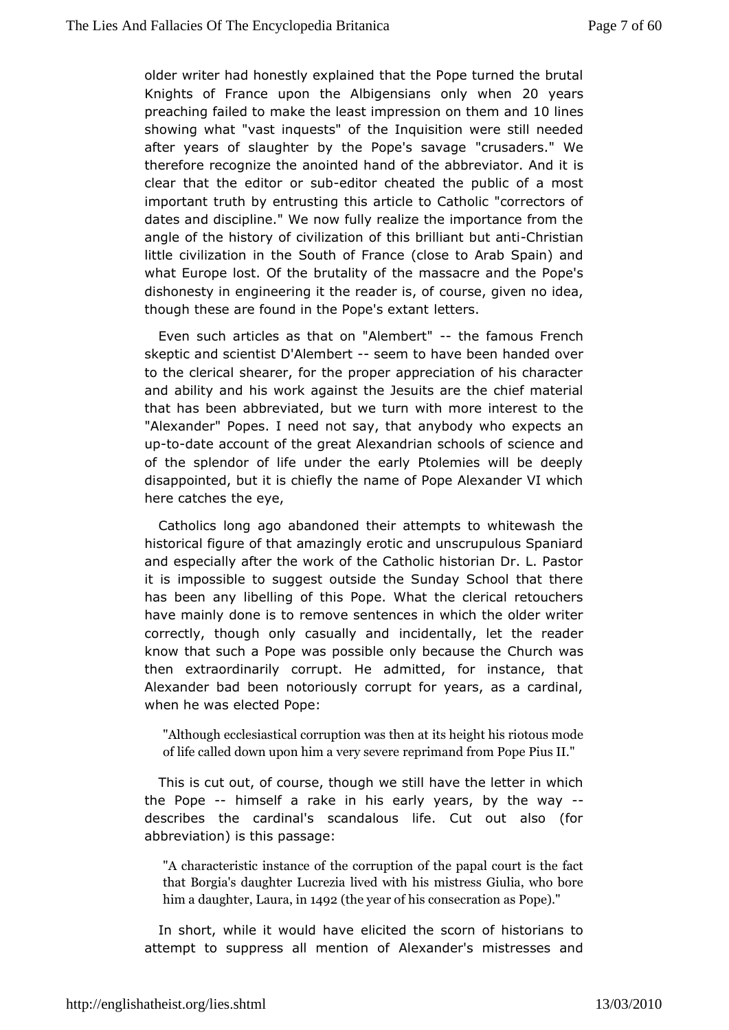older writer had honestly explained that the Pope turned the brutal Knights of France upon the Albigensians only when 20 years preaching failed to make the least impression on them and 10 lines showing what "vast inquests" of the Inquisition were still needed after years of slaughter by the Pope's savage "crusaders." We therefore recognize the anointed hand of the abbreviator. And it is clear that the editor or sub-editor cheated the public of a most important truth by entrusting this article to Catholic "correctors of dates and discipline." We now fully realize the importance from the angle of the history of civilization of this brilliant but anti-Christian little civilization in the South of France (close to Arab Spain) and what Europe lost. Of the brutality of the massacre and the Pope's dishonesty in engineering it the reader is, of course, given no idea, though these are found in the Pope's extant letters.

Even such articles as that on "Alembert" -- the famous French skeptic and scientist D'Alembert -- seem to have been handed over to the clerical shearer, for the proper appreciation of his character and ability and his work against the Jesuits are the chief material that has been abbreviated, but we turn with more interest to the "Alexander" Popes. I need not say, that anybody who expects an up-to-date account of the great Alexandrian schools of science and of the splendor of life under the early Ptolemies will be deeply disappointed, but it is chiefly the name of Pope Alexander VI which here catches the eye,

Catholics long ago abandoned their attempts to whitewash the historical figure of that amazingly erotic and unscrupulous Spaniard and especially after the work of the Catholic historian Dr. L. Pastor it is impossible to suggest outside the Sunday School that there has been any libelling of this Pope. What the clerical retouchers have mainly done is to remove sentences in which the older writer correctly, though only casually and incidentally, let the reader know that such a Pope was possible only because the Church was then extraordinarily corrupt. He admitted, for instance, that Alexander bad been notoriously corrupt for years, as a cardinal, when he was elected Pope:

> "Although ecclesiastical corruption was then at its height his riotous mode of life called down upon him a very severe reprimand from Pope Pius II."

This is cut out, of course, though we still have the letter in which the Pope -- himself a rake in his early years, by the way -- describes the cardinal's scandalous life. Cut out also (for abbreviation) is this passage:

> "A characteristic instance of the corruption of the papal court is the fact that Borgia's daughter Lucrezia lived with his mistress Giulia, who bore him a daughter, Laura, in 1492 (the year of his consecration as Pope)."

In short, while it would have elicited the scorn of historians to attempt to suppress all mention of Alexander's mistresses and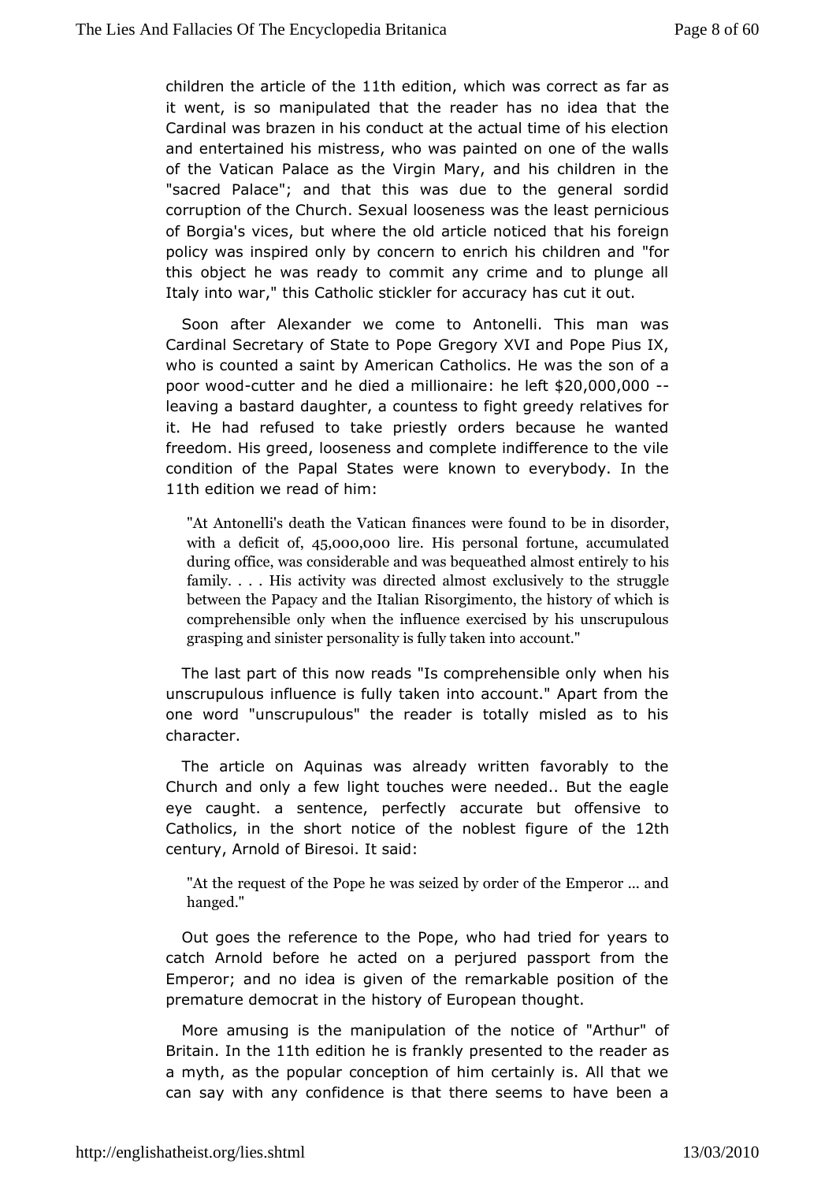children the article of the 11th edition, which was correct as far as it went, is so manipulated that the reader has no idea that the Cardinal was brazen in his conduct at the actual time of his election and entertained his mistress, who was painted on one of the walls of the Vatican Palace as the Virgin Mary, and his children in the "sacred Palace"; and that this was due to the general sordid corruption of the Church. Sexual looseness was the least pernicious of Borgia's vices, but where the old article noticed that his foreign policy was inspired only by concern to enrich his children and "for this object he was ready to commit any crime and to plunge all Italy into war," this Catholic stickler for accuracy has cut it out.

Soon after Alexander we come to Antonelli. This man was Cardinal Secretary of State to Pope Gregory XVI and Pope Pius IX, who is counted a saint by American Catholics. He was the son of a poor wood-cutter and he died a millionaire: he left $20,000,000 -- leaving a bastard daughter, a countess to fight greedy relatives for it. He had refused to take priestly orders because he wanted freedom. His greed, looseness and complete indifference to the vile condition of the Papal States were known to everybody. In the 11th edition we read of him:

> "At Antonelli's death the Vatican finances were found to be in disorder, with a deficit of, 45,000,000 lire. His personal fortune, accumulated during office, was considerable and was bequeathed almost entirely to his family. . . . His activity was directed almost exclusively to the struggle between the Papacy and the Italian Risorgimento, the history of which is comprehensible only when the influence exercised by his unscrupulous grasping and sinister personality is fully taken into account."

The last part of this now reads "Is comprehensible only when his unscrupulous influence is fully taken into account." Apart from the one word "unscrupulous" the reader is totally misled as to his character.

The article on Aquinas was already written favorably to the Church and only a few light touches were needed.. But the eagle eye caught. a sentence, perfectly accurate but offensive to Catholics, in the short notice of the noblest figure of the 12th century, Arnold of Biresoi. It said:

> "At the request of the Pope he was seized by order of the Emperor ... and hanged."

Out goes the reference to the Pope, who had tried for years to catch Arnold before he acted on a perjured passport from the Emperor; and no idea is given of the remarkable position of the premature democrat in the history of European thought.

More amusing is the manipulation of the notice of "Arthur" of Britain. In the 11th edition he is frankly presented to the reader as a myth, as the popular conception of him certainly is. All that we can say with any confidence is that there seems to have been a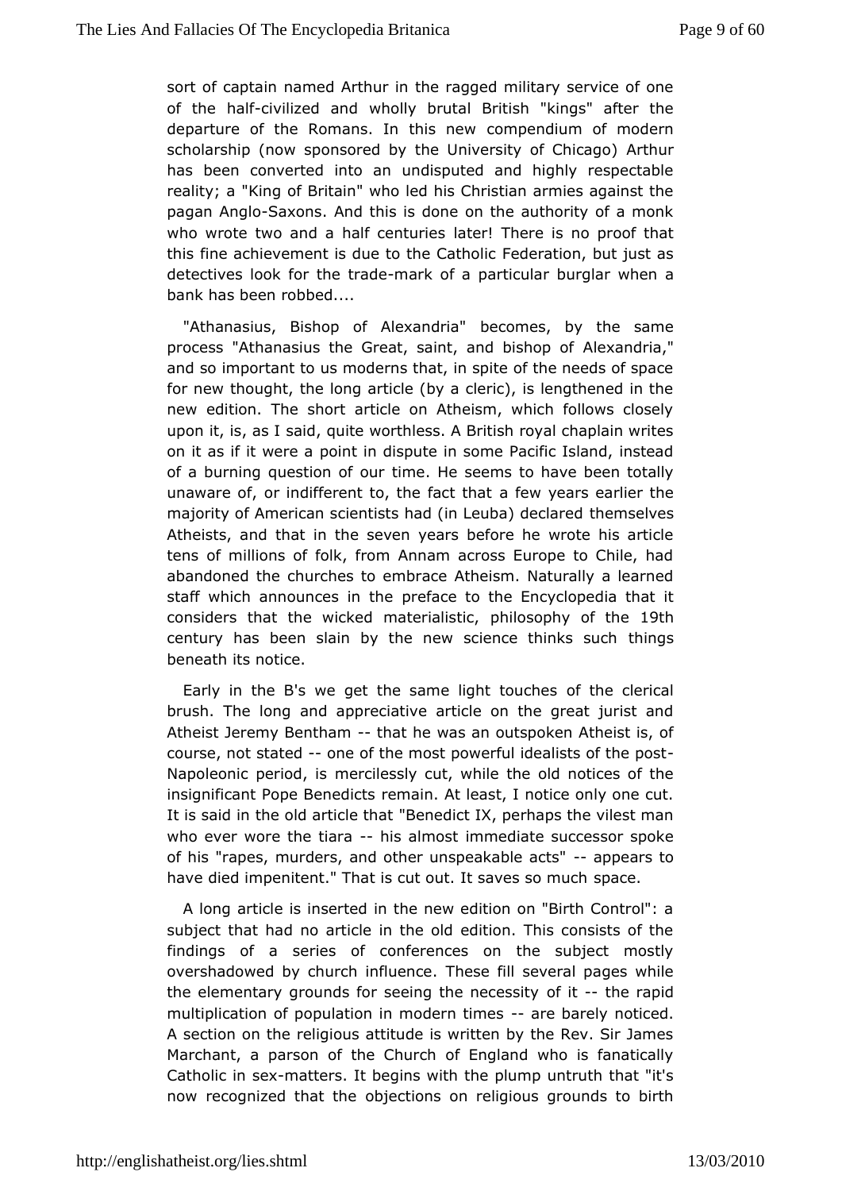sort of captain named Arthur in the ragged military service of one of the half-civilized and wholly brutal British "kings" after the departure of the Romans. In this new compendium of modern scholarship (now sponsored by the University of Chicago) Arthur has been converted into an undisputed and highly respectable reality; a "King of Britain" who led his Christian armies against the pagan Anglo-Saxons. And this is done on the authority of a monk who wrote two and a half centuries later! There is no proof that this fine achievement is due to the Catholic Federation, but just as detectives look for the trade-mark of a particular burglar when a bank has been robbed....

"Athanasius, Bishop of Alexandria" becomes, by the same process "Athanasius the Great, saint, and bishop of Alexandria," and so important to us moderns that, in spite of the needs of space for new thought, the long article (by a cleric), is lengthened in the new edition. The short article on Atheism, which follows closely upon it, is, as I said, quite worthless. A British royal chaplain writes on it as if it were a point in dispute in some Pacific Island, instead of a burning question of our time. He seems to have been totally unaware of, or indifferent to, the fact that a few years earlier the majority of American scientists had (in Leuba) declared themselves Atheists, and that in the seven years before he wrote his article tens of millions of folk, from Annam across Europe to Chile, had abandoned the churches to embrace Atheism. Naturally a learned staff which announces in the preface to the Encyclopedia that it considers that the wicked materialistic, philosophy of the 19th century has been slain by the new science thinks such things beneath its notice.

Early in the B's we get the same light touches of the clerical brush. The long and appreciative article on the great jurist and Atheist Jeremy Bentham -- that he was an outspoken Atheist is, of course, not stated -- one of the most powerful idealists of the post-Napoleonic period, is mercilessly cut, while the old notices of the insignificant Pope Benedicts remain. At least, I notice only one cut. It is said in the old article that "Benedict IX, perhaps the vilest man who ever wore the tiara -- his almost immediate successor spoke of his "rapes, murders, and other unspeakable acts" -- appears to have died impenitent." That is cut out. It saves so much space.

A long article is inserted in the new edition on "Birth Control": a subject that had no article in the old edition. This consists of the findings of a series of conferences on the subject mostly overshadowed by church influence. These fill several pages while the elementary grounds for seeing the necessity of it -- the rapid multiplication of population in modern times -- are barely noticed. A section on the religious attitude is written by the Rev. Sir James Marchant, a parson of the Church of England who is fanatically Catholic in sex-matters. It begins with the plump untruth that "it's now recognized that the objections on religious grounds to birth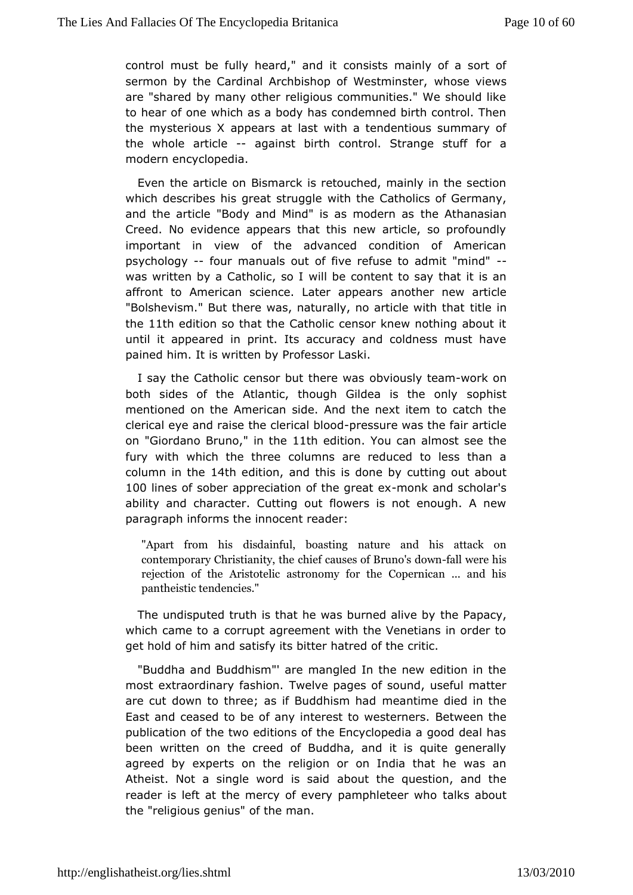control must be fully heard," and it consists mainly of a sort of sermon by the Cardinal Archbishop of Westminster, whose views are "shared by many other religious communities." We should like to hear of one which as a body has condemned birth control. Then the mysterious X appears at last with a tendentious summary of the whole article -- against birth control. Strange stuff for a modern encyclopedia.

Even the article on Bismarck is retouched, mainly in the section which describes his great struggle with the Catholics of Germany, and the article "Body and Mind" is as modern as the Athanasian Creed. No evidence appears that this new article, so profoundly important in view of the advanced condition of American psychology -- four manuals out of five refuse to admit "mind" -- was written by a Catholic, so I will be content to say that it is an affront to American science. Later appears another new article "Bolshevism." But there was, naturally, no article with that title in the 11th edition so that the Catholic censor knew nothing about it until it appeared in print. Its accuracy and coldness must have pained him. It is written by Professor Laski.

I say the Catholic censor but there was obviously team-work on both sides of the Atlantic, though Gildea is the only sophist mentioned on the American side. And the next item to catch the clerical eye and raise the clerical blood-pressure was the fair article on "Giordano Bruno," in the 11th edition. You can almost see the fury with which the three columns are reduced to less than a column in the 14th edition, and this is done by cutting out about 100 lines of sober appreciation of the great ex-monk and scholar's ability and character. Cutting out flowers is not enough. A new paragraph informs the innocent reader:

> "Apart from his disdainful, boasting nature and his attack on contemporary Christianity, the chief causes of Bruno's down-fall were his rejection of the Aristotelic astronomy for the Copernican ... and his pantheistic tendencies."

The undisputed truth is that he was burned alive by the Papacy, which came to a corrupt agreement with the Venetians in order to get hold of him and satisfy its bitter hatred of the critic.

"Buddha and Buddhism"' are mangled In the new edition in the most extraordinary fashion. Twelve pages of sound, useful matter are cut down to three; as if Buddhism had meantime died in the East and ceased to be of any interest to westerners. Between the publication of the two editions of the Encyclopedia a good deal has been written on the creed of Buddha, and it is quite generally agreed by experts on the religion or on India that he was an Atheist. Not a single word is said about the question, and the reader is left at the mercy of every pamphleteer who talks about the "religious genius" of the man.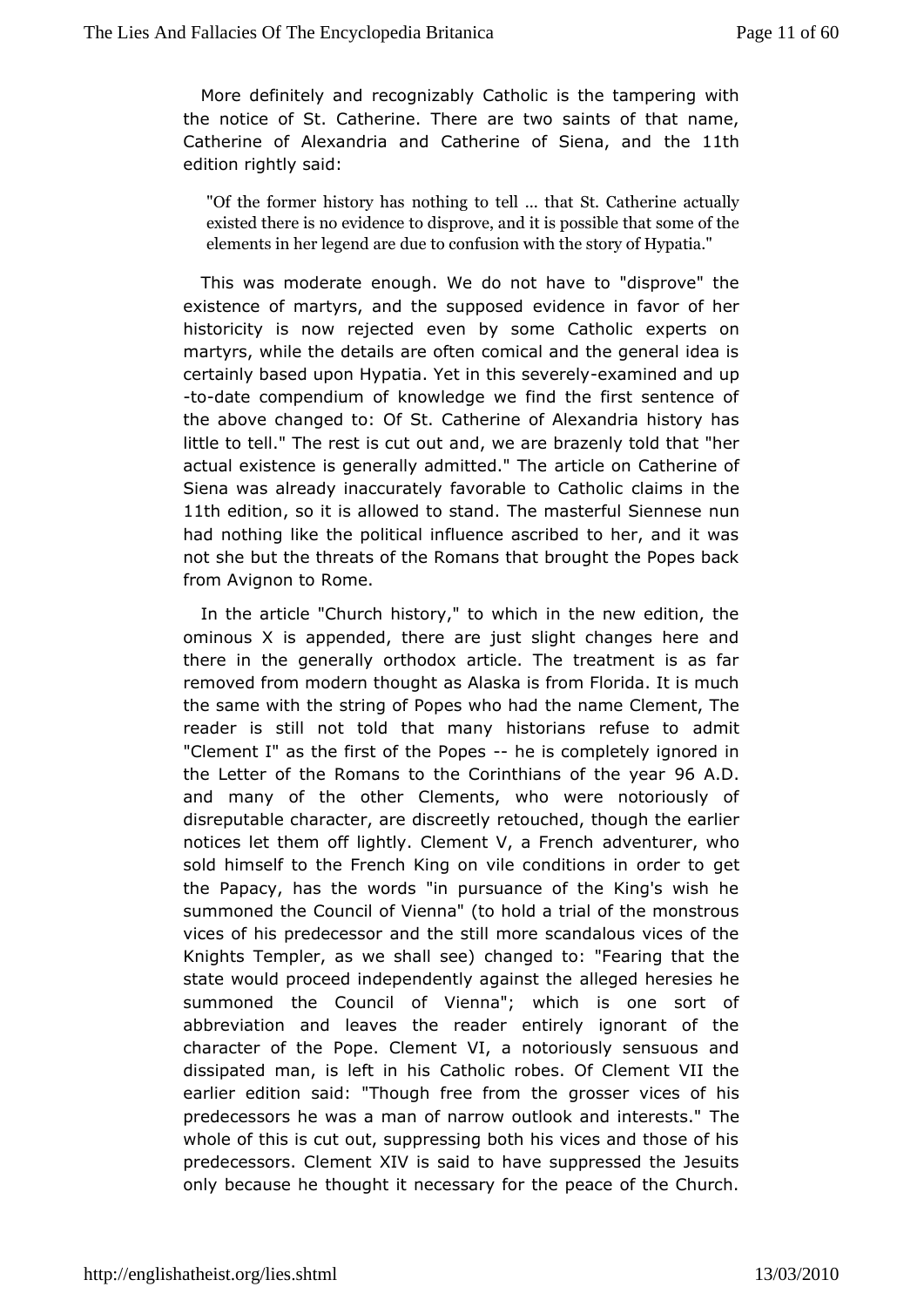More definitely and recognizably Catholic is the tampering with the notice of St. Catherine. There are two saints of that name, Catherine of Alexandria and Catherine of Siena, and the 11th edition rightly said:

> "Of the former history has nothing to tell ... that St. Catherine actually existed there is no evidence to disprove, and it is possible that some of the elements in her legend are due to confusion with the story of Hypatia."

This was moderate enough. We do not have to "disprove" the existence of martyrs, and the supposed evidence in favor of her historicity is now rejected even by some Catholic experts on martyrs, while the details are often comical and the general idea is certainly based upon Hypatia. Yet in this severely-examined and up-to-date compendium of knowledge we find the first sentence of the above changed to: Of St. Catherine of Alexandria history has little to tell." The rest is cut out and, we are brazenly told that "her actual existence is generally admitted." The article on Catherine of Siena was already inaccurately favorable to Catholic claims in the 11th edition, so it is allowed to stand. The masterful Siennese nun had nothing like the political influence ascribed to her, and it was not she but the threats of the Romans that brought the Popes back from Avignon to Rome.

In the article "Church history," to which in the new edition, the ominous X is appended, there are just slight changes here and there in the generally orthodox article. The treatment is as far removed from modern thought as Alaska is from Florida. It is much the same with the string of Popes who had the name Clement, The reader is still not told that many historians refuse to admit "Clement I" as the first of the Popes -- he is completely ignored in the Letter of the Romans to the Corinthians of the year 96 A.D. and many of the other Clements, who were notoriously of disreputable character, are discreetly retouched, though the earlier notices let them off lightly. Clement V, a French adventurer, who sold himself to the French King on vile conditions in order to get the Papacy, has the words "in pursuance of the King's wish he summoned the Council of Vienna" (to hold a trial of the monstrous vices of his predecessor and the still more scandalous vices of the Knights Templer, as we shall see) changed to: "Fearing that the state would proceed independently against the alleged heresies he summoned the Council of Vienna"; which is one sort of abbreviation and leaves the reader entirely ignorant of the character of the Pope. Clement VI, a notoriously sensuous and dissipated man, is left in his Catholic robes. Of Clement VII the earlier edition said: "Though free from the grosser vices of his predecessors he was a man of narrow outlook and interests." The whole of this is cut out, suppressing both his vices and those of his predecessors. Clement XIV is said to have suppressed the Jesuits only because he thought it necessary for the peace of the Church.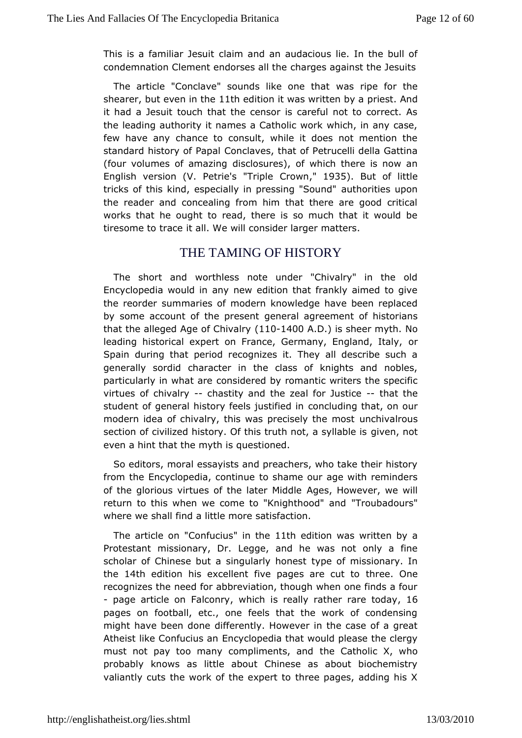This is a familiar Jesuit claim and an audacious lie. In the bull of condemnation Clement endorses all the charges against the Jesuits

The article "Conclave" sounds like one that was ripe for the shearer, but even in the 11th edition it was written by a priest. And it had a Jesuit touch that the censor is careful not to correct. As the leading authority it names a Catholic work which, in any case, few have any chance to consult, while it does not mention the standard history of Papal Conclaves, that of Petrucelli della Gattina (four volumes of amazing disclosures), of which there is now an English version (V. Petrie's "Triple Crown," 1935). But of little tricks of this kind, especially in pressing "Sound" authorities upon the reader and concealing from him that there are good critical works that he ought to read, there is so much that it would be tiresome to trace it all. We will consider larger matters.

## THE TAMING OF HISTORY

The short and worthless note under "Chivalry" in the old Encyclopedia would in any new edition that frankly aimed to give the reorder summaries of modern knowledge have been replaced by some account of the present general agreement of historians that the alleged Age of Chivalry (110-1400 A.D.) is sheer myth. No leading historical expert on France, Germany, England, Italy, or Spain during that period recognizes it. They all describe such a generally sordid character in the class of knights and nobles, particularly in what are considered by romantic writers the specific virtues of chivalry -- chastity and the zeal for Justice -- that the student of general history feels justified in concluding that, on our modern idea of chivalry, this was precisely the most unchivalrous section of civilized history. Of this truth not, a syllable is given, not even a hint that the myth is questioned.

So editors, moral essayists and preachers, who take their history from the Encyclopedia, continue to shame our age with reminders of the glorious virtues of the later Middle Ages, However, we will return to this when we come to "Knighthood" and "Troubadours" where we shall find a little more satisfaction.

The article on "Confucius" in the 11th edition was written by a Protestant missionary, Dr. Legge, and he was not only a fine scholar of Chinese but a singularly honest type of missionary. In the 14th edition his excellent five pages are cut to three. One recognizes the need for abbreviation, though when one finds a four - page article on Falconry, which is really rather rare today, 16 pages on football, etc., one feels that the work of condensing might have been done differently. However in the case of a great Atheist like Confucius an Encyclopedia that would please the clergy must not pay too many compliments, and the Catholic X, who probably knows as little about Chinese as about biochemistry valiantly cuts the work of the expert to three pages, adding his X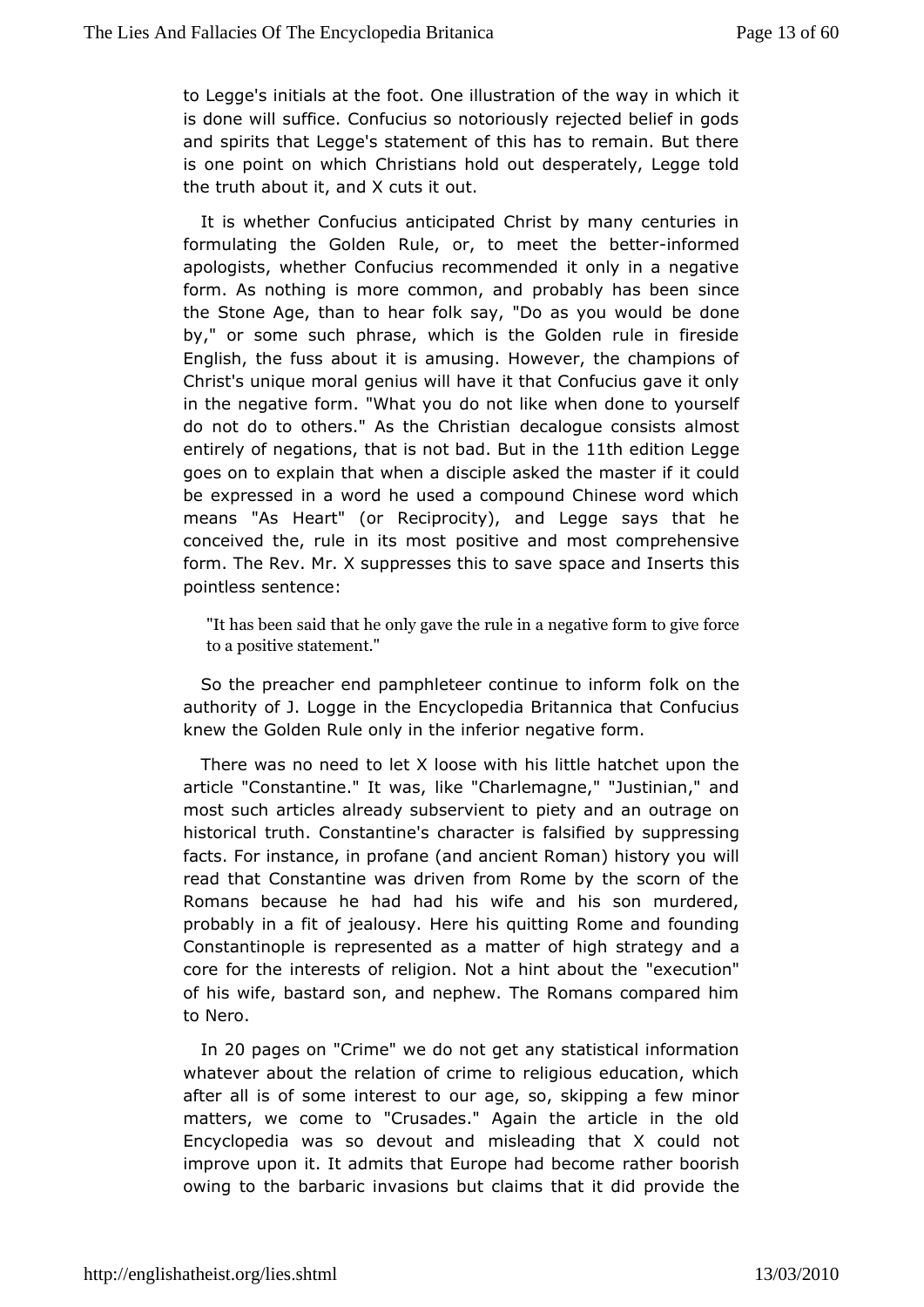to Legge's initials at the foot. One illustration of the way in which it is done will suffice. Confucius so notoriously rejected belief in gods and spirits that Legge's statement of this has to remain. But there is one point on which Christians hold out desperately, Legge told the truth about it, and X cuts it out.

It is whether Confucius anticipated Christ by many centuries in formulating the Golden Rule, or, to meet the better-informed apologists, whether Confucius recommended it only in a negative form. As nothing is more common, and probably has been since the Stone Age, than to hear folk say, "Do as you would be done by," or some such phrase, which is the Golden rule in fireside English, the fuss about it is amusing. However, the champions of Christ's unique moral genius will have it that Confucius gave it only in the negative form. "What you do not like when done to yourself do not do to others." As the Christian decalogue consists almost entirely of negations, that is not bad. But in the 11th edition Legge goes on to explain that when a disciple asked the master if it could be expressed in a word he used a compound Chinese word which means "As Heart" (or Reciprocity), and Legge says that he conceived the, rule in its most positive and most comprehensive form. The Rev. Mr. X suppresses this to save space and Inserts this pointless sentence:

> "It has been said that he only gave the rule in a negative form to give force to a positive statement."

So the preacher end pamphleteer continue to inform folk on the authority of J. Logge in the Encyclopedia Britannica that Confucius knew the Golden Rule only in the inferior negative form.

There was no need to let X loose with his little hatchet upon the article "Constantine." It was, like "Charlemagne," "Justinian," and most such articles already subservient to piety and an outrage on historical truth. Constantine's character is falsified by suppressing facts. For instance, in profane (and ancient Roman) history you will read that Constantine was driven from Rome by the scorn of the Romans because he had had his wife and his son murdered, probably in a fit of jealousy. Here his quitting Rome and founding Constantinople is represented as a matter of high strategy and a core for the interests of religion. Not a hint about the "execution" of his wife, bastard son, and nephew. The Romans compared him to Nero.

In 20 pages on "Crime" we do not get any statistical information whatever about the relation of crime to religious education, which after all is of some interest to our age, so, skipping a few minor matters, we come to "Crusades." Again the article in the old Encyclopedia was so devout and misleading that X could not improve upon it. It admits that Europe had become rather boorish owing to the barbaric invasions but claims that it did provide the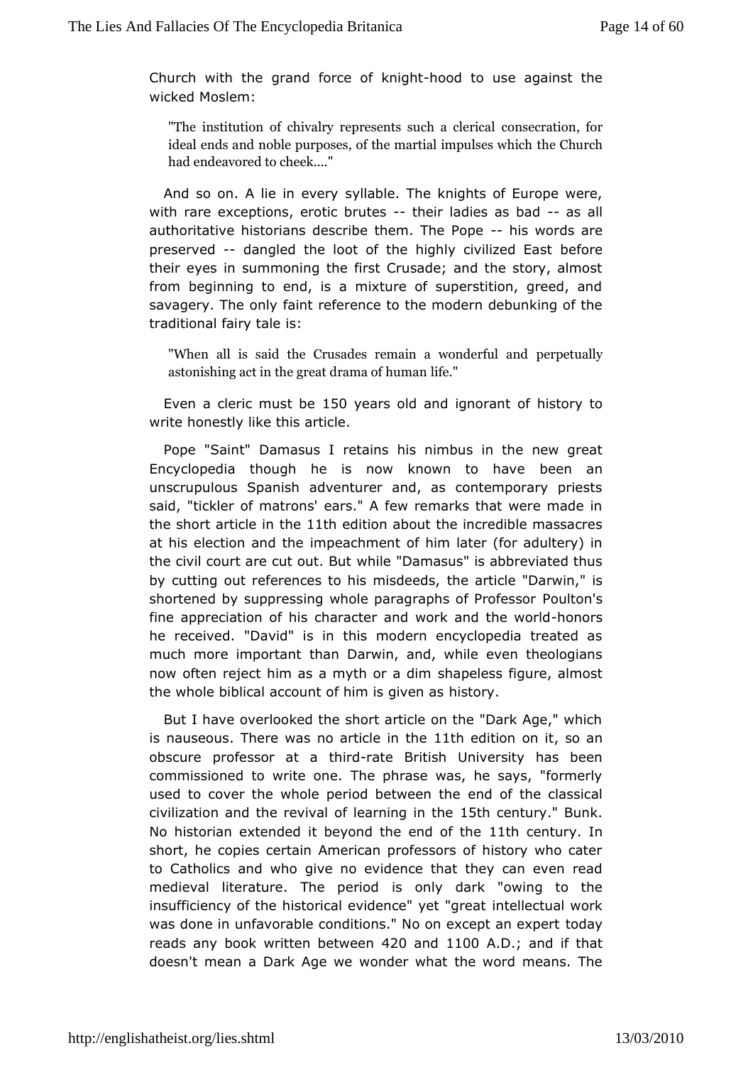Church with the grand force of knight-hood to use against the wicked Moslem:

> "The institution of chivalry represents such a clerical consecration, for ideal ends and noble purposes, of the martial impulses which the Church had endeavored to cheek...."

And so on. A lie in every syllable. The knights of Europe were, with rare exceptions, erotic brutes -- their ladies as bad -- as all authoritative historians describe them. The Pope -- his words are preserved -- dangled the loot of the highly civilized East before their eyes in summoning the first Crusade; and the story, almost from beginning to end, is a mixture of superstition, greed, and savagery. The only faint reference to the modern debunking of the traditional fairy tale is:

> "When all is said the Crusades remain a wonderful and perpetually astonishing act in the great drama of human life."

Even a cleric must be 150 years old and ignorant of history to write honestly like this article.

Pope "Saint" Damasus I retains his nimbus in the new great Encyclopedia though he is now known to have been an unscrupulous Spanish adventurer and, as contemporary priests said, "tickler of matrons' ears." A few remarks that were made in the short article in the 11th edition about the incredible massacres at his election and the impeachment of him later (for adultery) in the civil court are cut out. But while "Damasus" is abbreviated thus by cutting out references to his misdeeds, the article "Darwin," is shortened by suppressing whole paragraphs of Professor Poulton's fine appreciation of his character and work and the world-honors he received. "David" is in this modern encyclopedia treated as much more important than Darwin, and, while even theologians now often reject him as a myth or a dim shapeless figure, almost the whole biblical account of him is given as history.

But I have overlooked the short article on the "Dark Age," which is nauseous. There was no article in the 11th edition on it, so an obscure professor at a third-rate British University has been commissioned to write one. The phrase was, he says, "formerly used to cover the whole period between the end of the classical civilization and the revival of learning in the 15th century." Bunk. No historian extended it beyond the end of the 11th century. In short, he copies certain American professors of history who cater to Catholics and who give no evidence that they can even read medieval literature. The period is only dark "owing to the insufficiency of the historical evidence" yet "great intellectual work was done in unfavorable conditions." No on except an expert today reads any book written between 420 and 1100 A.D.; and if that doesn't mean a Dark Age we wonder what the word means. The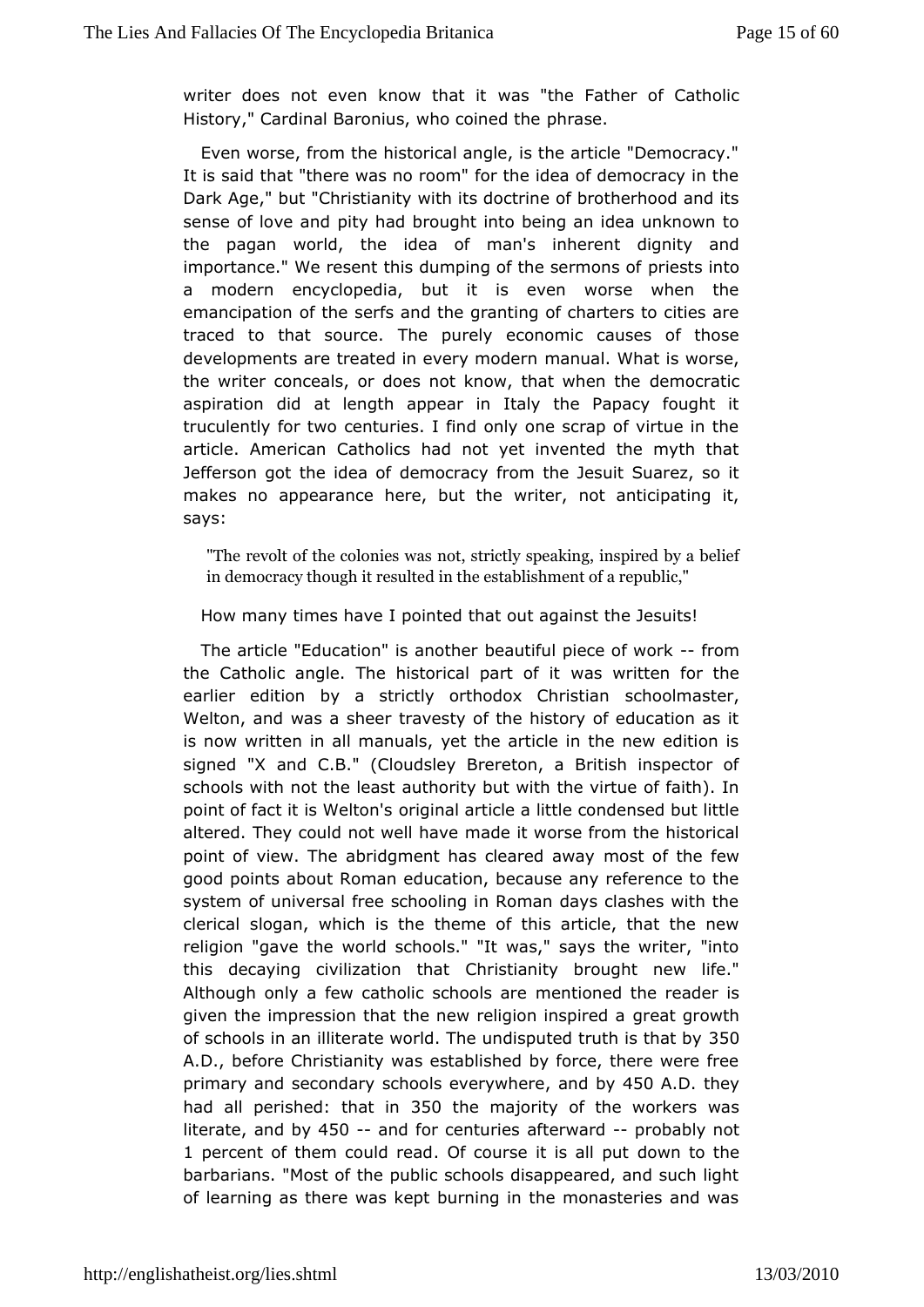writer does not even know that it was "the Father of Catholic History," Cardinal Baronius, who coined the phrase.

Even worse, from the historical angle, is the article "Democracy." It is said that "there was no room" for the idea of democracy in the Dark Age," but "Christianity with its doctrine of brotherhood and its sense of love and pity had brought into being an idea unknown to the pagan world, the idea of man's inherent dignity and importance." We resent this dumping of the sermons of priests into a modern encyclopedia, but it is even worse when the emancipation of the serfs and the granting of charters to cities are traced to that source. The purely economic causes of those developments are treated in every modern manual. What is worse, the writer conceals, or does not know, that when the democratic aspiration did at length appear in Italy the Papacy fought it truculently for two centuries. I find only one scrap of virtue in the article. American Catholics had not yet invented the myth that Jefferson got the idea of democracy from the Jesuit Suarez, so it makes no appearance here, but the writer, not anticipating it, says:

> "The revolt of the colonies was not, strictly speaking, inspired by a belief in democracy though it resulted in the establishment of a republic,"

How many times have I pointed that out against the Jesuits!

The article "Education" is another beautiful piece of work -- from the Catholic angle. The historical part of it was written for the earlier edition by a strictly orthodox Christian schoolmaster, Welton, and was a sheer travesty of the history of education as it is now written in all manuals, yet the article in the new edition is signed "X and C.B." (Cloudsley Brereton, a British inspector of schools with not the least authority but with the virtue of faith). In point of fact it is Welton's original article a little condensed but little altered. They could not well have made it worse from the historical point of view. The abridgment has cleared away most of the few good points about Roman education, because any reference to the system of universal free schooling in Roman days clashes with the clerical slogan, which is the theme of this article, that the new religion "gave the world schools." "It was," says the writer, "into this decaying civilization that Christianity brought new life." Although only a few catholic schools are mentioned the reader is given the impression that the new religion inspired a great growth of schools in an illiterate world. The undisputed truth is that by 350 A.D., before Christianity was established by force, there were free primary and secondary schools everywhere, and by 450 A.D. they had all perished: that in 350 the majority of the workers was literate, and by 450 -- and for centuries afterward -- probably not 1 percent of them could read. Of course it is all put down to the barbarians. "Most of the public schools disappeared, and such light of learning as there was kept burning in the monasteries and was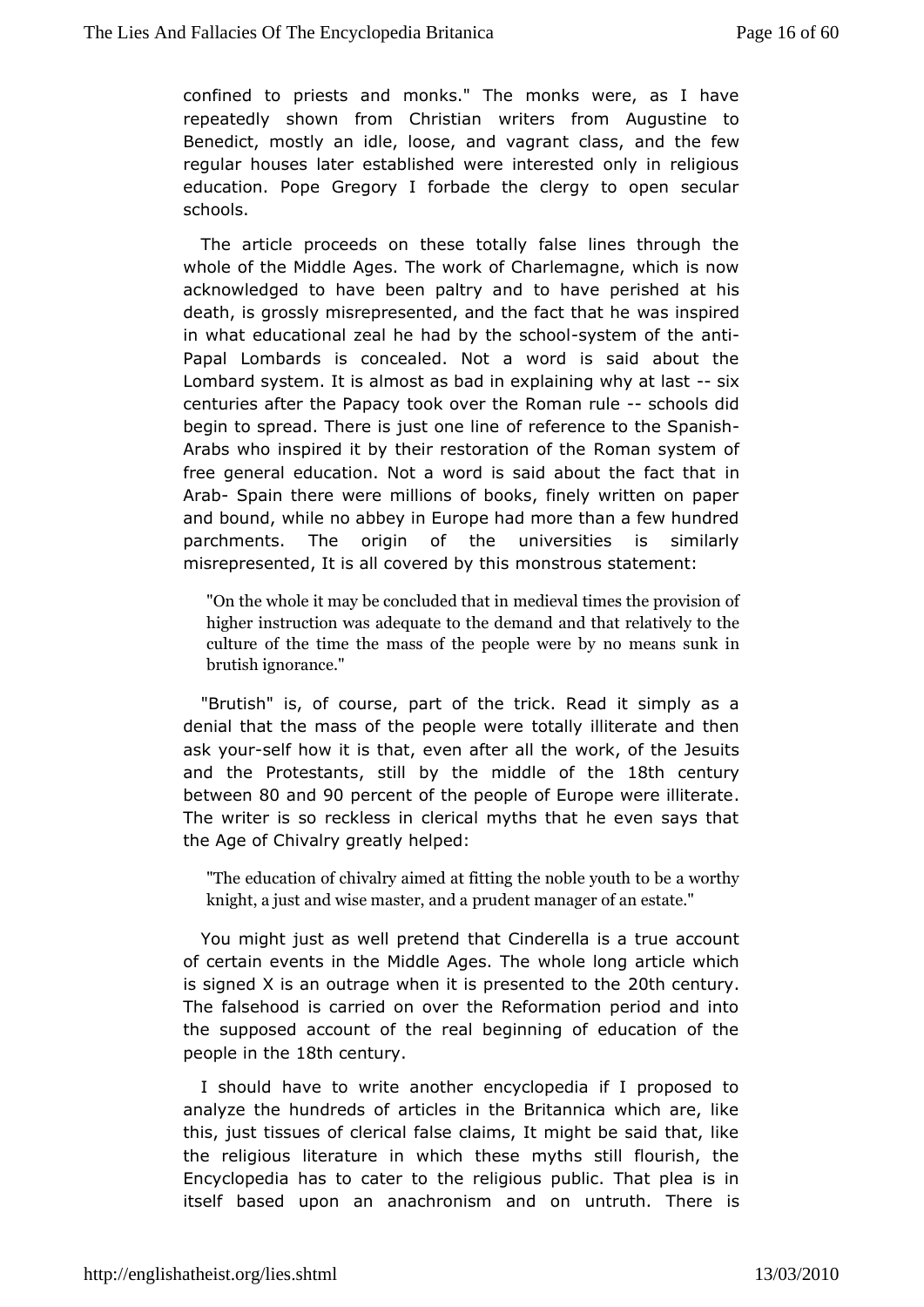confined to priests and monks." The monks were, as I have repeatedly shown from Christian writers from Augustine to Benedict, mostly an idle, loose, and vagrant class, and the few regular houses later established were interested only in religious education. Pope Gregory I forbade the clergy to open secular schools.

The article proceeds on these totally false lines through the whole of the Middle Ages. The work of Charlemagne, which is now acknowledged to have been paltry and to have perished at his death, is grossly misrepresented, and the fact that he was inspired in what educational zeal he had by the school-system of the anti-Papal Lombards is concealed. Not a word is said about the Lombard system. It is almost as bad in explaining why at last -- six centuries after the Papacy took over the Roman rule -- schools did begin to spread. There is just one line of reference to the Spanish-Arabs who inspired it by their restoration of the Roman system of free general education. Not a word is said about the fact that in Arab- Spain there were millions of books, finely written on paper and bound, while no abbey in Europe had more than a few hundred parchments. The origin of the universities is similarly misrepresented, It is all covered by this monstrous statement:

> "On the whole it may be concluded that in medieval times the provision of higher instruction was adequate to the demand and that relatively to the culture of the time the mass of the people were by no means sunk in brutish ignorance."

"Brutish" is, of course, part of the trick. Read it simply as a denial that the mass of the people were totally illiterate and then ask your-self how it is that, even after all the work, of the Jesuits and the Protestants, still by the middle of the 18th century between 80 and 90 percent of the people of Europe were illiterate. The writer is so reckless in clerical myths that he even says that the Age of Chivalry greatly helped:

> "The education of chivalry aimed at fitting the noble youth to be a worthy knight, a just and wise master, and a prudent manager of an estate."

You might just as well pretend that Cinderella is a true account of certain events in the Middle Ages. The whole long article which is signed X is an outrage when it is presented to the 20th century. The falsehood is carried on over the Reformation period and into the supposed account of the real beginning of education of the people in the 18th century.

I should have to write another encyclopedia if I proposed to analyze the hundreds of articles in the Britannica which are, like this, just tissues of clerical false claims, It might be said that, like the religious literature in which these myths still flourish, the Encyclopedia has to cater to the religious public. That plea is in itself based upon an anachronism and on untruth. There is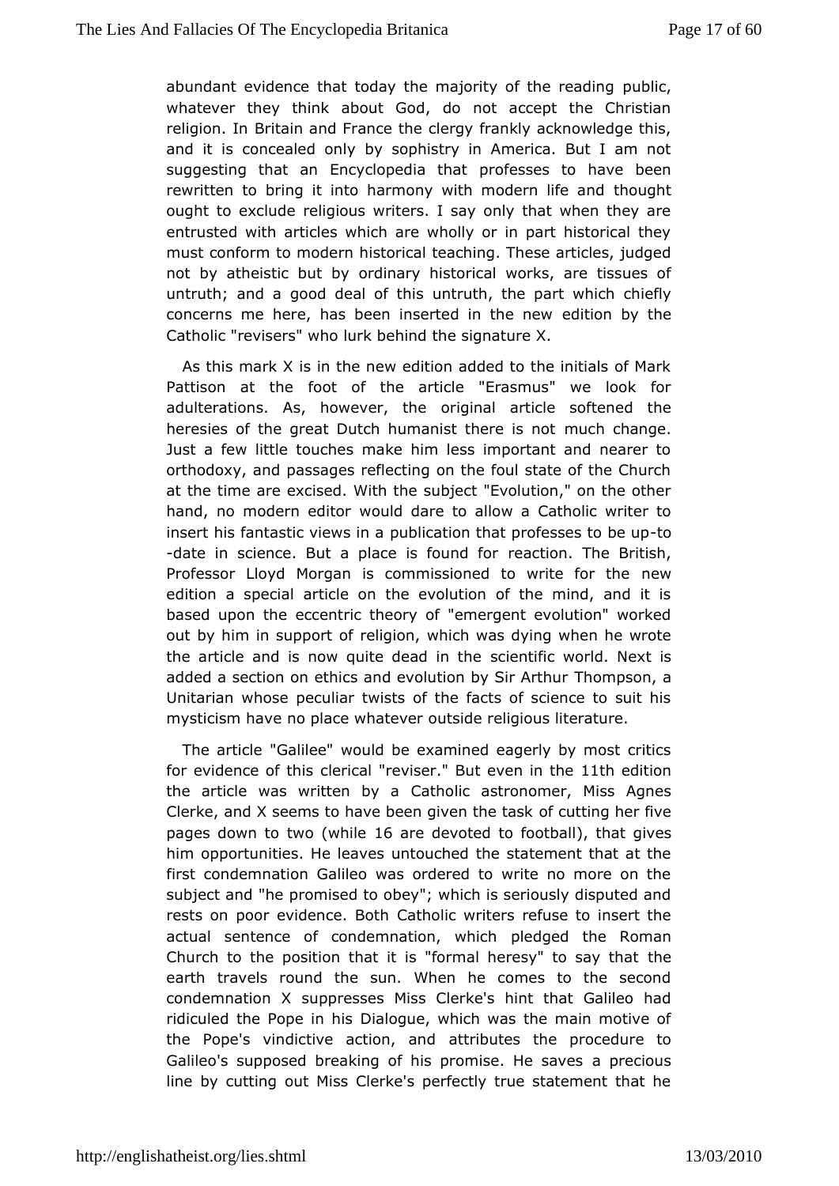abundant evidence that today the majority of the reading public, whatever they think about God, do not accept the Christian religion. In Britain and France the clergy frankly acknowledge this, and it is concealed only by sophistry in America. But I am not suggesting that an Encyclopedia that professes to have been rewritten to bring it into harmony with modern life and thought ought to exclude religious writers. I say only that when they are entrusted with articles which are wholly or in part historical they must conform to modern historical teaching. These articles, judged not by atheistic but by ordinary historical works, are tissues of untruth; and a good deal of this untruth, the part which chiefly concerns me here, has been inserted in the new edition by the Catholic "revisers" who lurk behind the signature X.

As this mark X is in the new edition added to the initials of Mark Pattison at the foot of the article "Erasmus" we look for adulterations. As, however, the original article softened the heresies of the great Dutch humanist there is not much change. Just a few little touches make him less important and nearer to orthodoxy, and passages reflecting on the foul state of the Church at the time are excised. With the subject "Evolution," on the other hand, no modern editor would dare to allow a Catholic writer to insert his fantastic views in a publication that professes to be up-to-date in science. But a place is found for reaction. The British, Professor Lloyd Morgan is commissioned to write for the new edition a special article on the evolution of the mind, and it is based upon the eccentric theory of "emergent evolution" worked out by him in support of religion, which was dying when he wrote the article and is now quite dead in the scientific world. Next is added a section on ethics and evolution by Sir Arthur Thompson, a Unitarian whose peculiar twists of the facts of science to suit his mysticism have no place whatever outside religious literature.

The article "Galilee" would be examined eagerly by most critics for evidence of this clerical "reviser." But even in the 11th edition the article was written by a Catholic astronomer, Miss Agnes Clerke, and X seems to have been given the task of cutting her five pages down to two (while 16 are devoted to football), that gives him opportunities. He leaves untouched the statement that at the first condemnation Galileo was ordered to write no more on the subject and "he promised to obey"; which is seriously disputed and rests on poor evidence. Both Catholic writers refuse to insert the actual sentence of condemnation, which pledged the Roman Church to the position that it is "formal heresy" to say that the earth travels round the sun. When he comes to the second condemnation X suppresses Miss Clerke's hint that Galileo had ridiculed the Pope in his Dialogue, which was the main motive of the Pope's vindictive action, and attributes the procedure to Galileo's supposed breaking of his promise. He saves a precious line by cutting out Miss Clerke's perfectly true statement that he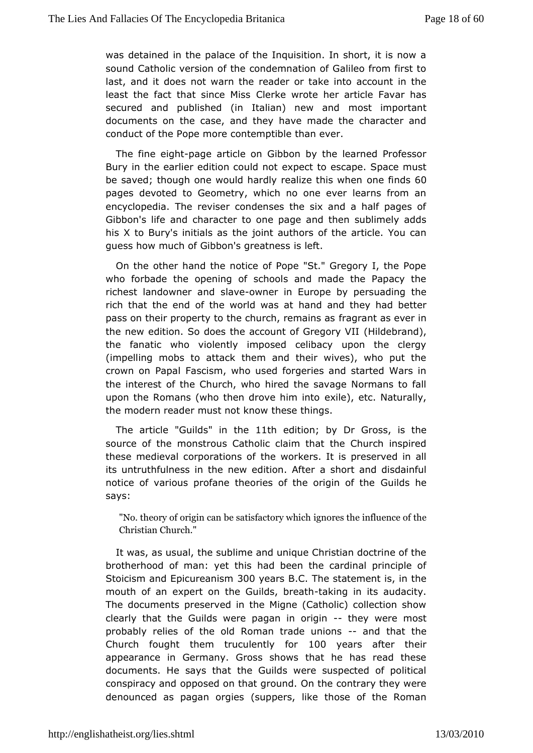was detained in the palace of the Inquisition. In short, it is now a sound Catholic version of the condemnation of Galileo from first to last, and it does not warn the reader or take into account in the least the fact that since Miss Clerke wrote her article Favar has secured and published (in Italian) new and most important documents on the case, and they have made the character and conduct of the Pope more contemptible than ever.

The fine eight-page article on Gibbon by the learned Professor Bury in the earlier edition could not expect to escape. Space must be saved; though one would hardly realize this when one finds 60 pages devoted to Geometry, which no one ever learns from an encyclopedia. The reviser condenses the six and a half pages of Gibbon's life and character to one page and then sublimely adds his X to Bury's initials as the joint authors of the article. You can guess how much of Gibbon's greatness is left.

On the other hand the notice of Pope "St." Gregory I, the Pope who forbade the opening of schools and made the Papacy the richest landowner and slave-owner in Europe by persuading the rich that the end of the world was at hand and they had better pass on their property to the church, remains as fragrant as ever in the new edition. So does the account of Gregory VII (Hildebrand), the fanatic who violently imposed celibacy upon the clergy (impelling mobs to attack them and their wives), who put the crown on Papal Fascism, who used forgeries and started Wars in the interest of the Church, who hired the savage Normans to fall upon the Romans (who then drove him into exile), etc. Naturally, the modern reader must not know these things.

The article "Guilds" in the 11th edition; by Dr Gross, is the source of the monstrous Catholic claim that the Church inspired these medieval corporations of the workers. It is preserved in all its untruthfulness in the new edition. After a short and disdainful notice of various profane theories of the origin of the Guilds he says:

> "No. theory of origin can be satisfactory which ignores the influence of the Christian Church."

It was, as usual, the sublime and unique Christian doctrine of the brotherhood of man: yet this had been the cardinal principle of Stoicism and Epicureanism 300 years B.C. The statement is, in the mouth of an expert on the Guilds, breath-taking in its audacity. The documents preserved in the Migne (Catholic) collection show clearly that the Guilds were pagan in origin -- they were most probably relies of the old Roman trade unions -- and that the Church fought them truculently for 100 years after their appearance in Germany. Gross shows that he has read these documents. He says that the Guilds were suspected of political conspiracy and opposed on that ground. On the contrary they were denounced as pagan orgies (suppers, like those of the Roman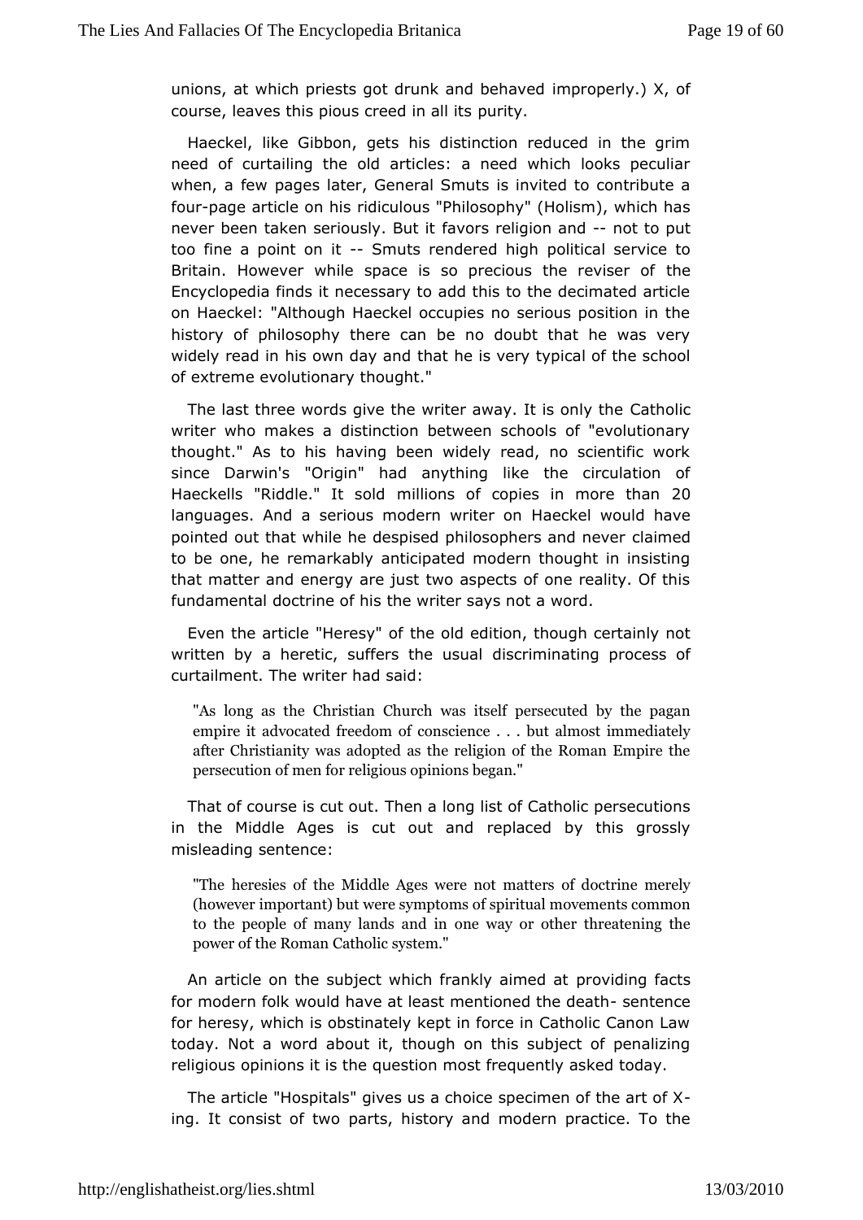unions, at which priests got drunk and behaved improperly.) X, of course, leaves this pious creed in all its purity.

Haeckel, like Gibbon, gets his distinction reduced in the grim need of curtailing the old articles: a need which looks peculiar when, a few pages later, General Smuts is invited to contribute a four-page article on his ridiculous "Philosophy" (Holism), which has never been taken seriously. But it favors religion and -- not to put too fine a point on it -- Smuts rendered high political service to Britain. However while space is so precious the reviser of the Encyclopedia finds it necessary to add this to the decimated article on Haeckel: "Although Haeckel occupies no serious position in the history of philosophy there can be no doubt that he was very widely read in his own day and that he is very typical of the school of extreme evolutionary thought."

The last three words give the writer away. It is only the Catholic writer who makes a distinction between schools of "evolutionary thought." As to his having been widely read, no scientific work since Darwin's "Origin" had anything like the circulation of Haeckells "Riddle." It sold millions of copies in more than 20 languages. And a serious modern writer on Haeckel would have pointed out that while he despised philosophers and never claimed to be one, he remarkably anticipated modern thought in insisting that matter and energy are just two aspects of one reality. Of this fundamental doctrine of his the writer says not a word.

Even the article "Heresy" of the old edition, though certainly not written by a heretic, suffers the usual discriminating process of curtailment. The writer had said:

> "As long as the Christian Church was itself persecuted by the pagan empire it advocated freedom of conscience . . . but almost immediately after Christianity was adopted as the religion of the Roman Empire the persecution of men for religious opinions began."

That of course is cut out. Then a long list of Catholic persecutions in the Middle Ages is cut out and replaced by this grossly misleading sentence:

> "The heresies of the Middle Ages were not matters of doctrine merely (however important) but were symptoms of spiritual movements common to the people of many lands and in one way or other threatening the power of the Roman Catholic system."

An article on the subject which frankly aimed at providing facts for modern folk would have at least mentioned the death-sentence for heresy, which is obstinately kept in force in Catholic Canon Law today. Not a word about it, though on this subject of penalizing religious opinions it is the question most frequently asked today.

The article "Hospitals" gives us a choice specimen of the art of X-ing. It consist of two parts, history and modern practice. To the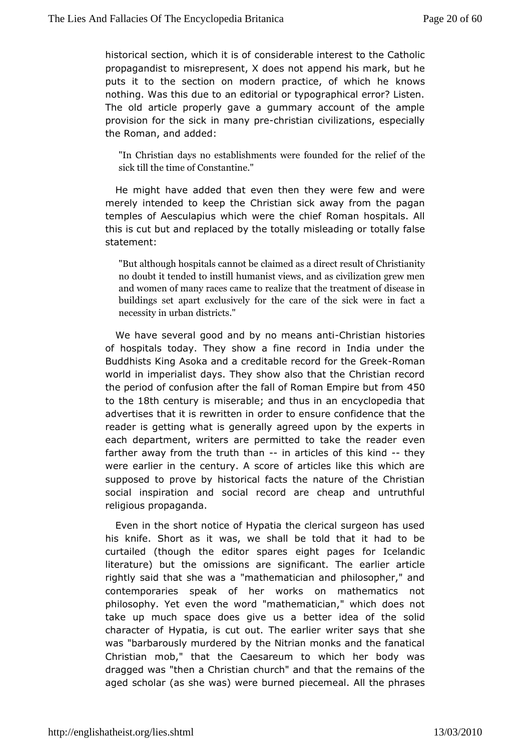historical section, which it is of considerable interest to the Catholic propagandist to misrepresent, X does not append his mark, but he puts it to the section on modern practice, of which he knows nothing. Was this due to an editorial or typographical error? Listen. The old article properly gave a gummary account of the ample provision for the sick in many pre-christian civilizations, especially the Roman, and added:

> "In Christian days no establishments were founded for the relief of the sick till the time of Constantine."

He might have added that even then they were few and were merely intended to keep the Christian sick away from the pagan temples of Aesculapius which were the chief Roman hospitals. All this is cut but and replaced by the totally misleading or totally false statement:

> "But although hospitals cannot be claimed as a direct result of Christianity no doubt it tended to instill humanist views, and as civilization grew men and women of many races came to realize that the treatment of disease in buildings set apart exclusively for the care of the sick were in fact a necessity in urban districts."

We have several good and by no means anti-Christian histories of hospitals today. They show a fine record in India under the Buddhists King Asoka and a creditable record for the Greek-Roman world in imperialist days. They show also that the Christian record the period of confusion after the fall of Roman Empire but from 450 to the 18th century is miserable; and thus in an encyclopedia that advertises that it is rewritten in order to ensure confidence that the reader is getting what is generally agreed upon by the experts in each department, writers are permitted to take the reader even farther away from the truth than -- in articles of this kind -- they were earlier in the century. A score of articles like this which are supposed to prove by historical facts the nature of the Christian social inspiration and social record are cheap and untruthful religious propaganda.

Even in the short notice of Hypatia the clerical surgeon has used his knife. Short as it was, we shall be told that it had to be curtailed (though the editor spares eight pages for Icelandic literature) but the omissions are significant. The earlier article rightly said that she was a "mathematician and philosopher," and contemporaries speak of her works on mathematics not philosophy. Yet even the word "mathematician," which does not take up much space does give us a better idea of the solid character of Hypatia, is cut out. The earlier writer says that she was "barbarously murdered by the Nitrian monks and the fanatical Christian mob," that the Caesareum to which her body was dragged was "then a Christian church" and that the remains of the aged scholar (as she was) were burned piecemeal. All the phrases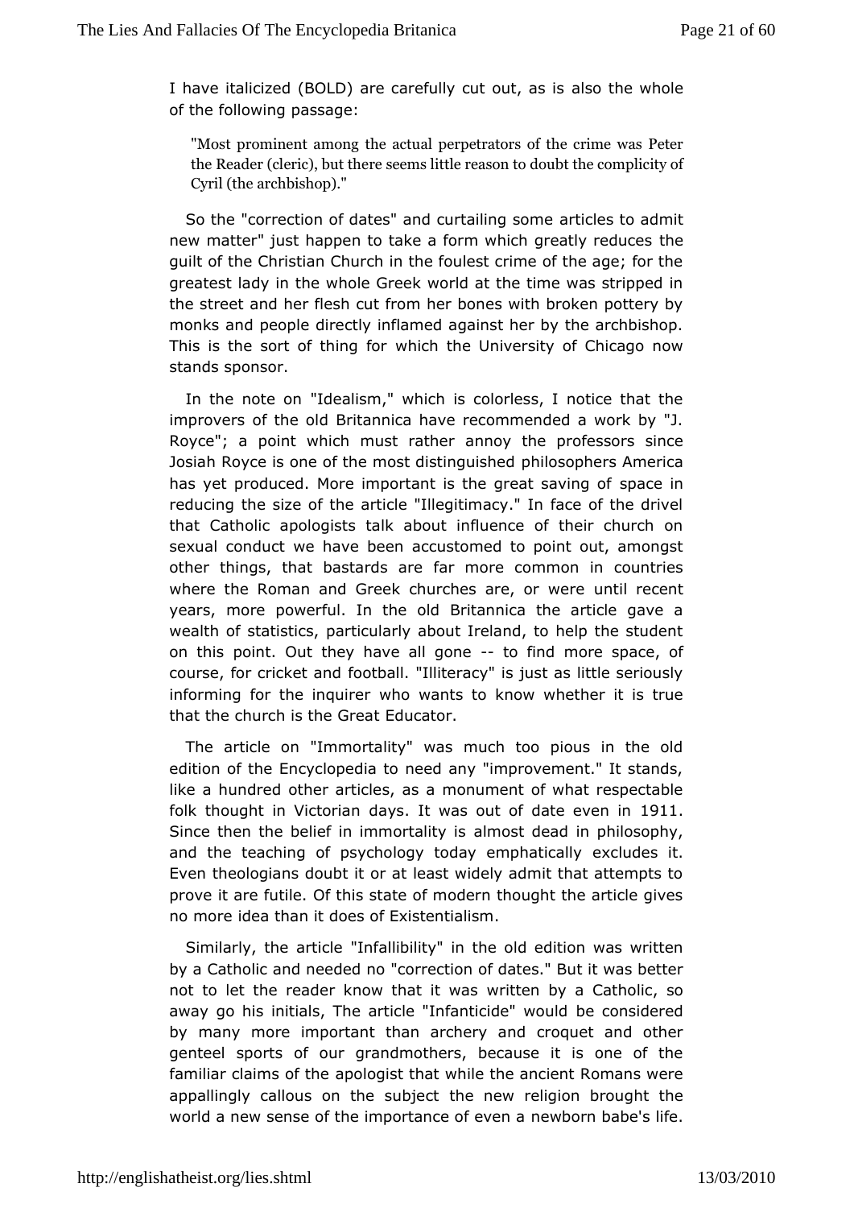I have italicized (BOLD) are carefully cut out, as is also the whole of the following passage:

> "Most prominent among the actual perpetrators of the crime was Peter the Reader (cleric), but there seems little reason to doubt the complicity of Cyril (the archbishop)."

So the "correction of dates" and curtailing some articles to admit new matter" just happen to take a form which greatly reduces the guilt of the Christian Church in the foulest crime of the age; for the greatest lady in the whole Greek world at the time was stripped in the street and her flesh cut from her bones with broken pottery by monks and people directly inflamed against her by the archbishop. This is the sort of thing for which the University of Chicago now stands sponsor.

In the note on "Idealism," which is colorless, I notice that the improvers of the old Britannica have recommended a work by "J. Royce"; a point which must rather annoy the professors since Josiah Royce is one of the most distinguished philosophers America has yet produced. More important is the great saving of space in reducing the size of the article "Illegitimacy." In face of the drivel that Catholic apologists talk about influence of their church on sexual conduct we have been accustomed to point out, amongst other things, that bastards are far more common in countries where the Roman and Greek churches are, or were until recent years, more powerful. In the old Britannica the article gave a wealth of statistics, particularly about Ireland, to help the student on this point. Out they have all gone -- to find more space, of course, for cricket and football. "Illiteracy" is just as little seriously informing for the inquirer who wants to know whether it is true that the church is the Great Educator.

The article on "Immortality" was much too pious in the old edition of the Encyclopedia to need any "improvement." It stands, like a hundred other articles, as a monument of what respectable folk thought in Victorian days. It was out of date even in 1911. Since then the belief in immortality is almost dead in philosophy, and the teaching of psychology today emphatically excludes it. Even theologians doubt it or at least widely admit that attempts to prove it are futile. Of this state of modern thought the article gives no more idea than it does of Existentialism.

Similarly, the article "Infallibility" in the old edition was written by a Catholic and needed no "correction of dates." But it was better not to let the reader know that it was written by a Catholic, so away go his initials, The article "Infanticide" would be considered by many more important than archery and croquet and other genteel sports of our grandmothers, because it is one of the familiar claims of the apologist that while the ancient Romans were appallingly callous on the subject the new religion brought the world a new sense of the importance of even a newborn babe's life.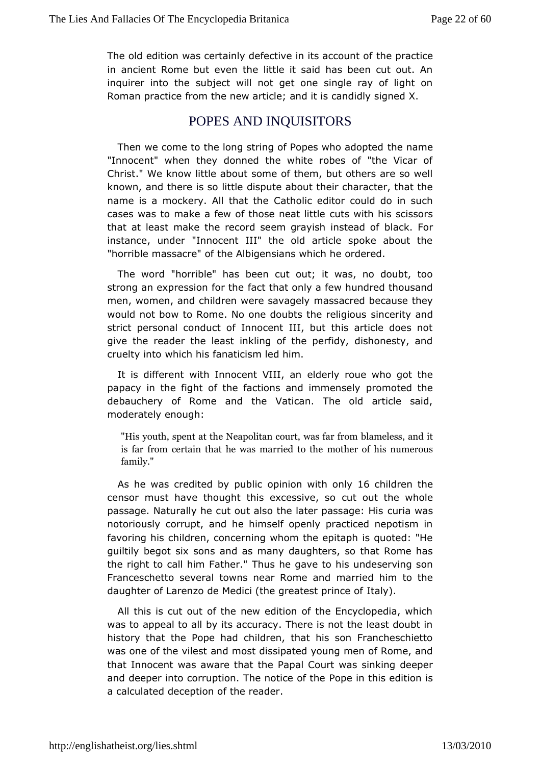The old edition was certainly defective in its account of the practice in ancient Rome but even the little it said has been cut out. An inquirer into the subject will not get one single ray of light on Roman practice from the new article; and it is candidly signed X.

## POPES AND INQUISITORS

Then we come to the long string of Popes who adopted the name "Innocent" when they donned the white robes of "the Vicar of Christ." We know little about some of them, but others are so well known, and there is so little dispute about their character, that the name is a mockery. All that the Catholic editor could do in such cases was to make a few of those neat little cuts with his scissors that at least make the record seem grayish instead of black. For instance, under "Innocent III" the old article spoke about the "horrible massacre" of the Albigensians which he ordered.

The word "horrible" has been cut out; it was, no doubt, too strong an expression for the fact that only a few hundred thousand men, women, and children were savagely massacred because they would not bow to Rome. No one doubts the religious sincerity and strict personal conduct of Innocent III, but this article does not give the reader the least inkling of the perfidy, dishonesty, and cruelty into which his fanaticism led him.

It is different with Innocent VIII, an elderly roue who got the papacy in the fight of the factions and immensely promoted the debauchery of Rome and the Vatican. The old article said, moderately enough:

> "His youth, spent at the Neapolitan court, was far from blameless, and it is far from certain that he was married to the mother of his numerous family."

As he was credited by public opinion with only 16 children the censor must have thought this excessive, so cut out the whole passage. Naturally he cut out also the later passage: His curia was notoriously corrupt, and he himself openly practiced nepotism in favoring his children, concerning whom the epitaph is quoted: "He guiltily begot six sons and as many daughters, so that Rome has the right to call him Father." Thus he gave to his undeserving son Franceschetto several towns near Rome and married him to the daughter of Larenzo de Medici (the greatest prince of Italy).

All this is cut out of the new edition of the Encyclopedia, which was to appeal to all by its accuracy. There is not the least doubt in history that the Pope had children, that his son Francheschietto was one of the vilest and most dissipated young men of Rome, and that Innocent was aware that the Papal Court was sinking deeper and deeper into corruption. The notice of the Pope in this edition is a calculated deception of the reader.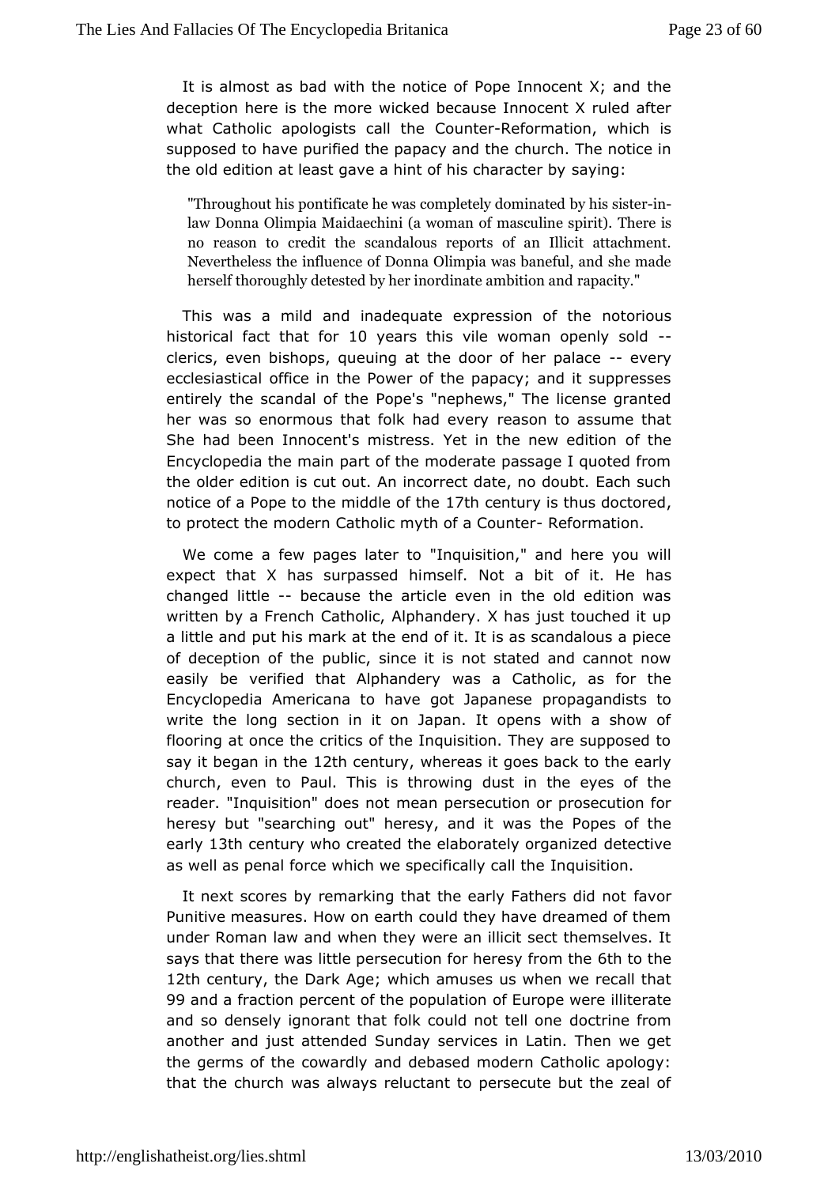It is almost as bad with the notice of Pope Innocent X; and the deception here is the more wicked because Innocent X ruled after what Catholic apologists call the Counter-Reformation, which is supposed to have purified the papacy and the church. The notice in the old edition at least gave a hint of his character by saying:

> "Throughout his pontificate he was completely dominated by his sister-in-law Donna Olimpia Maidaechini (a woman of masculine spirit). There is no reason to credit the scandalous reports of an Illicit attachment. Nevertheless the influence of Donna Olimpia was baneful, and she made herself thoroughly detested by her inordinate ambition and rapacity."

This was a mild and inadequate expression of the notorious historical fact that for 10 years this vile woman openly sold -- clerics, even bishops, queuing at the door of her palace -- every ecclesiastical office in the Power of the papacy; and it suppresses entirely the scandal of the Pope's "nephews," The license granted her was so enormous that folk had every reason to assume that She had been Innocent's mistress. Yet in the new edition of the Encyclopedia the main part of the moderate passage I quoted from the older edition is cut out. An incorrect date, no doubt. Each such notice of a Pope to the middle of the 17th century is thus doctored, to protect the modern Catholic myth of a Counter- Reformation.

We come a few pages later to "Inquisition," and here you will expect that X has surpassed himself. Not a bit of it. He has changed little -- because the article even in the old edition was written by a French Catholic, Alphandery. X has just touched it up a little and put his mark at the end of it. It is as scandalous a piece of deception of the public, since it is not stated and cannot now easily be verified that Alphandery was a Catholic, as for the Encyclopedia Americana to have got Japanese propagandists to write the long section in it on Japan. It opens with a show of flooring at once the critics of the Inquisition. They are supposed to say it began in the 12th century, whereas it goes back to the early church, even to Paul. This is throwing dust in the eyes of the reader. "Inquisition" does not mean persecution or prosecution for heresy but "searching out" heresy, and it was the Popes of the early 13th century who created the elaborately organized detective as well as penal force which we specifically call the Inquisition.

It next scores by remarking that the early Fathers did not favor Punitive measures. How on earth could they have dreamed of them under Roman law and when they were an illicit sect themselves. It says that there was little persecution for heresy from the 6th to the 12th century, the Dark Age; which amuses us when we recall that 99 and a fraction percent of the population of Europe were illiterate and so densely ignorant that folk could not tell one doctrine from another and just attended Sunday services in Latin. Then we get the germs of the cowardly and debased modern Catholic apology: that the church was always reluctant to persecute but the zeal of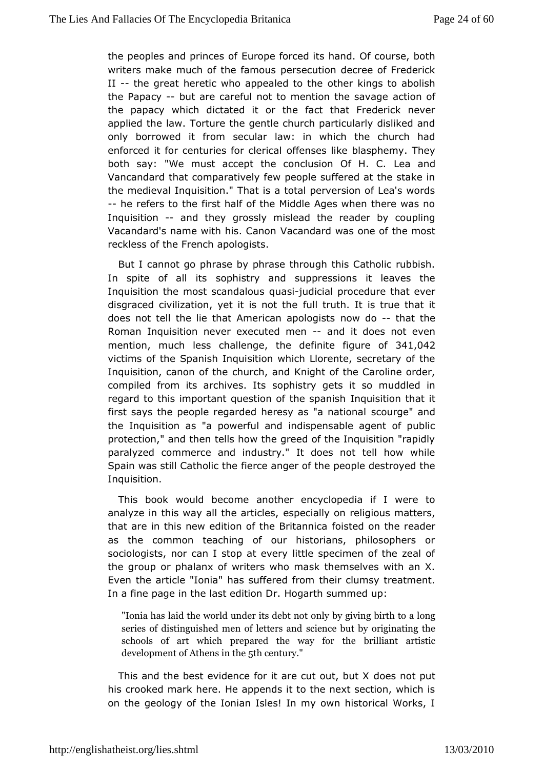the peoples and princes of Europe forced its hand. Of course, both writers make much of the famous persecution decree of Frederick II -- the great heretic who appealed to the other kings to abolish the Papacy -- but are careful not to mention the savage action of the papacy which dictated it or the fact that Frederick never applied the law. Torture the gentle church particularly disliked and only borrowed it from secular law: in which the church had enforced it for centuries for clerical offenses like blasphemy. They both say: "We must accept the conclusion Of H. C. Lea and Vancandard that comparatively few people suffered at the stake in the medieval Inquisition." That is a total perversion of Lea's words -- he refers to the first half of the Middle Ages when there was no Inquisition -- and they grossly mislead the reader by coupling Vacandard's name with his. Canon Vacandard was one of the most reckless of the French apologists.

But I cannot go phrase by phrase through this Catholic rubbish. In spite of all its sophistry and suppressions it leaves the Inquisition the most scandalous quasi-judicial procedure that ever disgraced civilization, yet it is not the full truth. It is true that it does not tell the lie that American apologists now do -- that the Roman Inquisition never executed men -- and it does not even mention, much less challenge, the definite figure of 341,042 victims of the Spanish Inquisition which Llorente, secretary of the Inquisition, canon of the church, and Knight of the Caroline order, compiled from its archives. Its sophistry gets it so muddled in regard to this important question of the spanish Inquisition that it first says the people regarded heresy as "a national scourge" and the Inquisition as "a powerful and indispensable agent of public protection," and then tells how the greed of the Inquisition "rapidly paralyzed commerce and industry." It does not tell how while Spain was still Catholic the fierce anger of the people destroyed the Inquisition.

This book would become another encyclopedia if I were to analyze in this way all the articles, especially on religious matters, that are in this new edition of the Britannica foisted on the reader as the common teaching of our historians, philosophers or sociologists, nor can I stop at every little specimen of the zeal of the group or phalanx of writers who mask themselves with an X. Even the article "Ionia" has suffered from their clumsy treatment. In a fine page in the last edition Dr. Hogarth summed up:

> "Ionia has laid the world under its debt not only by giving birth to a long series of distinguished men of letters and science but by originating the schools of art which prepared the way for the brilliant artistic development of Athens in the 5th century."

This and the best evidence for it are cut out, but X does not put his crooked mark here. He appends it to the next section, which is on the geology of the Ionian Isles! In my own historical Works, I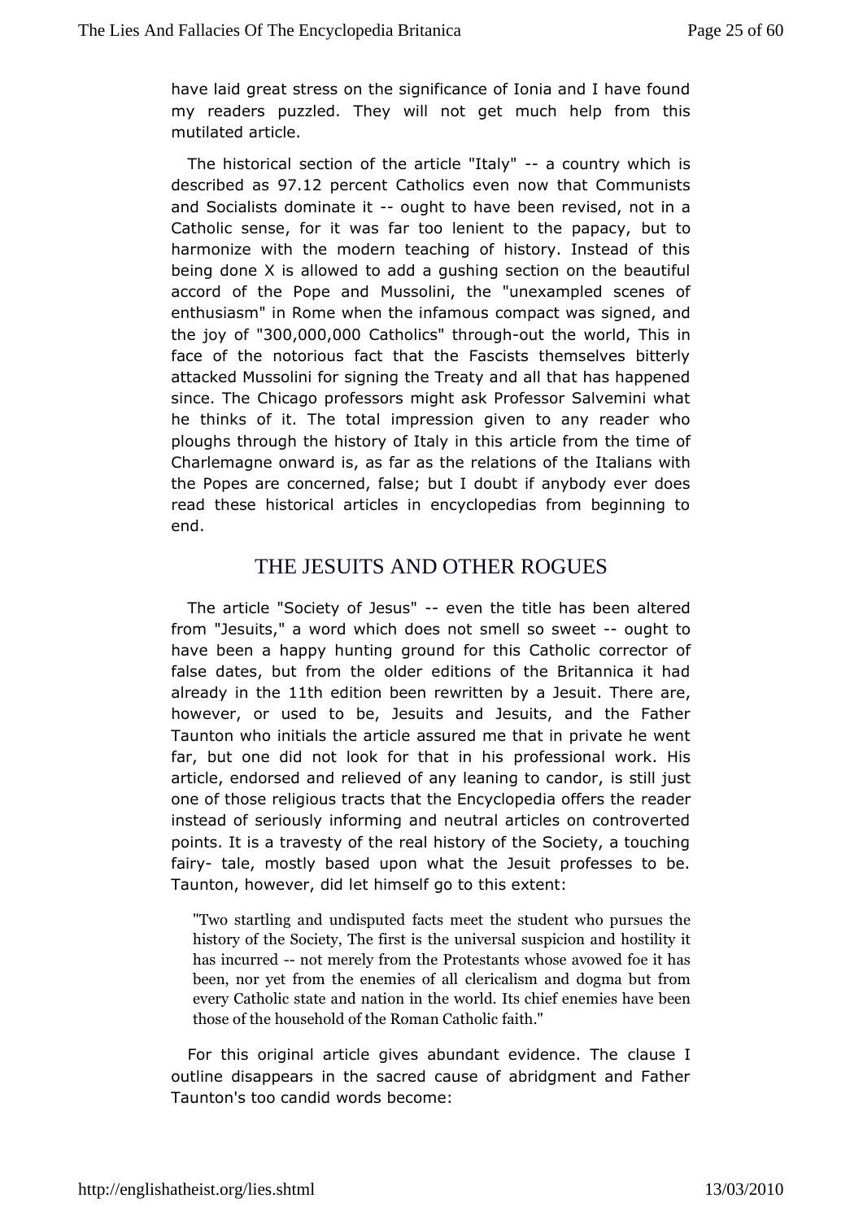have laid great stress on the significance of Ionia and I have found my readers puzzled. They will not get much help from this mutilated article.

The historical section of the article "Italy" -- a country which is described as 97.12 percent Catholics even now that Communists and Socialists dominate it -- ought to have been revised, not in a Catholic sense, for it was far too lenient to the papacy, but to harmonize with the modern teaching of history. Instead of this being done X is allowed to add a gushing section on the beautiful accord of the Pope and Mussolini, the "unexampled scenes of enthusiasm" in Rome when the infamous compact was signed, and the joy of "300,000,000 Catholics" through-out the world, This in face of the notorious fact that the Fascists themselves bitterly attacked Mussolini for signing the Treaty and all that has happened since. The Chicago professors might ask Professor Salvemini what he thinks of it. The total impression given to any reader who ploughs through the history of Italy in this article from the time of Charlemagne onward is, as far as the relations of the Italians with the Popes are concerned, false; but I doubt if anybody ever does read these historical articles in encyclopedias from beginning to end.

## THE JESUITS AND OTHER ROGUES

The article "Society of Jesus" -- even the title has been altered from "Jesuits," a word which does not smell so sweet -- ought to have been a happy hunting ground for this Catholic corrector of false dates, but from the older editions of the Britannica it had already in the 11th edition been rewritten by a Jesuit. There are, however, or used to be, Jesuits and Jesuits, and the Father Taunton who initials the article assured me that in private he went far, but one did not look for that in his professional work. His article, endorsed and relieved of any leaning to candor, is still just one of those religious tracts that the Encyclopedia offers the reader instead of seriously informing and neutral articles on controverted points. It is a travesty of the real history of the Society, a touching fairy- tale, mostly based upon what the Jesuit professes to be. Taunton, however, did let himself go to this extent:

> "Two startling and undisputed facts meet the student who pursues the history of the Society, The first is the universal suspicion and hostility it has incurred -- not merely from the Protestants whose avowed foe it has been, nor yet from the enemies of all clericalism and dogma but from every Catholic state and nation in the world. Its chief enemies have been those of the household of the Roman Catholic faith."

For this original article gives abundant evidence. The clause I outline disappears in the sacred cause of abridgment and Father Taunton's too candid words become: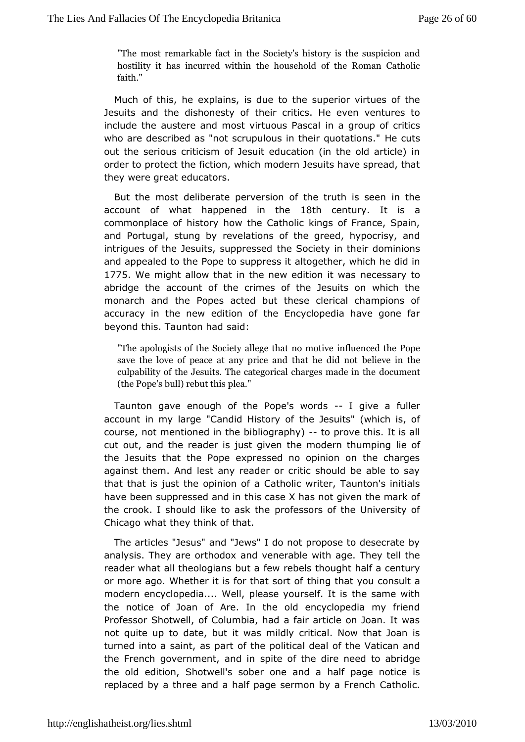> "The most remarkable fact in the Society's history is the suspicion and hostility it has incurred within the household of the Roman Catholic faith."

Much of this, he explains, is due to the superior virtues of the Jesuits and the dishonesty of their critics. He even ventures to include the austere and most virtuous Pascal in a group of critics who are described as "not scrupulous in their quotations." He cuts out the serious criticism of Jesuit education (in the old article) in order to protect the fiction, which modern Jesuits have spread, that they were great educators.

But the most deliberate perversion of the truth is seen in the account of what happened in the 18th century. It is a commonplace of history how the Catholic kings of France, Spain, and Portugal, stung by revelations of the greed, hypocrisy, and intrigues of the Jesuits, suppressed the Society in their dominions and appealed to the Pope to suppress it altogether, which he did in 1775. We might allow that in the new edition it was necessary to abridge the account of the crimes of the Jesuits on which the monarch and the Popes acted but these clerical champions of accuracy in the new edition of the Encyclopedia have gone far beyond this. Taunton had said:

> "The apologists of the Society allege that no motive influenced the Pope save the love of peace at any price and that he did not believe in the culpability of the Jesuits. The categorical charges made in the document (the Pope's bull) rebut this plea."

Taunton gave enough of the Pope's words -- I give a fuller account in my large "Candid History of the Jesuits" (which is, of course, not mentioned in the bibliography) -- to prove this. It is all cut out, and the reader is just given the modern thumping lie of the Jesuits that the Pope expressed no opinion on the charges against them. And lest any reader or critic should be able to say that that is just the opinion of a Catholic writer, Taunton's initials have been suppressed and in this case X has not given the mark of the crook. I should like to ask the professors of the University of Chicago what they think of that.

The articles "Jesus" and "Jews" I do not propose to desecrate by analysis. They are orthodox and venerable with age. They tell the reader what all theologians but a few rebels thought half a century or more ago. Whether it is for that sort of thing that you consult a modern encyclopedia.... Well, please yourself. It is the same with the notice of Joan of Are. In the old encyclopedia my friend Professor Shotwell, of Columbia, had a fair article on Joan. It was not quite up to date, but it was mildly critical. Now that Joan is turned into a saint, as part of the political deal of the Vatican and the French government, and in spite of the dire need to abridge the old edition, Shotwell's sober one and a half page notice is replaced by a three and a half page sermon by a French Catholic.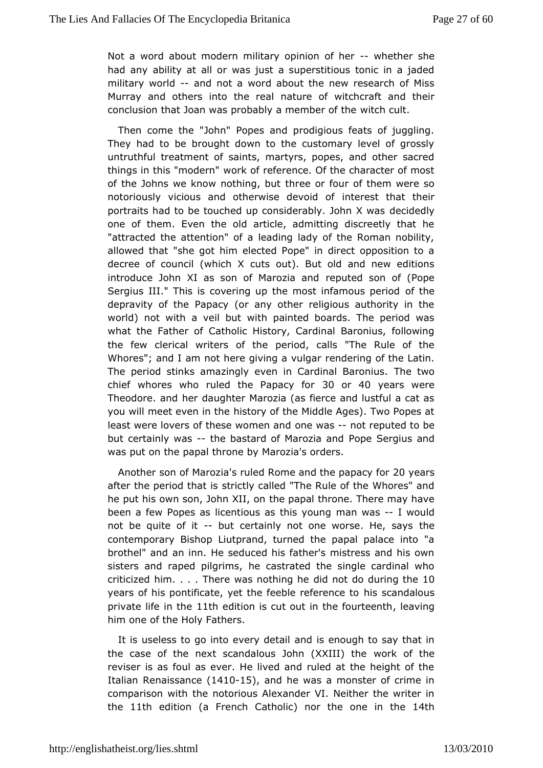Not a word about modern military opinion of her -- whether she had any ability at all or was just a superstitious tonic in a jaded military world -- and not a word about the new research of Miss Murray and others into the real nature of witchcraft and their conclusion that Joan was probably a member of the witch cult.

Then come the "John" Popes and prodigious feats of juggling. They had to be brought down to the customary level of grossly untruthful treatment of saints, martyrs, popes, and other sacred things in this "modern" work of reference. Of the character of most of the Johns we know nothing, but three or four of them were so notoriously vicious and otherwise devoid of interest that their portraits had to be touched up considerably. John X was decidedly one of them. Even the old article, admitting discreetly that he "attracted the attention" of a leading lady of the Roman nobility, allowed that "she got him elected Pope" in direct opposition to a decree of council (which X cuts out). But old and new editions introduce John XI as son of Marozia and reputed son of (Pope Sergius III." This is covering up the most infamous period of the depravity of the Papacy (or any other religious authority in the world) not with a veil but with painted boards. The period was what the Father of Catholic History, Cardinal Baronius, following the few clerical writers of the period, calls "The Rule of the Whores"; and I am not here giving a vulgar rendering of the Latin. The period stinks amazingly even in Cardinal Baronius. The two chief whores who ruled the Papacy for 30 or 40 years were Theodore. and her daughter Marozia (as fierce and lustful a cat as you will meet even in the history of the Middle Ages). Two Popes at least were lovers of these women and one was -- not reputed to be but certainly was -- the bastard of Marozia and Pope Sergius and was put on the papal throne by Marozia's orders.

Another son of Marozia's ruled Rome and the papacy for 20 years after the period that is strictly called "The Rule of the Whores" and he put his own son, John XII, on the papal throne. There may have been a few Popes as licentious as this young man was -- I would not be quite of it -- but certainly not one worse. He, says the contemporary Bishop Liutprand, turned the papal palace into "a brothel" and an inn. He seduced his father's mistress and his own sisters and raped pilgrims, he castrated the single cardinal who criticized him. . . . There was nothing he did not do during the 10 years of his pontificate, yet the feeble reference to his scandalous private life in the 11th edition is cut out in the fourteenth, leaving him one of the Holy Fathers.

It is useless to go into every detail and is enough to say that in the case of the next scandalous John (XXIII) the work of the reviser is as foul as ever. He lived and ruled at the height of the Italian Renaissance (1410-15), and he was a monster of crime in comparison with the notorious Alexander VI. Neither the writer in the 11th edition (a French Catholic) nor the one in the 14th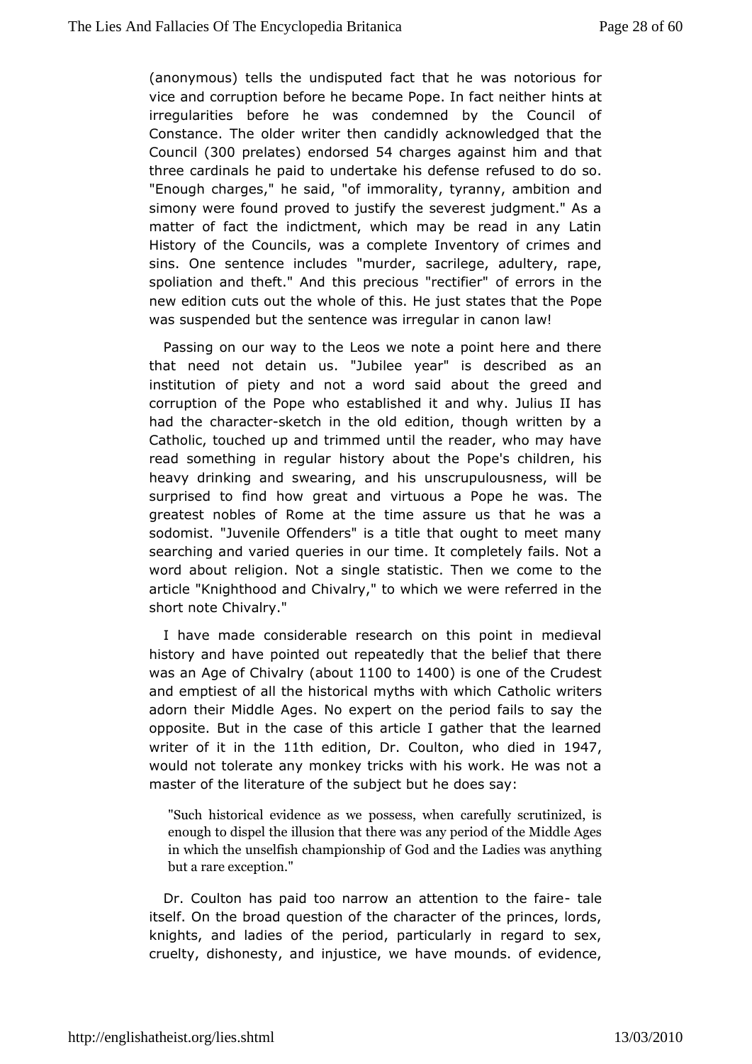(anonymous) tells the undisputed fact that he was notorious for vice and corruption before he became Pope. In fact neither hints at irregularities before he was condemned by the Council of Constance. The older writer then candidly acknowledged that the Council (300 prelates) endorsed 54 charges against him and that three cardinals he paid to undertake his defense refused to do so. "Enough charges," he said, "of immorality, tyranny, ambition and simony were found proved to justify the severest judgment." As a matter of fact the indictment, which may be read in any Latin History of the Councils, was a complete Inventory of crimes and sins. One sentence includes "murder, sacrilege, adultery, rape, spoliation and theft." And this precious "rectifier" of errors in the new edition cuts out the whole of this. He just states that the Pope was suspended but the sentence was irregular in canon law!

Passing on our way to the Leos we note a point here and there that need not detain us. "Jubilee year" is described as an institution of piety and not a word said about the greed and corruption of the Pope who established it and why. Julius II has had the character-sketch in the old edition, though written by a Catholic, touched up and trimmed until the reader, who may have read something in regular history about the Pope's children, his heavy drinking and swearing, and his unscrupulousness, will be surprised to find how great and virtuous a Pope he was. The greatest nobles of Rome at the time assure us that he was a sodomist. "Juvenile Offenders" is a title that ought to meet many searching and varied queries in our time. It completely fails. Not a word about religion. Not a single statistic. Then we come to the article "Knighthood and Chivalry," to which we were referred in the short note Chivalry."

I have made considerable research on this point in medieval history and have pointed out repeatedly that the belief that there was an Age of Chivalry (about 1100 to 1400) is one of the Crudest and emptiest of all the historical myths with which Catholic writers adorn their Middle Ages. No expert on the period fails to say the opposite. But in the case of this article I gather that the learned writer of it in the 11th edition, Dr. Coulton, who died in 1947, would not tolerate any monkey tricks with his work. He was not a master of the literature of the subject but he does say:

> "Such historical evidence as we possess, when carefully scrutinized, is enough to dispel the illusion that there was any period of the Middle Ages in which the unselfish championship of God and the Ladies was anything but a rare exception."

Dr. Coulton has paid too narrow an attention to the faire- tale itself. On the broad question of the character of the princes, lords, knights, and ladies of the period, particularly in regard to sex, cruelty, dishonesty, and injustice, we have mounds. of evidence,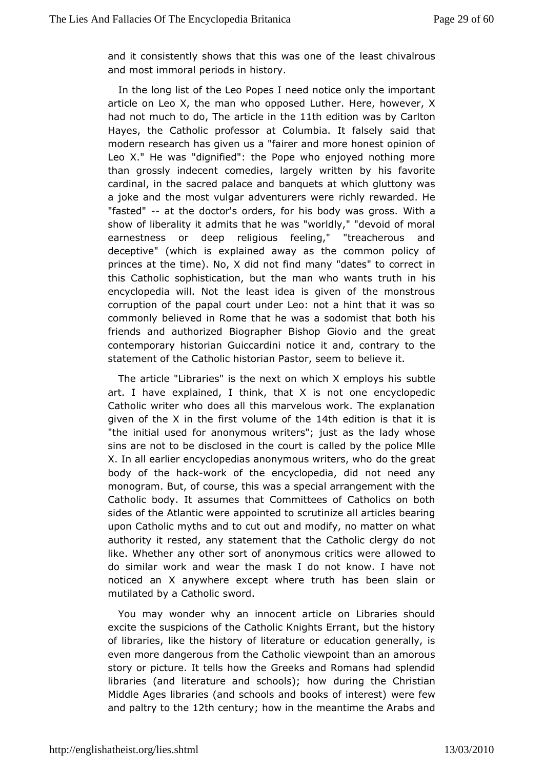and it consistently shows that this was one of the least chivalrous and most immoral periods in history.

In the long list of the Leo Popes I need notice only the important article on Leo X, the man who opposed Luther. Here, however, X had not much to do, The article in the 11th edition was by Carlton Hayes, the Catholic professor at Columbia. It falsely said that modern research has given us a "fairer and more honest opinion of Leo X." He was "dignified": the Pope who enjoyed nothing more than grossly indecent comedies, largely written by his favorite cardinal, in the sacred palace and banquets at which gluttony was a joke and the most vulgar adventurers were richly rewarded. He "fasted" -- at the doctor's orders, for his body was gross. With a show of liberality it admits that he was "worldly," "devoid of moral earnestness or deep religious feeling," "treacherous and deceptive" (which is explained away as the common policy of princes at the time). No, X did not find many "dates" to correct in this Catholic sophistication, but the man who wants truth in his encyclopedia will. Not the least idea is given of the monstrous corruption of the papal court under Leo: not a hint that it was so commonly believed in Rome that he was a sodomist that both his friends and authorized Biographer Bishop Giovio and the great contemporary historian Guiccardini notice it and, contrary to the statement of the Catholic historian Pastor, seem to believe it.

The article "Libraries" is the next on which X employs his subtle art. I have explained, I think, that X is not one encyclopedic Catholic writer who does all this marvelous work. The explanation given of the X in the first volume of the 14th edition is that it is "the initial used for anonymous writers"; just as the lady whose sins are not to be disclosed in the court is called by the police Mlle X. In all earlier encyclopedias anonymous writers, who do the great body of the hack-work of the encyclopedia, did not need any monogram. But, of course, this was a special arrangement with the Catholic body. It assumes that Committees of Catholics on both sides of the Atlantic were appointed to scrutinize all articles bearing upon Catholic myths and to cut out and modify, no matter on what authority it rested, any statement that the Catholic clergy do not like. Whether any other sort of anonymous critics were allowed to do similar work and wear the mask I do not know. I have not noticed an X anywhere except where truth has been slain or mutilated by a Catholic sword.

You may wonder why an innocent article on Libraries should excite the suspicions of the Catholic Knights Errant, but the history of libraries, like the history of literature or education generally, is even more dangerous from the Catholic viewpoint than an amorous story or picture. It tells how the Greeks and Romans had splendid libraries (and literature and schools); how during the Christian Middle Ages libraries (and schools and books of interest) were few and paltry to the 12th century; how in the meantime the Arabs and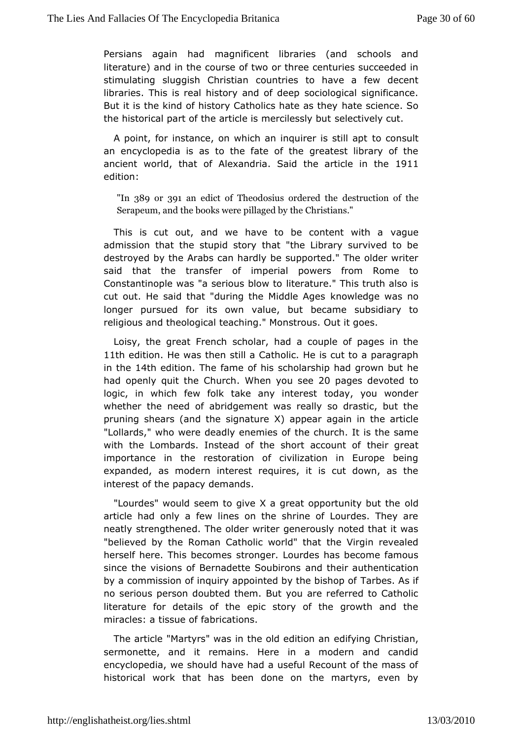Persians again had magnificent libraries (and schools and literature) and in the course of two or three centuries succeeded in stimulating sluggish Christian countries to have a few decent libraries. This is real history and of deep sociological significance. But it is the kind of history Catholics hate as they hate science. So the historical part of the article is mercilessly but selectively cut.

A point, for instance, on which an inquirer is still apt to consult an encyclopedia is as to the fate of the greatest library of the ancient world, that of Alexandria. Said the article in the 1911 edition:

> "In 389 or 391 an edict of Theodosius ordered the destruction of the Serapeum, and the books were pillaged by the Christians."

This is cut out, and we have to be content with a vague admission that the stupid story that "the Library survived to be destroyed by the Arabs can hardly be supported." The older writer said that the transfer of imperial powers from Rome to Constantinople was "a serious blow to literature." This truth also is cut out. He said that "during the Middle Ages knowledge was no longer pursued for its own value, but became subsidiary to religious and theological teaching." Monstrous. Out it goes.

Loisy, the great French scholar, had a couple of pages in the 11th edition. He was then still a Catholic. He is cut to a paragraph in the 14th edition. The fame of his scholarship had grown but he had openly quit the Church. When you see 20 pages devoted to logic, in which few folk take any interest today, you wonder whether the need of abridgement was really so drastic, but the pruning shears (and the signature X) appear again in the article "Lollards," who were deadly enemies of the church. It is the same with the Lombards. Instead of the short account of their great importance in the restoration of civilization in Europe being expanded, as modern interest requires, it is cut down, as the interest of the papacy demands.

"Lourdes" would seem to give X a great opportunity but the old article had only a few lines on the shrine of Lourdes. They are neatly strengthened. The older writer generously noted that it was "believed by the Roman Catholic world" that the Virgin revealed herself here. This becomes stronger. Lourdes has become famous since the visions of Bernadette Soubirons and their authentication by a commission of inquiry appointed by the bishop of Tarbes. As if no serious person doubted them. But you are referred to Catholic literature for details of the epic story of the growth and the miracles: a tissue of fabrications.

The article "Martyrs" was in the old edition an edifying Christian, sermonette, and it remains. Here in a modern and candid encyclopedia, we should have had a useful Recount of the mass of historical work that has been done on the martyrs, even by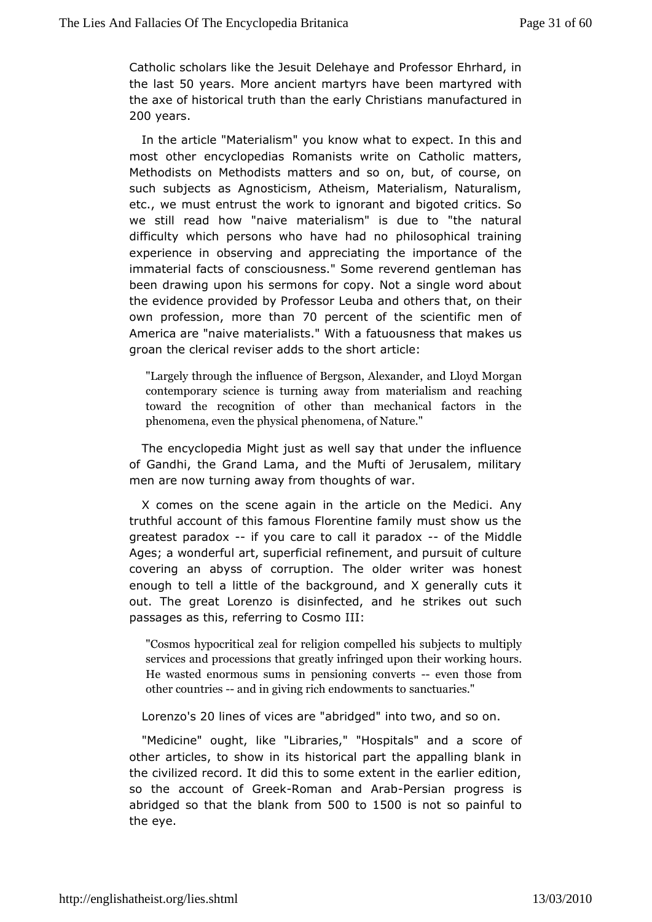Catholic scholars like the Jesuit Delehaye and Professor Ehrhard, in the last 50 years. More ancient martyrs have been martyred with the axe of historical truth than the early Christians manufactured in 200 years.

In the article "Materialism" you know what to expect. In this and most other encyclopedias Romanists write on Catholic matters, Methodists on Methodists matters and so on, but, of course, on such subjects as Agnosticism, Atheism, Materialism, Naturalism, etc., we must entrust the work to ignorant and bigoted critics. So we still read how "naive materialism" is due to "the natural difficulty which persons who have had no philosophical training experience in observing and appreciating the importance of the immaterial facts of consciousness." Some reverend gentleman has been drawing upon his sermons for copy. Not a single word about the evidence provided by Professor Leuba and others that, on their own profession, more than 70 percent of the scientific men of America are "naive materialists." With a fatuousness that makes us groan the clerical reviser adds to the short article:

> "Largely through the influence of Bergson, Alexander, and Lloyd Morgan contemporary science is turning away from materialism and reaching toward the recognition of other than mechanical factors in the phenomena, even the physical phenomena, of Nature."

The encyclopedia Might just as well say that under the influence of Gandhi, the Grand Lama, and the Mufti of Jerusalem, military men are now turning away from thoughts of war.

X comes on the scene again in the article on the Medici. Any truthful account of this famous Florentine family must show us the greatest paradox -- if you care to call it paradox -- of the Middle Ages; a wonderful art, superficial refinement, and pursuit of culture covering an abyss of corruption. The older writer was honest enough to tell a little of the background, and X generally cuts it out. The great Lorenzo is disinfected, and he strikes out such passages as this, referring to Cosmo III:

> "Cosmos hypocritical zeal for religion compelled his subjects to multiply services and processions that greatly infringed upon their working hours. He wasted enormous sums in pensioning converts -- even those from other countries -- and in giving rich endowments to sanctuaries."

Lorenzo's 20 lines of vices are "abridged" into two, and so on.

"Medicine" ought, like "Libraries," "Hospitals" and a score of other articles, to show in its historical part the appalling blank in the civilized record. It did this to some extent in the earlier edition, so the account of Greek-Roman and Arab-Persian progress is abridged so that the blank from 500 to 1500 is not so painful to the eye.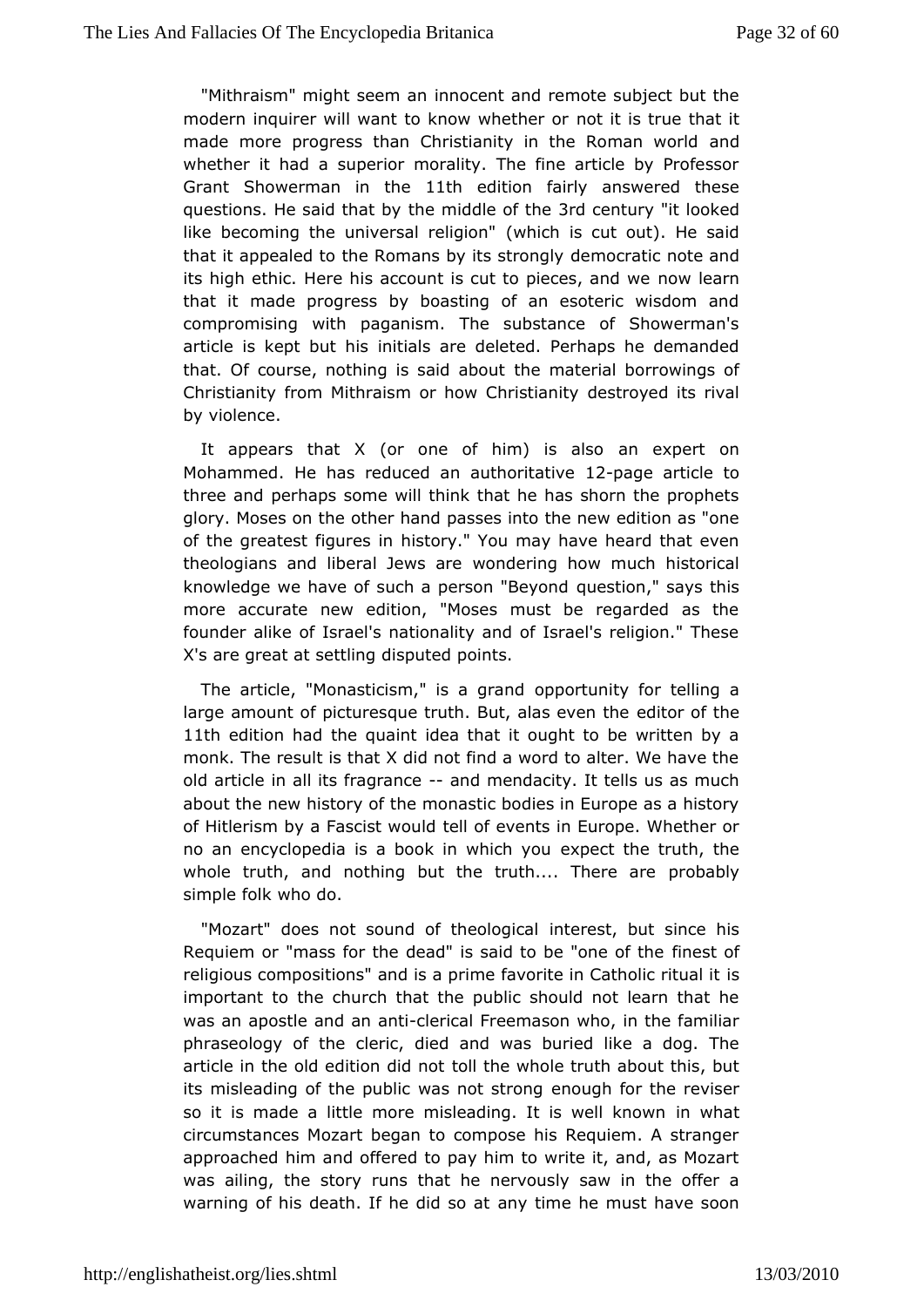"Mithraism" might seem an innocent and remote subject but the modern inquirer will want to know whether or not it is true that it made more progress than Christianity in the Roman world and whether it had a superior morality. The fine article by Professor Grant Showerman in the 11th edition fairly answered these questions. He said that by the middle of the 3rd century "it looked like becoming the universal religion" (which is cut out). He said that it appealed to the Romans by its strongly democratic note and its high ethic. Here his account is cut to pieces, and we now learn that it made progress by boasting of an esoteric wisdom and compromising with paganism. The substance of Showerman's article is kept but his initials are deleted. Perhaps he demanded that. Of course, nothing is said about the material borrowings of Christianity from Mithraism or how Christianity destroyed its rival by violence.

It appears that X (or one of him) is also an expert on Mohammed. He has reduced an authoritative 12-page article to three and perhaps some will think that he has shorn the prophets glory. Moses on the other hand passes into the new edition as "one of the greatest figures in history." You may have heard that even theologians and liberal Jews are wondering how much historical knowledge we have of such a person "Beyond question," says this more accurate new edition, "Moses must be regarded as the founder alike of Israel's nationality and of Israel's religion." These X's are great at settling disputed points.

The article, "Monasticism," is a grand opportunity for telling a large amount of picturesque truth. But, alas even the editor of the 11th edition had the quaint idea that it ought to be written by a monk. The result is that X did not find a word to alter. We have the old article in all its fragrance -- and mendacity. It tells us as much about the new history of the monastic bodies in Europe as a history of Hitlerism by a Fascist would tell of events in Europe. Whether or no an encyclopedia is a book in which you expect the truth, the whole truth, and nothing but the truth.... There are probably simple folk who do.

"Mozart" does not sound of theological interest, but since his Requiem or "mass for the dead" is said to be "one of the finest of religious compositions" and is a prime favorite in Catholic ritual it is important to the church that the public should not learn that he was an apostle and an anti-clerical Freemason who, in the familiar phraseology of the cleric, died and was buried like a dog. The article in the old edition did not toll the whole truth about this, but its misleading of the public was not strong enough for the reviser so it is made a little more misleading. It is well known in what circumstances Mozart began to compose his Requiem. A stranger approached him and offered to pay him to write it, and, as Mozart was ailing, the story runs that he nervously saw in the offer a warning of his death. If he did so at any time he must have soon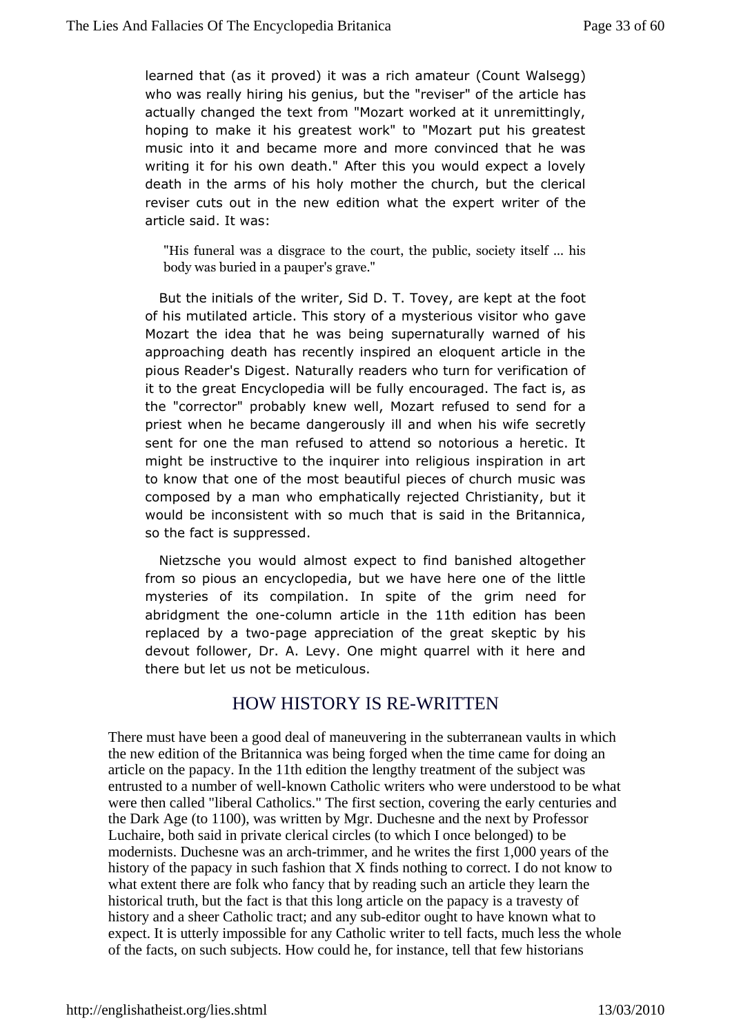learned that (as it proved) it was a rich amateur (Count Walsegg) who was really hiring his genius, but the "reviser" of the article has actually changed the text from "Mozart worked at it unremittingly, hoping to make it his greatest work" to "Mozart put his greatest music into it and became more and more convinced that he was writing it for his own death." After this you would expect a lovely death in the arms of his holy mother the church, but the clerical reviser cuts out in the new edition what the expert writer of the article said. It was:

> "His funeral was a disgrace to the court, the public, society itself ... his body was buried in a pauper's grave."

But the initials of the writer, Sid D. T. Tovey, are kept at the foot of his mutilated article. This story of a mysterious visitor who gave Mozart the idea that he was being supernaturally warned of his approaching death has recently inspired an eloquent article in the pious Reader's Digest. Naturally readers who turn for verification of it to the great Encyclopedia will be fully encouraged. The fact is, as the "corrector" probably knew well, Mozart refused to send for a priest when he became dangerously ill and when his wife secretly sent for one the man refused to attend so notorious a heretic. It might be instructive to the inquirer into religious inspiration in art to know that one of the most beautiful pieces of church music was composed by a man who emphatically rejected Christianity, but it would be inconsistent with so much that is said in the Britannica, so the fact is suppressed.

Nietzsche you would almost expect to find banished altogether from so pious an encyclopedia, but we have here one of the little mysteries of its compilation. In spite of the grim need for abridgment the one-column article in the 11th edition has been replaced by a two-page appreciation of the great skeptic by his devout follower, Dr. A. Levy. One might quarrel with it here and there but let us not be meticulous.

## HOW HISTORY IS RE-WRITTEN

There must have been a good deal of maneuvering in the subterranean vaults in which the new edition of the Britannica was being forged when the time came for doing an article on the papacy. In the 11th edition the lengthy treatment of the subject was entrusted to a number of well-known Catholic writers who were understood to be what were then called "liberal Catholics." The first section, covering the early centuries and the Dark Age (to 1100), was written by Mgr. Duchesne and the next by Professor Luchaire, both said in private clerical circles (to which I once belonged) to be modernists. Duchesne was an arch-trimmer, and he writes the first 1,000 years of the history of the papacy in such fashion that X finds nothing to correct. I do not know to what extent there are folk who fancy that by reading such an article they learn the historical truth, but the fact is that this long article on the papacy is a travesty of history and a sheer Catholic tract; and any sub-editor ought to have known what to expect. It is utterly impossible for any Catholic writer to tell facts, much less the whole of the facts, on such subjects. How could he, for instance, tell that few historians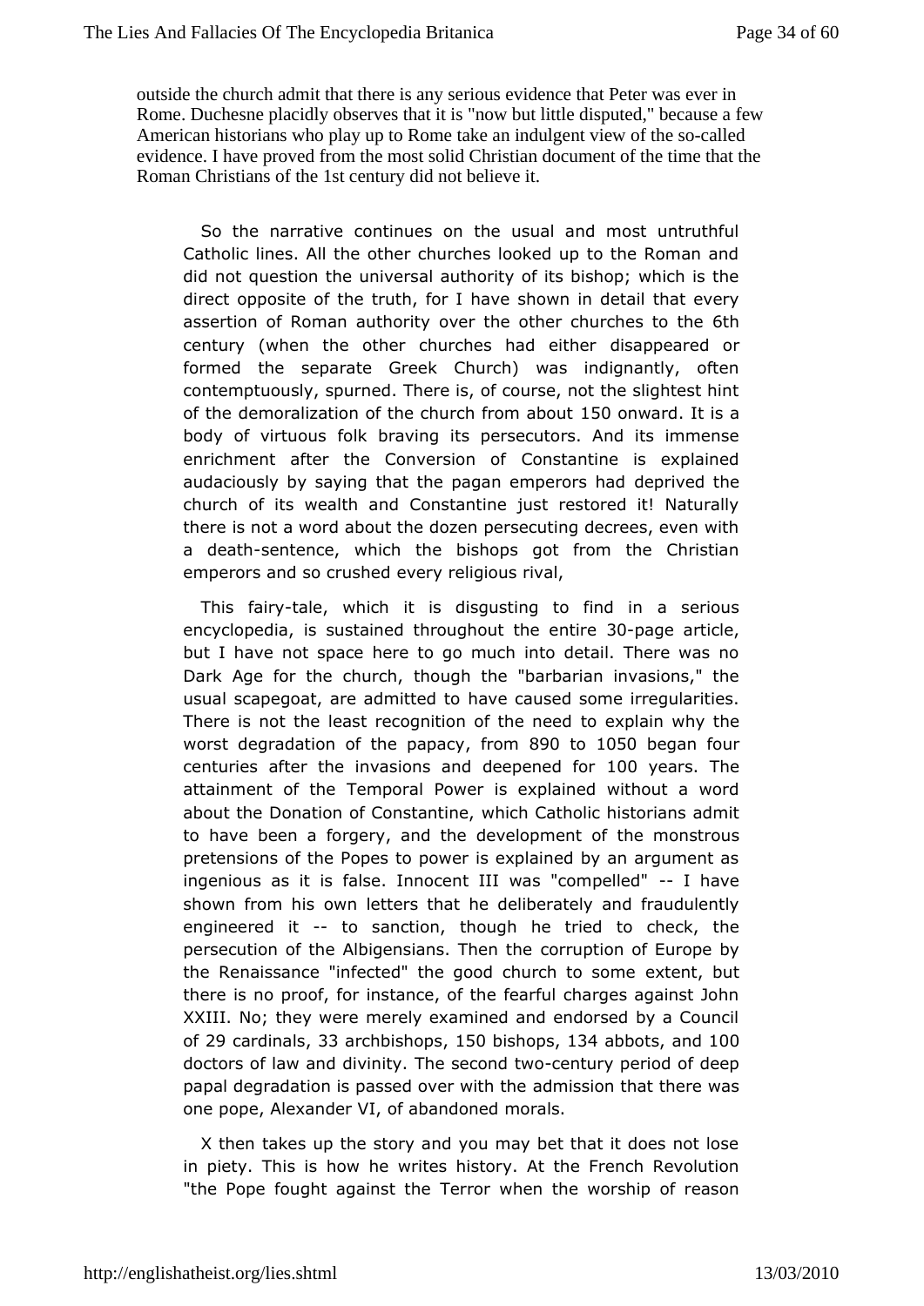outside the church admit that there is any serious evidence that Peter was ever in Rome. Duchesne placidly observes that it is "now but little disputed," because a few American historians who play up to Rome take an indulgent view of the so-called evidence. I have proved from the most solid Christian document of the time that the Roman Christians of the 1st century did not believe it.

> So the narrative continues on the usual and most untruthful Catholic lines. All the other churches looked up to the Roman and did not question the universal authority of its bishop; which is the direct opposite of the truth, for I have shown in detail that every assertion of Roman authority over the other churches to the 6th century (when the other churches had either disappeared or formed the separate Greek Church) was indignantly, often contemptuously, spurned. There is, of course, not the slightest hint of the demoralization of the church from about 150 onward. It is a body of virtuous folk braving its persecutors. And its immense enrichment after the Conversion of Constantine is explained audaciously by saying that the pagan emperors had deprived the church of its wealth and Constantine just restored it! Naturally there is not a word about the dozen persecuting decrees, even with a death-sentence, which the bishops got from the Christian emperors and so crushed every religious rival,
>
> This fairy-tale, which it is disgusting to find in a serious encyclopedia, is sustained throughout the entire 30-page article, but I have not space here to go much into detail. There was no Dark Age for the church, though the "barbarian invasions," the usual scapegoat, are admitted to have caused some irregularities. There is not the least recognition of the need to explain why the worst degradation of the papacy, from 890 to 1050 began four centuries after the invasions and deepened for 100 years. The attainment of the Temporal Power is explained without a word about the Donation of Constantine, which Catholic historians admit to have been a forgery, and the development of the monstrous pretensions of the Popes to power is explained by an argument as ingenious as it is false. Innocent III was "compelled" -- I have shown from his own letters that he deliberately and fraudulently engineered it -- to sanction, though he tried to check, the persecution of the Albigensians. Then the corruption of Europe by the Renaissance "infected" the good church to some extent, but there is no proof, for instance, of the fearful charges against John XXIII. No; they were merely examined and endorsed by a Council of 29 cardinals, 33 archbishops, 150 bishops, 134 abbots, and 100 doctors of law and divinity. The second two-century period of deep papal degradation is passed over with the admission that there was one pope, Alexander VI, of abandoned morals.
>
> X then takes up the story and you may bet that it does not lose in piety. This is how he writes history. At the French Revolution "the Pope fought against the Terror when the worship of reason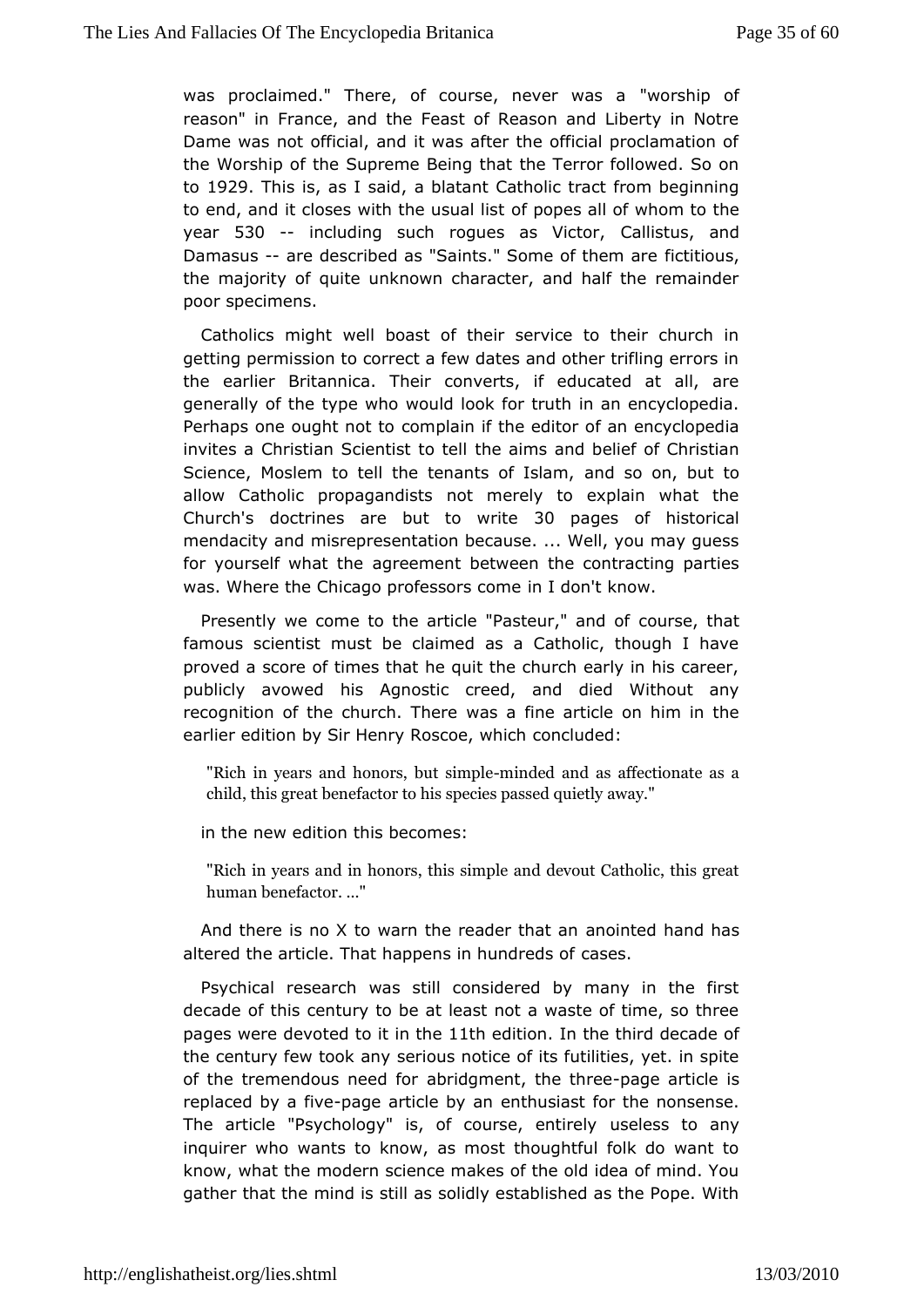was proclaimed." There, of course, never was a "worship of reason" in France, and the Feast of Reason and Liberty in Notre Dame was not official, and it was after the official proclamation of the Worship of the Supreme Being that the Terror followed. So on to 1929. This is, as I said, a blatant Catholic tract from beginning to end, and it closes with the usual list of popes all of whom to the year 530 -- including such rogues as Victor, Callistus, and Damasus -- are described as "Saints." Some of them are fictitious, the majority of quite unknown character, and half the remainder poor specimens.

Catholics might well boast of their service to their church in getting permission to correct a few dates and other trifling errors in the earlier Britannica. Their converts, if educated at all, are generally of the type who would look for truth in an encyclopedia. Perhaps one ought not to complain if the editor of an encyclopedia invites a Christian Scientist to tell the aims and belief of Christian Science, Moslem to tell the tenants of Islam, and so on, but to allow Catholic propagandists not merely to explain what the Church's doctrines are but to write 30 pages of historical mendacity and misrepresentation because. ... Well, you may guess for yourself what the agreement between the contracting parties was. Where the Chicago professors come in I don't know.

Presently we come to the article "Pasteur," and of course, that famous scientist must be claimed as a Catholic, though I have proved a score of times that he quit the church early in his career, publicly avowed his Agnostic creed, and died Without any recognition of the church. There was a fine article on him in the earlier edition by Sir Henry Roscoe, which concluded:

> "Rich in years and honors, but simple-minded and as affectionate as a child, this great benefactor to his species passed quietly away."

in the new edition this becomes:

> "Rich in years and in honors, this simple and devout Catholic, this great human benefactor. ..."

And there is no X to warn the reader that an anointed hand has altered the article. That happens in hundreds of cases.

Psychical research was still considered by many in the first decade of this century to be at least not a waste of time, so three pages were devoted to it in the 11th edition. In the third decade of the century few took any serious notice of its futilities, yet. in spite of the tremendous need for abridgment, the three-page article is replaced by a five-page article by an enthusiast for the nonsense. The article "Psychology" is, of course, entirely useless to any inquirer who wants to know, as most thoughtful folk do want to know, what the modern science makes of the old idea of mind. You gather that the mind is still as solidly established as the Pope. With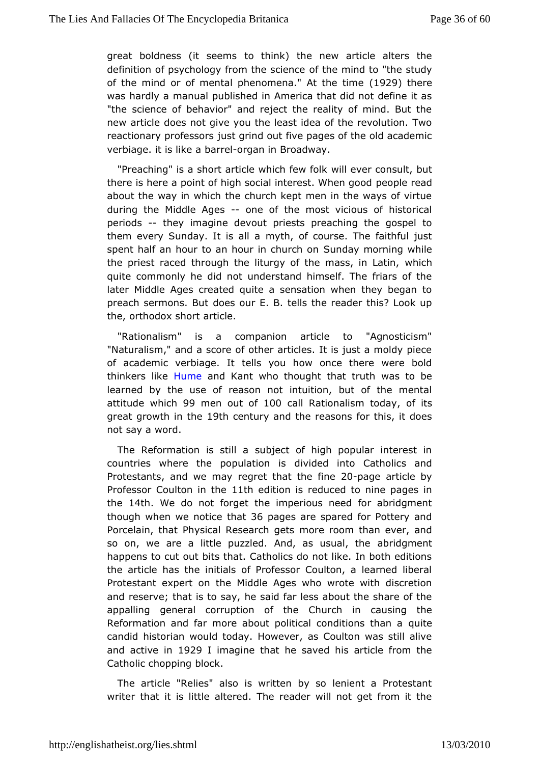great boldness (it seems to think) the new article alters the definition of psychology from the science of the mind to "the study of the mind or of mental phenomena." At the time (1929) there was hardly a manual published in America that did not define it as "the science of behavior" and reject the reality of mind. But the new article does not give you the least idea of the revolution. Two reactionary professors just grind out five pages of the old academic verbiage. it is like a barrel-organ in Broadway.

"Preaching" is a short article which few folk will ever consult, but there is here a point of high social interest. When good people read about the way in which the church kept men in the ways of virtue during the Middle Ages -- one of the most vicious of historical periods -- they imagine devout priests preaching the gospel to them every Sunday. It is all a myth, of course. The faithful just spent half an hour to an hour in church on Sunday morning while the priest raced through the liturgy of the mass, in Latin, which quite commonly he did not understand himself. The friars of the later Middle Ages created quite a sensation when they began to preach sermons. But does our E. B. tells the reader this? Look up the, orthodox short article.

"Rationalism" is a companion article to "Agnosticism" "Naturalism," and a score of other articles. It is just a moldy piece of academic verbiage. It tells you how once there were bold thinkers like Hume and Kant who thought that truth was to be learned by the use of reason not intuition, but of the mental attitude which 99 men out of 100 call Rationalism today, of its great growth in the 19th century and the reasons for this, it does not say a word.

The Reformation is still a subject of high popular interest in countries where the population is divided into Catholics and Protestants, and we may regret that the fine 20-page article by Professor Coulton in the 11th edition is reduced to nine pages in the 14th. We do not forget the imperious need for abridgment though when we notice that 36 pages are spared for Pottery and Porcelain, that Physical Research gets more room than ever, and so on, we are a little puzzled. And, as usual, the abridgment happens to cut out bits that. Catholics do not like. In both editions the article has the initials of Professor Coulton, a learned liberal Protestant expert on the Middle Ages who wrote with discretion and reserve; that is to say, he said far less about the share of the appalling general corruption of the Church in causing the Reformation and far more about political conditions than a quite candid historian would today. However, as Coulton was still alive and active in 1929 I imagine that he saved his article from the Catholic chopping block.

The article "Relies" also is written by so lenient a Protestant writer that it is little altered. The reader will not get from it the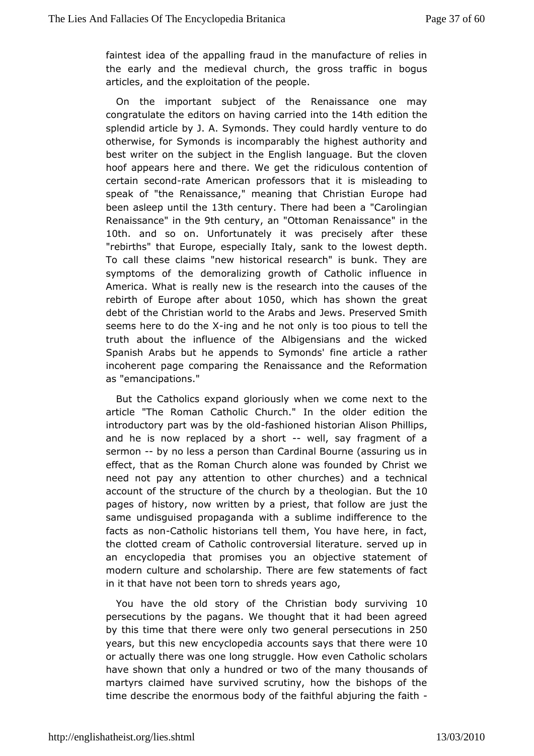faintest idea of the appalling fraud in the manufacture of relics in the early and the medieval church, the gross traffic in bogus articles, and the exploitation of the people.

On the important subject of the Renaissance one may congratulate the editors on having carried into the 14th edition the splendid article by J. A. Symonds. They could hardly venture to do otherwise, for Symonds is incomparably the highest authority and best writer on the subject in the English language. But the cloven hoof appears here and there. We get the ridiculous contention of certain second-rate American professors that it is misleading to speak of "the Renaissance," meaning that Christian Europe had been asleep until the 13th century. There had been a "Carolingian Renaissance" in the 9th century, an "Ottoman Renaissance" in the 10th. and so on. Unfortunately it was precisely after these "rebirths" that Europe, especially Italy, sank to the lowest depth. To call these claims "new historical research" is bunk. They are symptoms of the demoralizing growth of Catholic influence in America. What is really new is the research into the causes of the rebirth of Europe after about 1050, which has shown the great debt of the Christian world to the Arabs and Jews. Preserved Smith seems here to do the X-ing and he not only is too pious to tell the truth about the influence of the Albigensians and the wicked Spanish Arabs but he appends to Symonds' fine article a rather incoherent page comparing the Renaissance and the Reformation as "emancipations."

But the Catholics expand gloriously when we come next to the article "The Roman Catholic Church." In the older edition the introductory part was by the old-fashioned historian Alison Phillips, and he is now replaced by a short -- well, say fragment of a sermon -- by no less a person than Cardinal Bourne (assuring us in effect, that as the Roman Church alone was founded by Christ we need not pay any attention to other churches) and a technical account of the structure of the church by a theologian. But the 10 pages of history, now written by a priest, that follow are just the same undisguised propaganda with a sublime indifference to the facts as non-Catholic historians tell them, You have here, in fact, the clotted cream of Catholic controversial literature. served up in an encyclopedia that promises you an objective statement of modern culture and scholarship. There are few statements of fact in it that have not been torn to shreds years ago,

You have the old story of the Christian body surviving 10 persecutions by the pagans. We thought that it had been agreed by this time that there were only two general persecutions in 250 years, but this new encyclopedia accounts says that there were 10 or actually there was one long struggle. How even Catholic scholars have shown that only a hundred or two of the many thousands of martyrs claimed have survived scrutiny, how the bishops of the time describe the enormous body of the faithful abjuring the faith -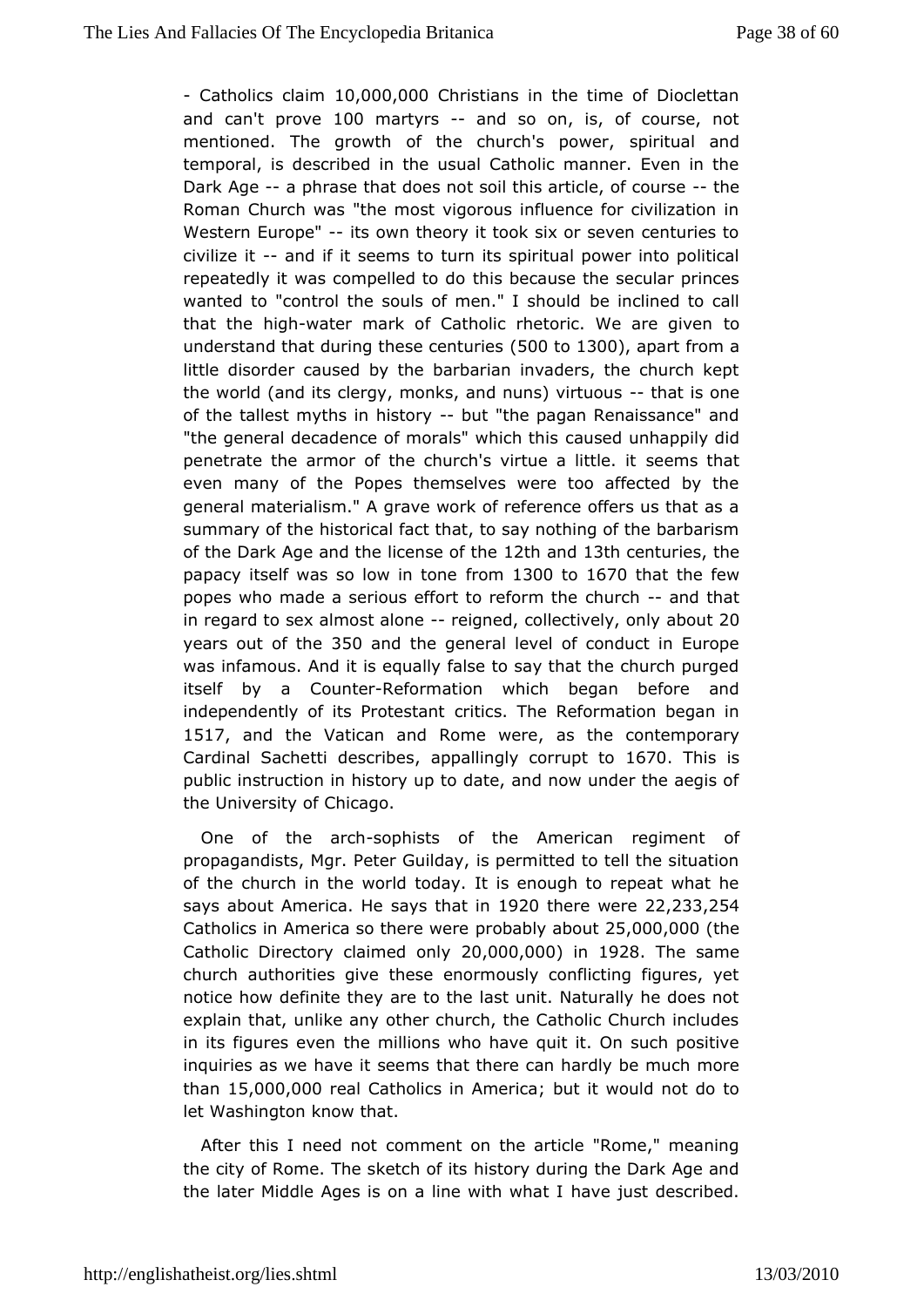- Catholics claim 10,000,000 Christians in the time of Dioclettan and can't prove 100 martyrs -- and so on, is, of course, not mentioned. The growth of the church's power, spiritual and temporal, is described in the usual Catholic manner. Even in the Dark Age -- a phrase that does not soil this article, of course -- the Roman Church was "the most vigorous influence for civilization in Western Europe" -- its own theory it took six or seven centuries to civilize it -- and if it seems to turn its spiritual power into political repeatedly it was compelled to do this because the secular princes wanted to "control the souls of men." I should be inclined to call that the high-water mark of Catholic rhetoric. We are given to understand that during these centuries (500 to 1300), apart from a little disorder caused by the barbarian invaders, the church kept the world (and its clergy, monks, and nuns) virtuous -- that is one of the tallest myths in history -- but "the pagan Renaissance" and "the general decadence of morals" which this caused unhappily did penetrate the armor of the church's virtue a little. it seems that even many of the Popes themselves were too affected by the general materialism." A grave work of reference offers us that as a summary of the historical fact that, to say nothing of the barbarism of the Dark Age and the license of the 12th and 13th centuries, the papacy itself was so low in tone from 1300 to 1670 that the few popes who made a serious effort to reform the church -- and that in regard to sex almost alone -- reigned, collectively, only about 20 years out of the 350 and the general level of conduct in Europe was infamous. And it is equally false to say that the church purged itself by a Counter-Reformation which began before and independently of its Protestant critics. The Reformation began in 1517, and the Vatican and Rome were, as the contemporary Cardinal Sachetti describes, appallingly corrupt to 1670. This is public instruction in history up to date, and now under the aegis of the University of Chicago.

One of the arch-sophists of the American regiment of propagandists, Mgr. Peter Guilday, is permitted to tell the situation of the church in the world today. It is enough to repeat what he says about America. He says that in 1920 there were 22,233,254 Catholics in America so there were probably about 25,000,000 (the Catholic Directory claimed only 20,000,000) in 1928. The same church authorities give these enormously conflicting figures, yet notice how definite they are to the last unit. Naturally he does not explain that, unlike any other church, the Catholic Church includes in its figures even the millions who have quit it. On such positive inquiries as we have it seems that there can hardly be much more than 15,000,000 real Catholics in America; but it would not do to let Washington know that.

After this I need not comment on the article "Rome," meaning the city of Rome. The sketch of its history during the Dark Age and the later Middle Ages is on a line with what I have just described.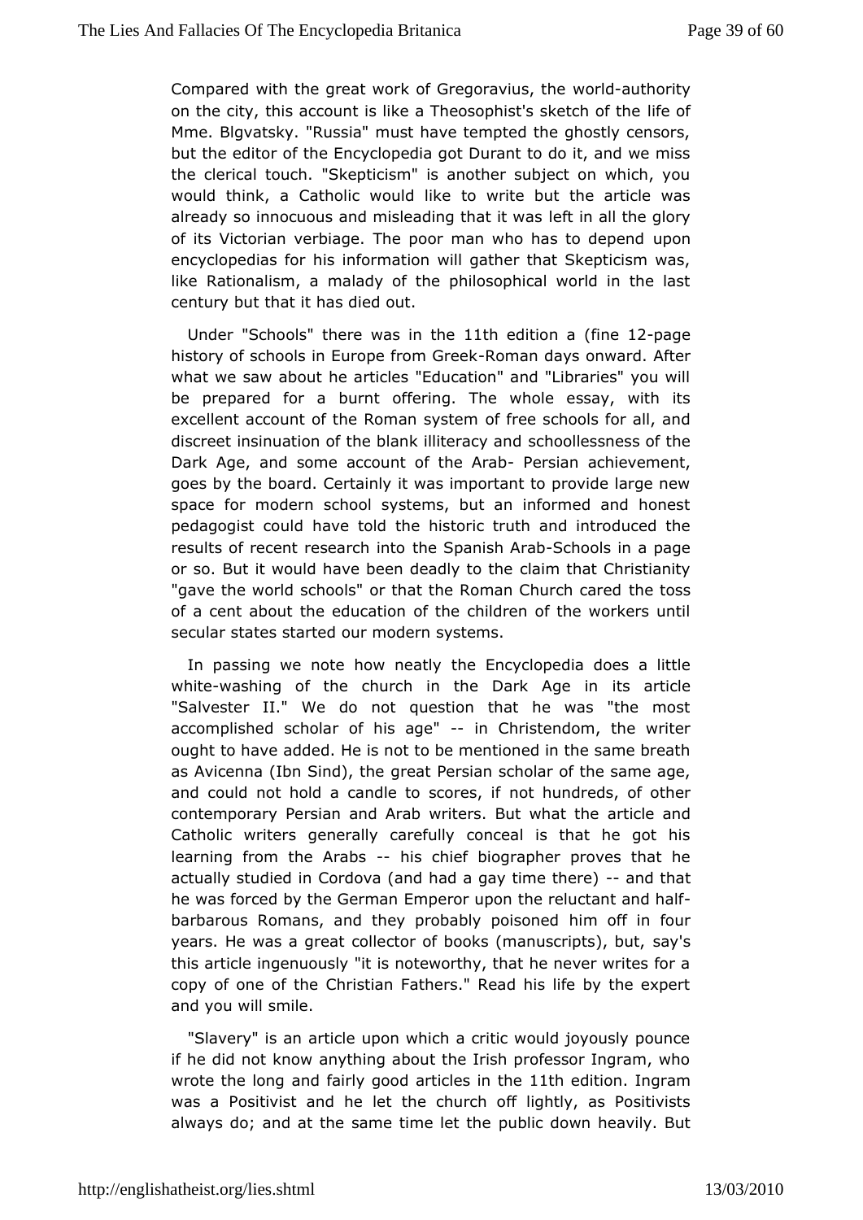Compared with the great work of Gregoravius, the world-authority on the city, this account is like a Theosophist's sketch of the life of Mme. Blgvatsky. "Russia" must have tempted the ghostly censors, but the editor of the Encyclopedia got Durant to do it, and we miss the clerical touch. "Skepticism" is another subject on which, you would think, a Catholic would like to write but the article was already so innocuous and misleading that it was left in all the glory of its Victorian verbiage. The poor man who has to depend upon encyclopedias for his information will gather that Skepticism was, like Rationalism, a malady of the philosophical world in the last century but that it has died out.

Under "Schools" there was in the 11th edition a (fine 12-page history of schools in Europe from Greek-Roman days onward. After what we saw about he articles "Education" and "Libraries" you will be prepared for a burnt offering. The whole essay, with its excellent account of the Roman system of free schools for all, and discreet insinuation of the blank illiteracy and schoollessness of the Dark Age, and some account of the Arab- Persian achievement, goes by the board. Certainly it was important to provide large new space for modern school systems, but an informed and honest pedagogist could have told the historic truth and introduced the results of recent research into the Spanish Arab-Schools in a page or so. But it would have been deadly to the claim that Christianity "gave the world schools" or that the Roman Church cared the toss of a cent about the education of the children of the workers until secular states started our modern systems.

In passing we note how neatly the Encyclopedia does a little white-washing of the church in the Dark Age in its article "Salvester II." We do not question that he was "the most accomplished scholar of his age" -- in Christendom, the writer ought to have added. He is not to be mentioned in the same breath as Avicenna (Ibn Sind), the great Persian scholar of the same age, and could not hold a candle to scores, if not hundreds, of other contemporary Persian and Arab writers. But what the article and Catholic writers generally carefully conceal is that he got his learning from the Arabs -- his chief biographer proves that he actually studied in Cordova (and had a gay time there) -- and that he was forced by the German Emperor upon the reluctant and half-barbarous Romans, and they probably poisoned him off in four years. He was a great collector of books (manuscripts), but, say's this article ingenuously "it is noteworthy, that he never writes for a copy of one of the Christian Fathers." Read his life by the expert and you will smile.

"Slavery" is an article upon which a critic would joyously pounce if he did not know anything about the Irish professor Ingram, who wrote the long and fairly good articles in the 11th edition. Ingram was a Positivist and he let the church off lightly, as Positivists always do; and at the same time let the public down heavily. But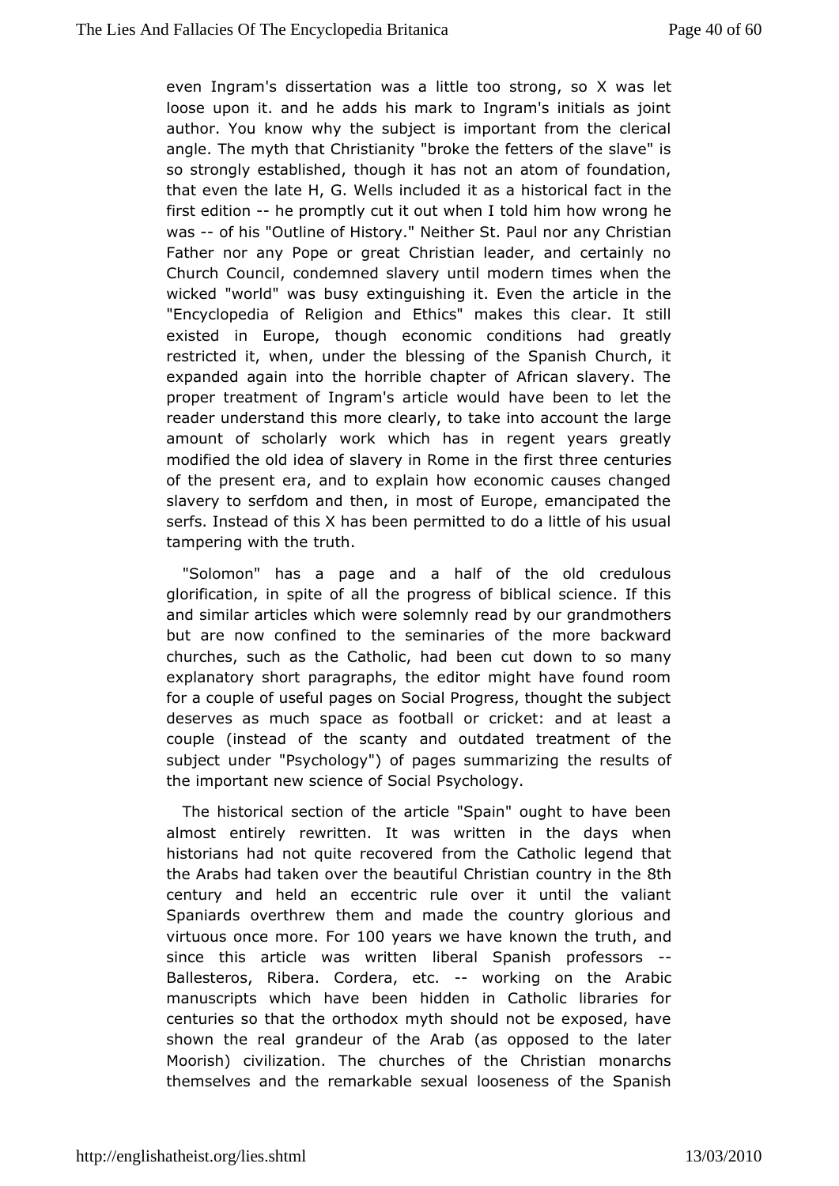even Ingram's dissertation was a little too strong, so X was let loose upon it. and he adds his mark to Ingram's initials as joint author. You know why the subject is important from the clerical angle. The myth that Christianity "broke the fetters of the slave" is so strongly established, though it has not an atom of foundation, that even the late H, G. Wells included it as a historical fact in the first edition -- he promptly cut it out when I told him how wrong he was -- of his "Outline of History." Neither St. Paul nor any Christian Father nor any Pope or great Christian leader, and certainly no Church Council, condemned slavery until modern times when the wicked "world" was busy extinguishing it. Even the article in the "Encyclopedia of Religion and Ethics" makes this clear. It still existed in Europe, though economic conditions had greatly restricted it, when, under the blessing of the Spanish Church, it expanded again into the horrible chapter of African slavery. The proper treatment of Ingram's article would have been to let the reader understand this more clearly, to take into account the large amount of scholarly work which has in regent years greatly modified the old idea of slavery in Rome in the first three centuries of the present era, and to explain how economic causes changed slavery to serfdom and then, in most of Europe, emancipated the serfs. Instead of this X has been permitted to do a little of his usual tampering with the truth.

"Solomon" has a page and a half of the old credulous glorification, in spite of all the progress of biblical science. If this and similar articles which were solemnly read by our grandmothers but are now confined to the seminaries of the more backward churches, such as the Catholic, had been cut down to so many explanatory short paragraphs, the editor might have found room for a couple of useful pages on Social Progress, thought the subject deserves as much space as football or cricket: and at least a couple (instead of the scanty and outdated treatment of the subject under "Psychology") of pages summarizing the results of the important new science of Social Psychology.

The historical section of the article "Spain" ought to have been almost entirely rewritten. It was written in the days when historians had not quite recovered from the Catholic legend that the Arabs had taken over the beautiful Christian country in the 8th century and held an eccentric rule over it until the valiant Spaniards overthrew them and made the country glorious and virtuous once more. For 100 years we have known the truth, and since this article was written liberal Spanish professors -- Ballesteros, Ribera. Cordera, etc. -- working on the Arabic manuscripts which have been hidden in Catholic libraries for centuries so that the orthodox myth should not be exposed, have shown the real grandeur of the Arab (as opposed to the later Moorish) civilization. The churches of the Christian monarchs themselves and the remarkable sexual looseness of the Spanish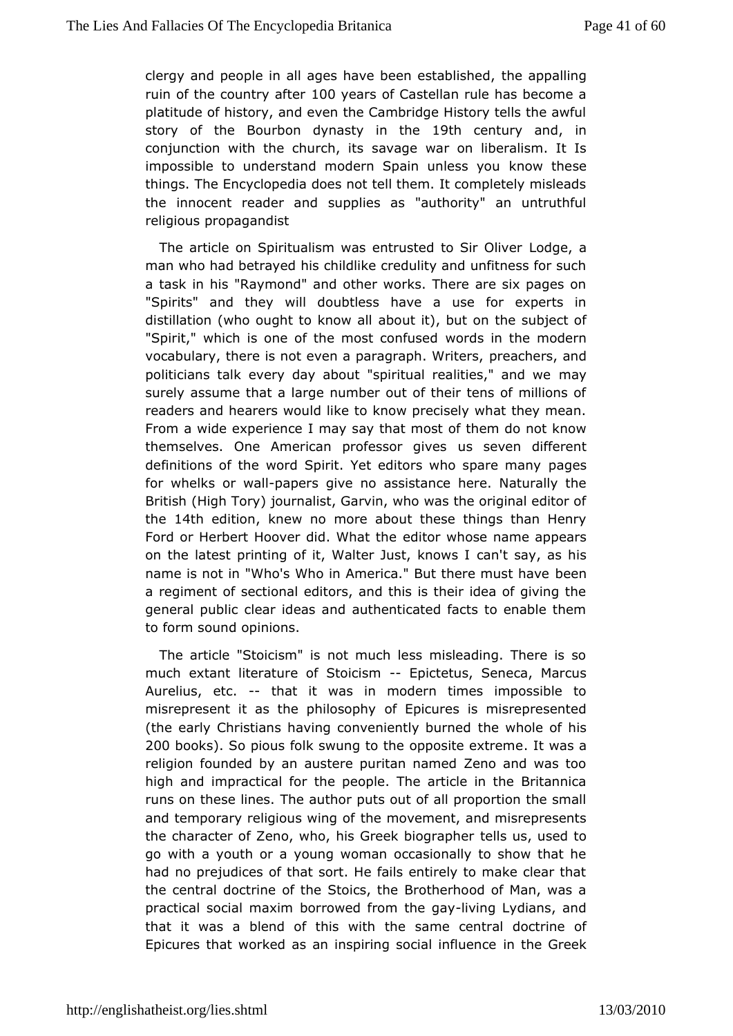clergy and people in all ages have been established, the appalling ruin of the country after 100 years of Castellan rule has become a platitude of history, and even the Cambridge History tells the awful story of the Bourbon dynasty in the 19th century and, in conjunction with the church, its savage war on liberalism. It Is impossible to understand modern Spain unless you know these things. The Encyclopedia does not tell them. It completely misleads the innocent reader and supplies as "authority" an untruthful religious propagandist

The article on Spiritualism was entrusted to Sir Oliver Lodge, a man who had betrayed his childlike credulity and unfitness for such a task in his "Raymond" and other works. There are six pages on "Spirits" and they will doubtless have a use for experts in distillation (who ought to know all about it), but on the subject of "Spirit," which is one of the most confused words in the modern vocabulary, there is not even a paragraph. Writers, preachers, and politicians talk every day about "spiritual realities," and we may surely assume that a large number out of their tens of millions of readers and hearers would like to know precisely what they mean. From a wide experience I may say that most of them do not know themselves. One American professor gives us seven different definitions of the word Spirit. Yet editors who spare many pages for whelks or wall-papers give no assistance here. Naturally the British (High Tory) journalist, Garvin, who was the original editor of the 14th edition, knew no more about these things than Henry Ford or Herbert Hoover did. What the editor whose name appears on the latest printing of it, Walter Just, knows I can't say, as his name is not in "Who's Who in America." But there must have been a regiment of sectional editors, and this is their idea of giving the general public clear ideas and authenticated facts to enable them to form sound opinions.

The article "Stoicism" is not much less misleading. There is so much extant literature of Stoicism -- Epictetus, Seneca, Marcus Aurelius, etc. -- that it was in modern times impossible to misrepresent it as the philosophy of Epicures is misrepresented (the early Christians having conveniently burned the whole of his 200 books). So pious folk swung to the opposite extreme. It was a religion founded by an austere puritan named Zeno and was too high and impractical for the people. The article in the Britannica runs on these lines. The author puts out of all proportion the small and temporary religious wing of the movement, and misrepresents the character of Zeno, who, his Greek biographer tells us, used to go with a youth or a young woman occasionally to show that he had no prejudices of that sort. He fails entirely to make clear that the central doctrine of the Stoics, the Brotherhood of Man, was a practical social maxim borrowed from the gay-living Lydians, and that it was a blend of this with the same central doctrine of Epicures that worked as an inspiring social influence in the Greek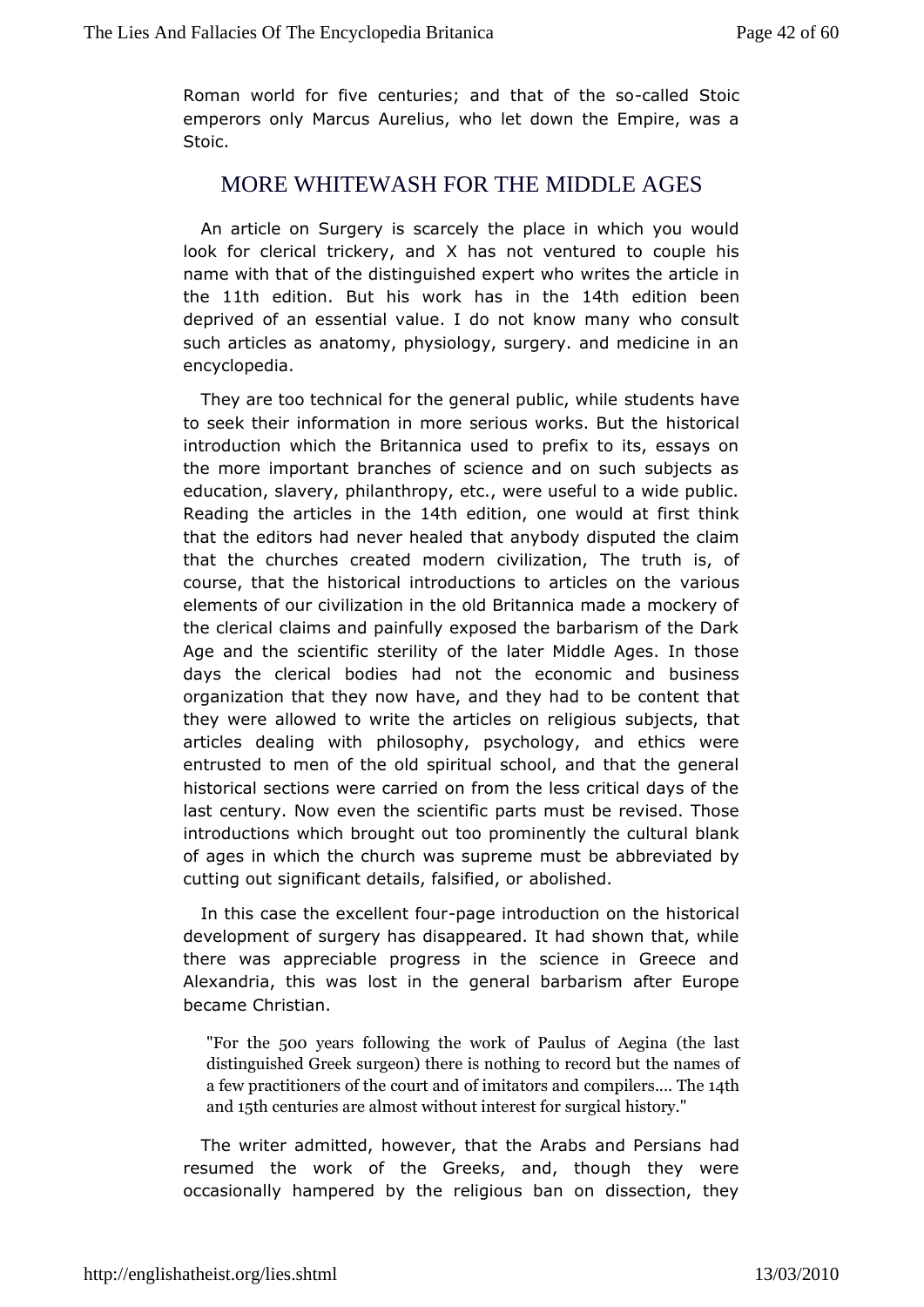Roman world for five centuries; and that of the so-called Stoic emperors only Marcus Aurelius, who let down the Empire, was a Stoic.

## MORE WHITEWASH FOR THE MIDDLE AGES

An article on Surgery is scarcely the place in which you would look for clerical trickery, and X has not ventured to couple his name with that of the distinguished expert who writes the article in the 11th edition. But his work has in the 14th edition been deprived of an essential value. I do not know many who consult such articles as anatomy, physiology, surgery. and medicine in an encyclopedia.

They are too technical for the general public, while students have to seek their information in more serious works. But the historical introduction which the Britannica used to prefix to its, essays on the more important branches of science and on such subjects as education, slavery, philanthropy, etc., were useful to a wide public. Reading the articles in the 14th edition, one would at first think that the editors had never healed that anybody disputed the claim that the churches created modern civilization, The truth is, of course, that the historical introductions to articles on the various elements of our civilization in the old Britannica made a mockery of the clerical claims and painfully exposed the barbarism of the Dark Age and the scientific sterility of the later Middle Ages. In those days the clerical bodies had not the economic and business organization that they now have, and they had to be content that they were allowed to write the articles on religious subjects, that articles dealing with philosophy, psychology, and ethics were entrusted to men of the old spiritual school, and that the general historical sections were carried on from the less critical days of the last century. Now even the scientific parts must be revised. Those introductions which brought out too prominently the cultural blank of ages in which the church was supreme must be abbreviated by cutting out significant details, falsified, or abolished.

In this case the excellent four-page introduction on the historical development of surgery has disappeared. It had shown that, while there was appreciable progress in the science in Greece and Alexandria, this was lost in the general barbarism after Europe became Christian.

> "For the 500 years following the work of Paulus of Aegina (the last distinguished Greek surgeon) there is nothing to record but the names of a few practitioners of the court and of imitators and compilers.... The 14th and 15th centuries are almost without interest for surgical history."

The writer admitted, however, that the Arabs and Persians had resumed the work of the Greeks, and, though they were occasionally hampered by the religious ban on dissection, they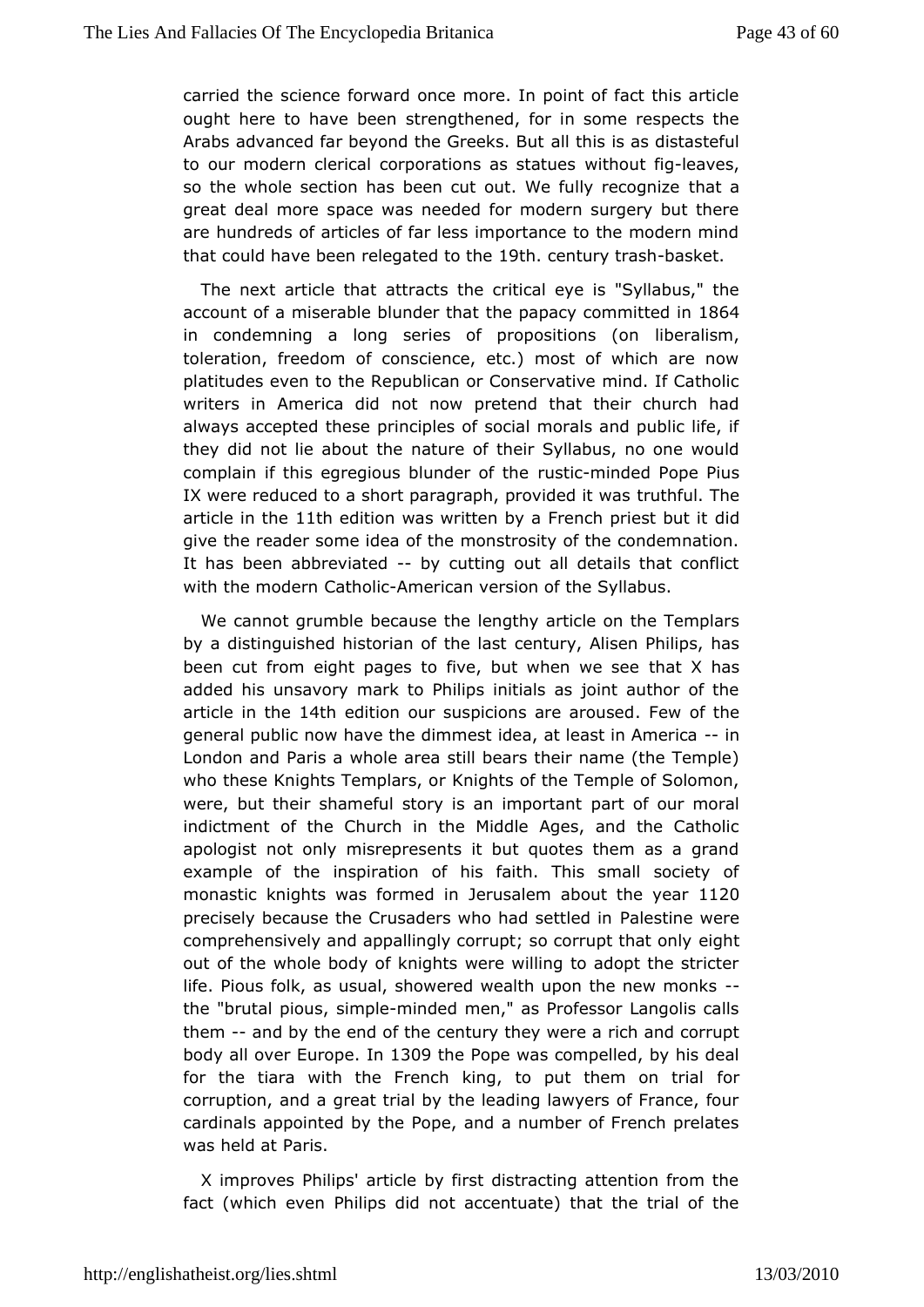carried the science forward once more. In point of fact this article ought here to have been strengthened, for in some respects the Arabs advanced far beyond the Greeks. But all this is as distasteful to our modern clerical corporations as statues without fig-leaves, so the whole section has been cut out. We fully recognize that a great deal more space was needed for modern surgery but there are hundreds of articles of far less importance to the modern mind that could have been relegated to the 19th. century trash-basket.

The next article that attracts the critical eye is "Syllabus," the account of a miserable blunder that the papacy committed in 1864 in condemning a long series of propositions (on liberalism, toleration, freedom of conscience, etc.) most of which are now platitudes even to the Republican or Conservative mind. If Catholic writers in America did not now pretend that their church had always accepted these principles of social morals and public life, if they did not lie about the nature of their Syllabus, no one would complain if this egregious blunder of the rustic-minded Pope Pius IX were reduced to a short paragraph, provided it was truthful. The article in the 11th edition was written by a French priest but it did give the reader some idea of the monstrosity of the condemnation. It has been abbreviated -- by cutting out all details that conflict with the modern Catholic-American version of the Syllabus.

We cannot grumble because the lengthy article on the Templars by a distinguished historian of the last century, Alisen Philips, has been cut from eight pages to five, but when we see that X has added his unsavory mark to Philips initials as joint author of the article in the 14th edition our suspicions are aroused. Few of the general public now have the dimmest idea, at least in America -- in London and Paris a whole area still bears their name (the Temple) who these Knights Templars, or Knights of the Temple of Solomon, were, but their shameful story is an important part of our moral indictment of the Church in the Middle Ages, and the Catholic apologist not only misrepresents it but quotes them as a grand example of the inspiration of his faith. This small society of monastic knights was formed in Jerusalem about the year 1120 precisely because the Crusaders who had settled in Palestine were comprehensively and appallingly corrupt; so corrupt that only eight out of the whole body of knights were willing to adopt the stricter life. Pious folk, as usual, showered wealth upon the new monks -- the "brutal pious, simple-minded men," as Professor Langolis calls them -- and by the end of the century they were a rich and corrupt body all over Europe. In 1309 the Pope was compelled, by his deal for the tiara with the French king, to put them on trial for corruption, and a great trial by the leading lawyers of France, four cardinals appointed by the Pope, and a number of French prelates was held at Paris.

X improves Philips' article by first distracting attention from the fact (which even Philips did not accentuate) that the trial of the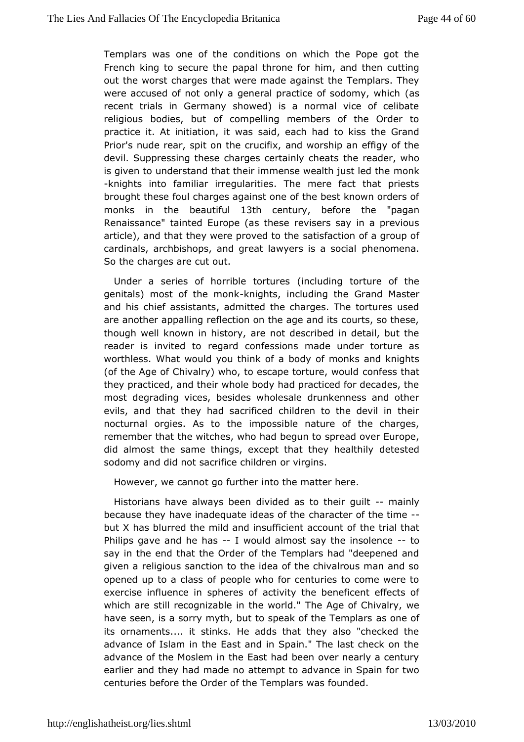Templars was one of the conditions on which the Pope got the French king to secure the papal throne for him, and then cutting out the worst charges that were made against the Templars. They were accused of not only a general practice of sodomy, which (as recent trials in Germany showed) is a normal vice of celibate religious bodies, but of compelling members of the Order to practice it. At initiation, it was said, each had to kiss the Grand Prior's nude rear, spit on the crucifix, and worship an effigy of the devil. Suppressing these charges certainly cheats the reader, who is given to understand that their immense wealth just led the monk-knights into familiar irregularities. The mere fact that priests brought these foul charges against one of the best known orders of monks in the beautiful 13th century, before the "pagan Renaissance" tainted Europe (as these revisers say in a previous article), and that they were proved to the satisfaction of a group of cardinals, archbishops, and great lawyers is a social phenomena. So the charges are cut out.

Under a series of horrible tortures (including torture of the genitals) most of the monk-knights, including the Grand Master and his chief assistants, admitted the charges. The tortures used are another appalling reflection on the age and its courts, so these, though well known in history, are not described in detail, but the reader is invited to regard confessions made under torture as worthless. What would you think of a body of monks and knights (of the Age of Chivalry) who, to escape torture, would confess that they practiced, and their whole body had practiced for decades, the most degrading vices, besides wholesale drunkenness and other evils, and that they had sacrificed children to the devil in their nocturnal orgies. As to the impossible nature of the charges, remember that the witches, who had begun to spread over Europe, did almost the same things, except that they healthily detested sodomy and did not sacrifice children or virgins.

However, we cannot go further into the matter here.

Historians have always been divided as to their guilt -- mainly because they have inadequate ideas of the character of the time -- but X has blurred the mild and insufficient account of the trial that Philips gave and he has -- I would almost say the insolence -- to say in the end that the Order of the Templars had "deepened and given a religious sanction to the idea of the chivalrous man and so opened up to a class of people who for centuries to come were to exercise influence in spheres of activity the beneficent effects of which are still recognizable in the world." The Age of Chivalry, we have seen, is a sorry myth, but to speak of the Templars as one of its ornaments.... it stinks. He adds that they also "checked the advance of Islam in the East and in Spain." The last check on the advance of the Moslem in the East had been over nearly a century earlier and they had made no attempt to advance in Spain for two centuries before the Order of the Templars was founded.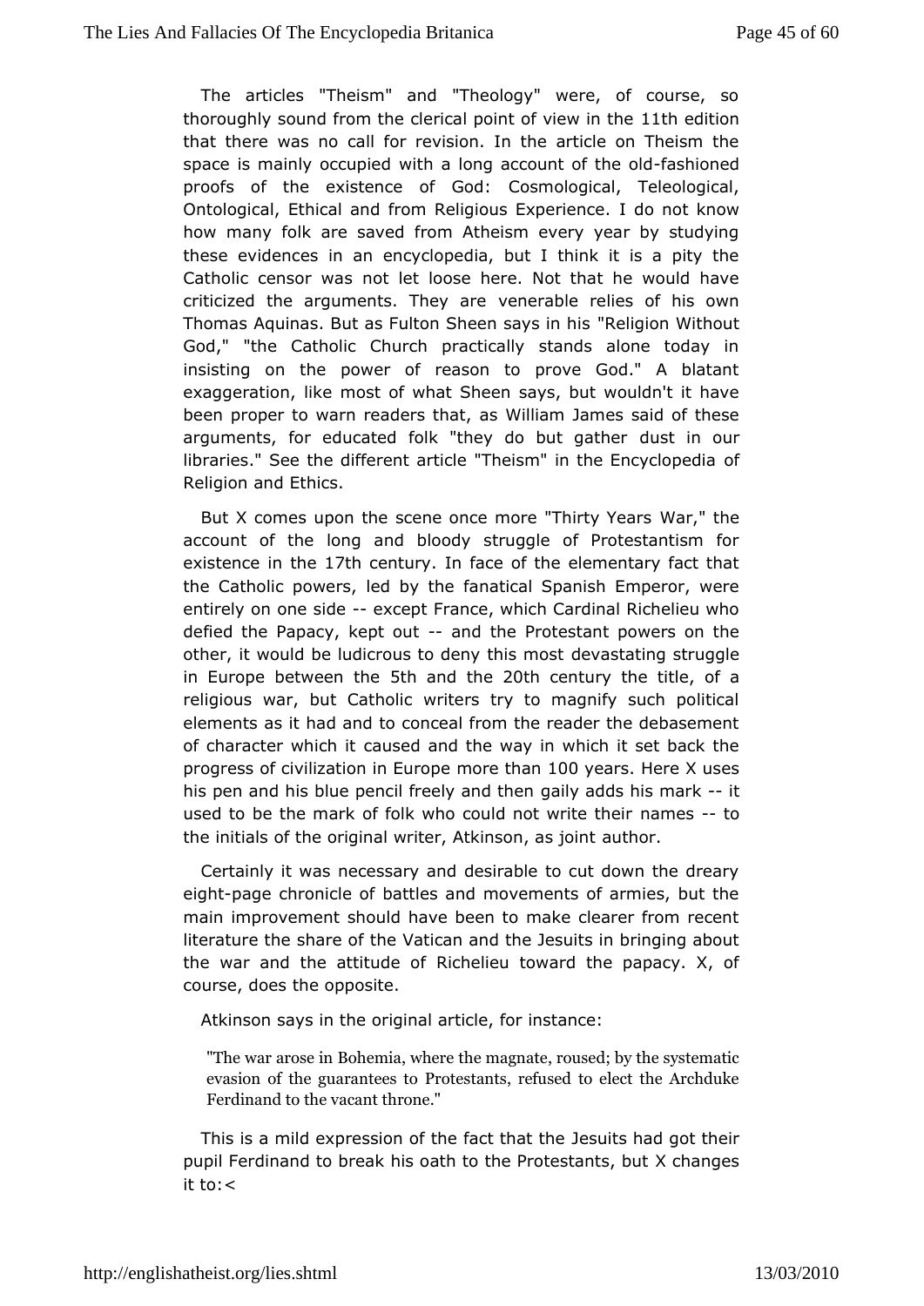The articles "Theism" and "Theology" were, of course, so thoroughly sound from the clerical point of view in the 11th edition that there was no call for revision. In the article on Theism the space is mainly occupied with a long account of the old-fashioned proofs of the existence of God: Cosmological, Teleological, Ontological, Ethical and from Religious Experience. I do not know how many folk are saved from Atheism every year by studying these evidences in an encyclopedia, but I think it is a pity the Catholic censor was not let loose here. Not that he would have criticized the arguments. They are venerable relies of his own Thomas Aquinas. But as Fulton Sheen says in his "Religion Without God," "the Catholic Church practically stands alone today in insisting on the power of reason to prove God." A blatant exaggeration, like most of what Sheen says, but wouldn't it have been proper to warn readers that, as William James said of these arguments, for educated folk "they do but gather dust in our libraries." See the different article "Theism" in the Encyclopedia of Religion and Ethics.

But X comes upon the scene once more "Thirty Years War," the account of the long and bloody struggle of Protestantism for existence in the 17th century. In face of the elementary fact that the Catholic powers, led by the fanatical Spanish Emperor, were entirely on one side -- except France, which Cardinal Richelieu who defied the Papacy, kept out -- and the Protestant powers on the other, it would be ludicrous to deny this most devastating struggle in Europe between the 5th and the 20th century the title, of a religious war, but Catholic writers try to magnify such political elements as it had and to conceal from the reader the debasement of character which it caused and the way in which it set back the progress of civilization in Europe more than 100 years. Here X uses his pen and his blue pencil freely and then gaily adds his mark -- it used to be the mark of folk who could not write their names -- to the initials of the original writer, Atkinson, as joint author.

Certainly it was necessary and desirable to cut down the dreary eight-page chronicle of battles and movements of armies, but the main improvement should have been to make clearer from recent literature the share of the Vatican and the Jesuits in bringing about the war and the attitude of Richelieu toward the papacy. X, of course, does the opposite.

Atkinson says in the original article, for instance:

> "The war arose in Bohemia, where the magnate, roused; by the systematic evasion of the guarantees to Protestants, refused to elect the Archduke Ferdinand to the vacant throne."

This is a mild expression of the fact that the Jesuits had got their pupil Ferdinand to break his oath to the Protestants, but X changes it to:<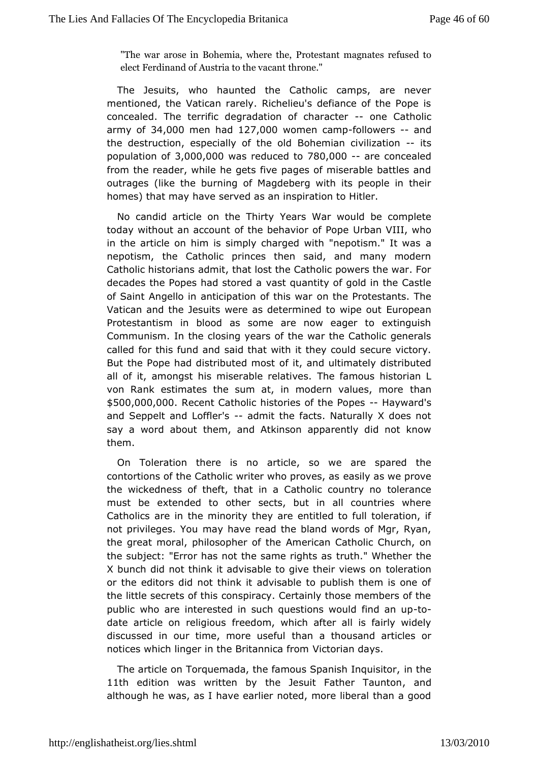"The war arose in Bohemia, where the, Protestant magnates refused to elect Ferdinand of Austria to the vacant throne."

The Jesuits, who haunted the Catholic camps, are never mentioned, the Vatican rarely. Richelieu's defiance of the Pope is concealed. The terrific degradation of character -- one Catholic army of 34,000 men had 127,000 women camp-followers -- and the destruction, especially of the old Bohemian civilization -- its population of 3,000,000 was reduced to 780,000 -- are concealed from the reader, while he gets five pages of miserable battles and outrages (like the burning of Magdeberg with its people in their homes) that may have served as an inspiration to Hitler.

No candid article on the Thirty Years War would be complete today without an account of the behavior of Pope Urban VIII, who in the article on him is simply charged with "nepotism." It was a nepotism, the Catholic princes then said, and many modern Catholic historians admit, that lost the Catholic powers the war. For decades the Popes had stored a vast quantity of gold in the Castle of Saint Angello in anticipation of this war on the Protestants. The Vatican and the Jesuits were as determined to wipe out European Protestantism in blood as some are now eager to extinguish Communism. In the closing years of the war the Catholic generals called for this fund and said that with it they could secure victory. But the Pope had distributed most of it, and ultimately distributed all of it, amongst his miserable relatives. The famous historian L von Rank estimates the sum at, in modern values, more than $500,000,000. Recent Catholic histories of the Popes -- Hayward's and Seppelt and Loffler's -- admit the facts. Naturally X does not say a word about them, and Atkinson apparently did not know them.

On Toleration there is no article, so we are spared the contortions of the Catholic writer who proves, as easily as we prove the wickedness of theft, that in a Catholic country no tolerance must be extended to other sects, but in all countries where Catholics are in the minority they are entitled to full toleration, if not privileges. You may have read the bland words of Mgr, Ryan, the great moral, philosopher of the American Catholic Church, on the subject: "Error has not the same rights as truth." Whether the X bunch did not think it advisable to give their views on toleration or the editors did not think it advisable to publish them is one of the little secrets of this conspiracy. Certainly those members of the public who are interested in such questions would find an up-to-date article on religious freedom, which after all is fairly widely discussed in our time, more useful than a thousand articles or notices which linger in the Britannica from Victorian days.

The article on Torquemada, the famous Spanish Inquisitor, in the 11th edition was written by the Jesuit Father Taunton, and although he was, as I have earlier noted, more liberal than a good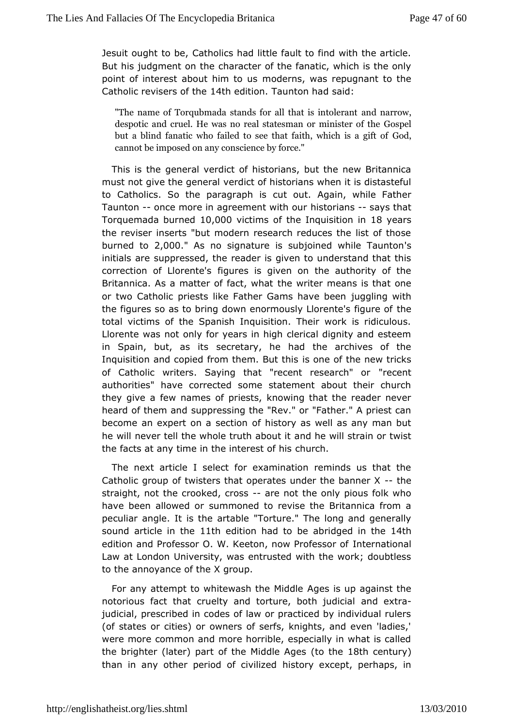Jesuit ought to be, Catholics had little fault to find with the article. But his judgment on the character of the fanatic, which is the only point of interest about him to us moderns, was repugnant to the Catholic revisers of the 14th edition. Taunton had said:

> "The name of Torqubmada stands for all that is intolerant and narrow, despotic and cruel. He was no real statesman or minister of the Gospel but a blind fanatic who failed to see that faith, which is a gift of God, cannot be imposed on any conscience by force."

This is the general verdict of historians, but the new Britannica must not give the general verdict of historians when it is distasteful to Catholics. So the paragraph is cut out. Again, while Father Taunton -- once more in agreement with our historians -- says that Torquemada burned 10,000 victims of the Inquisition in 18 years the reviser inserts "but modern research reduces the list of those burned to 2,000." As no signature is subjoined while Taunton's initials are suppressed, the reader is given to understand that this correction of Llorente's figures is given on the authority of the Britannica. As a matter of fact, what the writer means is that one or two Catholic priests like Father Gams have been juggling with the figures so as to bring down enormously Llorente's figure of the total victims of the Spanish Inquisition. Their work is ridiculous. Llorente was not only for years in high clerical dignity and esteem in Spain, but, as its secretary, he had the archives of the Inquisition and copied from them. But this is one of the new tricks of Catholic writers. Saying that "recent research" or "recent authorities" have corrected some statement about their church they give a few names of priests, knowing that the reader never heard of them and suppressing the "Rev." or "Father." A priest can become an expert on a section of history as well as any man but he will never tell the whole truth about it and he will strain or twist the facts at any time in the interest of his church.

The next article I select for examination reminds us that the Catholic group of twisters that operates under the banner X -- the straight, not the crooked, cross -- are not the only pious folk who have been allowed or summoned to revise the Britannica from a peculiar angle. It is the artable "Torture." The long and generally sound article in the 11th edition had to be abridged in the 14th edition and Professor O. W. Keeton, now Professor of International Law at London University, was entrusted with the work; doubtless to the annoyance of the X group.

For any attempt to whitewash the Middle Ages is up against the notorious fact that cruelty and torture, both judicial and extra-judicial, prescribed in codes of law or practiced by individual rulers (of states or cities) or owners of serfs, knights, and even 'ladies,' were more common and more horrible, especially in what is called the brighter (later) part of the Middle Ages (to the 18th century) than in any other period of civilized history except, perhaps, in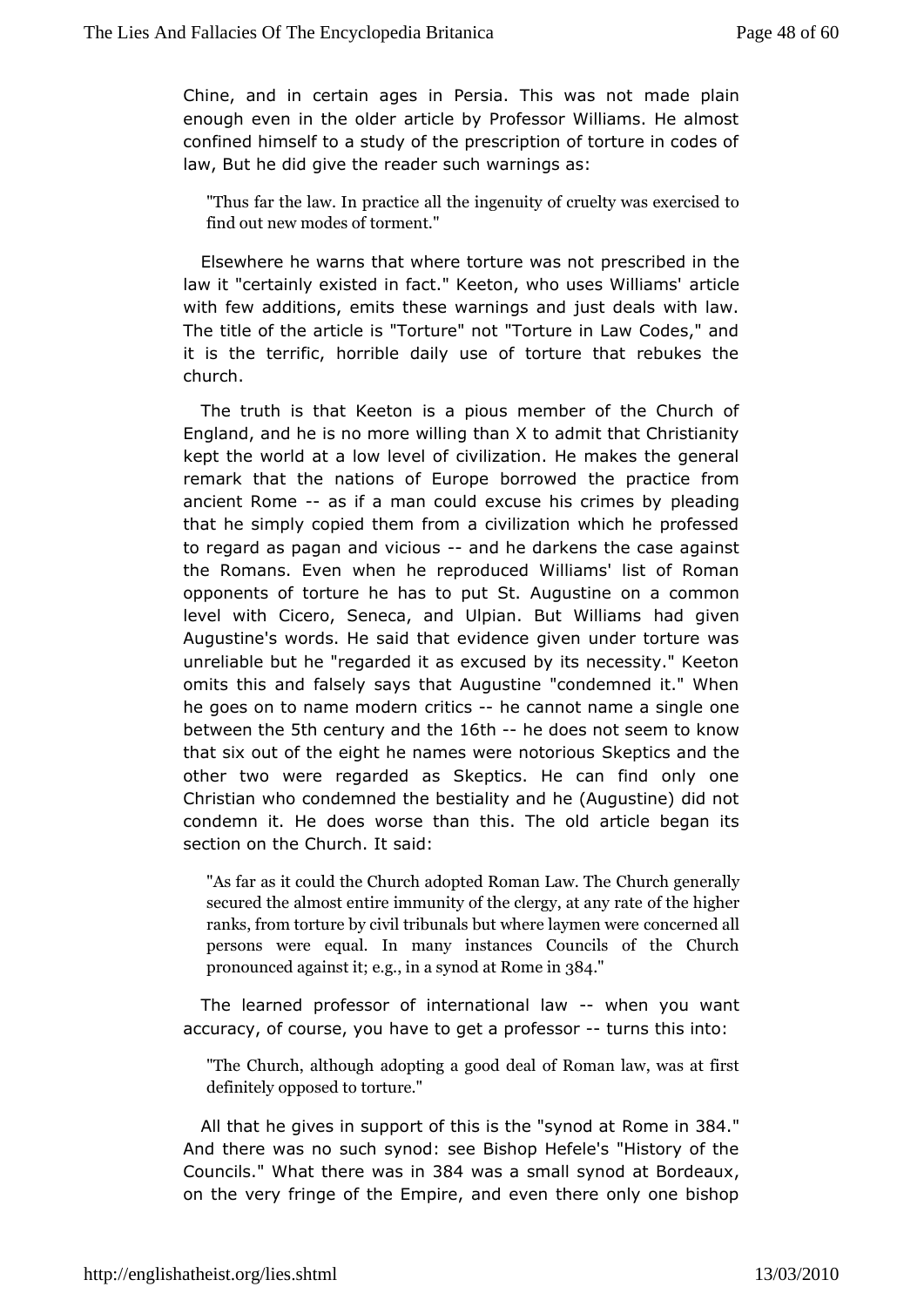Chine, and in certain ages in Persia. This was not made plain enough even in the older article by Professor Williams. He almost confined himself to a study of the prescription of torture in codes of law, But he did give the reader such warnings as:

> "Thus far the law. In practice all the ingenuity of cruelty was exercised to find out new modes of torment."

Elsewhere he warns that where torture was not prescribed in the law it "certainly existed in fact." Keeton, who uses Williams' article with few additions, emits these warnings and just deals with law. The title of the article is "Torture" not "Torture in Law Codes," and it is the terrific, horrible daily use of torture that rebukes the church.

The truth is that Keeton is a pious member of the Church of England, and he is no more willing than X to admit that Christianity kept the world at a low level of civilization. He makes the general remark that the nations of Europe borrowed the practice from ancient Rome -- as if a man could excuse his crimes by pleading that he simply copied them from a civilization which he professed to regard as pagan and vicious -- and he darkens the case against the Romans. Even when he reproduced Williams' list of Roman opponents of torture he has to put St. Augustine on a common level with Cicero, Seneca, and Ulpian. But Williams had given Augustine's words. He said that evidence given under torture was unreliable but he "regarded it as excused by its necessity." Keeton omits this and falsely says that Augustine "condemned it." When he goes on to name modern critics -- he cannot name a single one between the 5th century and the 16th -- he does not seem to know that six out of the eight he names were notorious Skeptics and the other two were regarded as Skeptics. He can find only one Christian who condemned the bestiality and he (Augustine) did not condemn it. He does worse than this. The old article began its section on the Church. It said:

> "As far as it could the Church adopted Roman Law. The Church generally secured the almost entire immunity of the clergy, at any rate of the higher ranks, from torture by civil tribunals but where laymen were concerned all persons were equal. In many instances Councils of the Church pronounced against it; e.g., in a synod at Rome in 384."

The learned professor of international law -- when you want accuracy, of course, you have to get a professor -- turns this into:

> "The Church, although adopting a good deal of Roman law, was at first definitely opposed to torture."

All that he gives in support of this is the "synod at Rome in 384." And there was no such synod: see Bishop Hefele's "History of the Councils." What there was in 384 was a small synod at Bordeaux, on the very fringe of the Empire, and even there only one bishop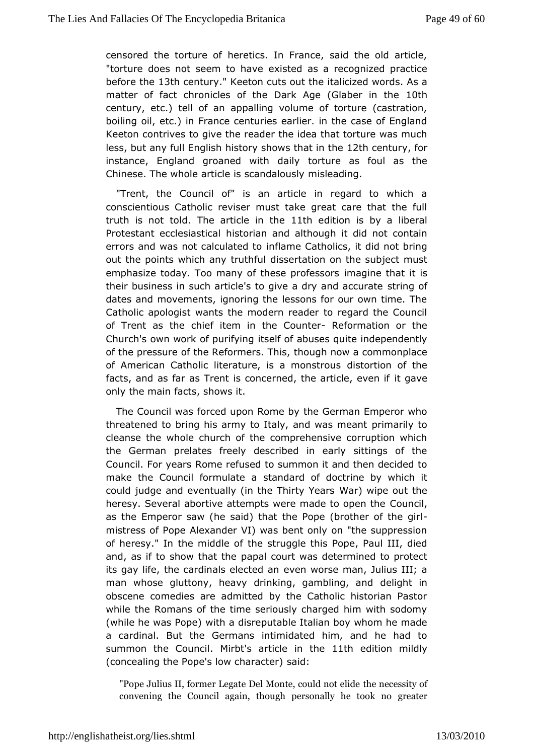censored the torture of heretics. In France, said the old article, "torture does not seem to have existed as a recognized practice before the 13th century." Keeton cuts out the italicized words. As a matter of fact chronicles of the Dark Age (Glaber in the 10th century, etc.) tell of an appalling volume of torture (castration, boiling oil, etc.) in France centuries earlier. in the case of England Keeton contrives to give the reader the idea that torture was much less, but any full English history shows that in the 12th century, for instance, England groaned with daily torture as foul as the Chinese. The whole article is scandalously misleading.

"Trent, the Council of" is an article in regard to which a conscientious Catholic reviser must take great care that the full truth is not told. The article in the 11th edition is by a liberal Protestant ecclesiastical historian and although it did not contain errors and was not calculated to inflame Catholics, it did not bring out the points which any truthful dissertation on the subject must emphasize today. Too many of these professors imagine that it is their business in such article's to give a dry and accurate string of dates and movements, ignoring the lessons for our own time. The Catholic apologist wants the modern reader to regard the Council of Trent as the chief item in the Counter- Reformation or the Church's own work of purifying itself of abuses quite independently of the pressure of the Reformers. This, though now a commonplace of American Catholic literature, is a monstrous distortion of the facts, and as far as Trent is concerned, the article, even if it gave only the main facts, shows it.

The Council was forced upon Rome by the German Emperor who threatened to bring his army to Italy, and was meant primarily to cleanse the whole church of the comprehensive corruption which the German prelates freely described in early sittings of the Council. For years Rome refused to summon it and then decided to make the Council formulate a standard of doctrine by which it could judge and eventually (in the Thirty Years War) wipe out the heresy. Several abortive attempts were made to open the Council, as the Emperor saw (he said) that the Pope (brother of the girl-mistress of Pope Alexander VI) was bent only on "the suppression of heresy." In the middle of the struggle this Pope, Paul III, died and, as if to show that the papal court was determined to protect its gay life, the cardinals elected an even worse man, Julius III; a man whose gluttony, heavy drinking, gambling, and delight in obscene comedies are admitted by the Catholic historian Pastor while the Romans of the time seriously charged him with sodomy (while he was Pope) with a disreputable Italian boy whom he made a cardinal. But the Germans intimidated him, and he had to summon the Council. Mirbt's article in the 11th edition mildly (concealing the Pope's low character) said:

> "Pope Julius II, former Legate Del Monte, could not elide the necessity of convening the Council again, though personally he took no greater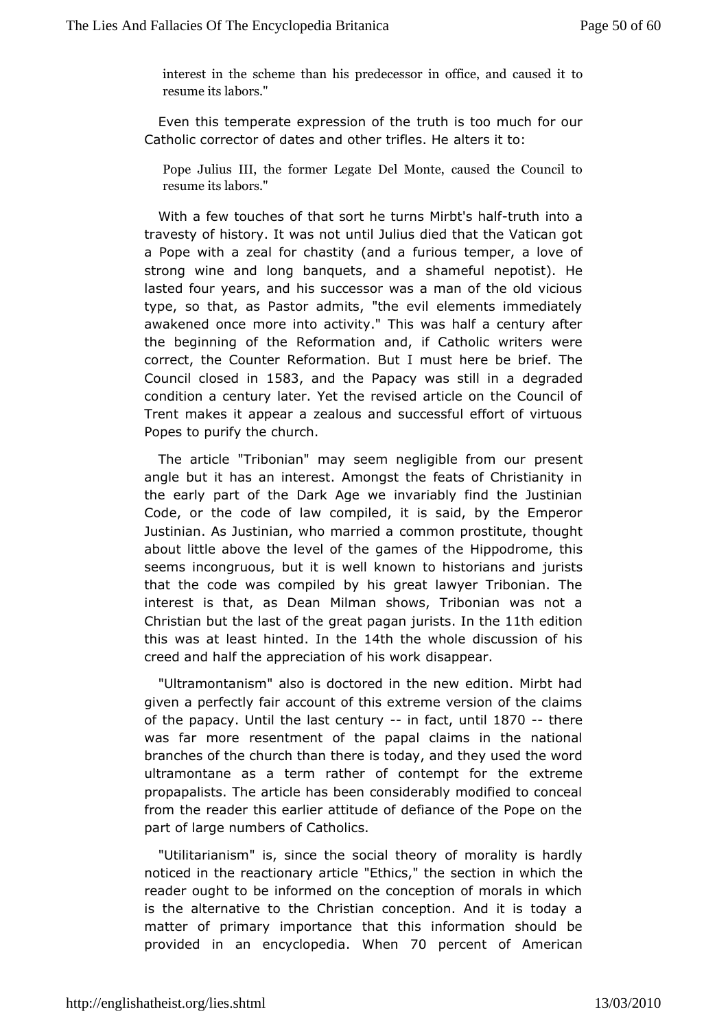> interest in the scheme than his predecessor in office, and caused it to resume its labors."

Even this temperate expression of the truth is too much for our Catholic corrector of dates and other trifles. He alters it to:

> Pope Julius III, the former Legate Del Monte, caused the Council to resume its labors."

With a few touches of that sort he turns Mirbt's half-truth into a travesty of history. It was not until Julius died that the Vatican got a Pope with a zeal for chastity (and a furious temper, a love of strong wine and long banquets, and a shameful nepotist). He lasted four years, and his successor was a man of the old vicious type, so that, as Pastor admits, "the evil elements immediately awakened once more into activity." This was half a century after the beginning of the Reformation and, if Catholic writers were correct, the Counter Reformation. But I must here be brief. The Council closed in 1583, and the Papacy was still in a degraded condition a century later. Yet the revised article on the Council of Trent makes it appear a zealous and successful effort of virtuous Popes to purify the church.

The article "Tribonian" may seem negligible from our present angle but it has an interest. Amongst the feats of Christianity in the early part of the Dark Age we invariably find the Justinian Code, or the code of law compiled, it is said, by the Emperor Justinian. As Justinian, who married a common prostitute, thought about little above the level of the games of the Hippodrome, this seems incongruous, but it is well known to historians and jurists that the code was compiled by his great lawyer Tribonian. The interest is that, as Dean Milman shows, Tribonian was not a Christian but the last of the great pagan jurists. In the 11th edition this was at least hinted. In the 14th the whole discussion of his creed and half the appreciation of his work disappear.

"Ultramontanism" also is doctored in the new edition. Mirbt had given a perfectly fair account of this extreme version of the claims of the papacy. Until the last century -- in fact, until 1870 -- there was far more resentment of the papal claims in the national branches of the church than there is today, and they used the word ultramontane as a term rather of contempt for the extreme propapalists. The article has been considerably modified to conceal from the reader this earlier attitude of defiance of the Pope on the part of large numbers of Catholics.

"Utilitarianism" is, since the social theory of morality is hardly noticed in the reactionary article "Ethics," the section in which the reader ought to be informed on the conception of morals in which is the alternative to the Christian conception. And it is today a matter of primary importance that this information should be provided in an encyclopedia. When 70 percent of American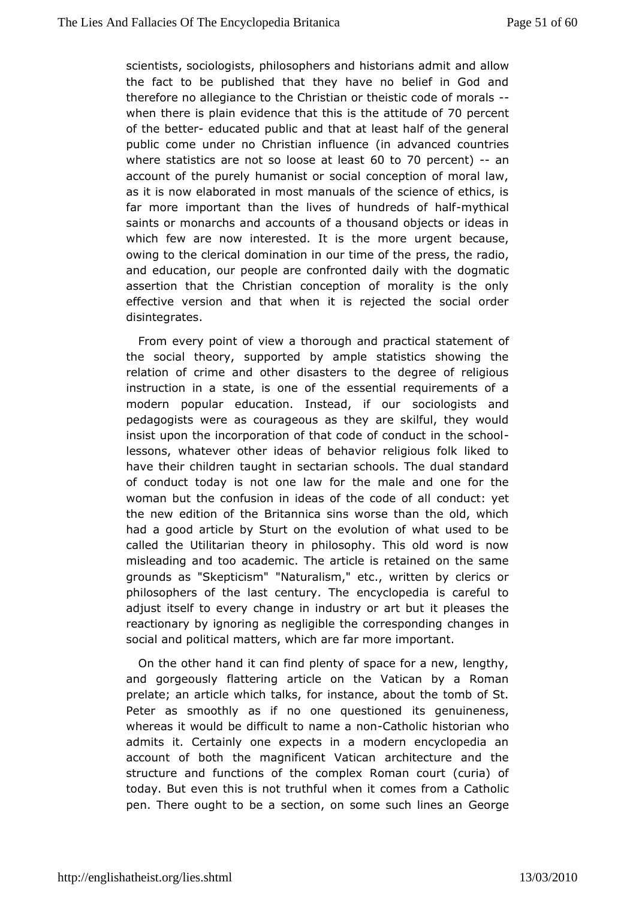scientists, sociologists, philosophers and historians admit and allow the fact to be published that they have no belief in God and therefore no allegiance to the Christian or theistic code of morals -- when there is plain evidence that this is the attitude of 70 percent of the better- educated public and that at least half of the general public come under no Christian influence (in advanced countries where statistics are not so loose at least 60 to 70 percent) -- an account of the purely humanist or social conception of moral law, as it is now elaborated in most manuals of the science of ethics, is far more important than the lives of hundreds of half-mythical saints or monarchs and accounts of a thousand objects or ideas in which few are now interested. It is the more urgent because, owing to the clerical domination in our time of the press, the radio, and education, our people are confronted daily with the dogmatic assertion that the Christian conception of morality is the only effective version and that when it is rejected the social order disintegrates.

From every point of view a thorough and practical statement of the social theory, supported by ample statistics showing the relation of crime and other disasters to the degree of religious instruction in a state, is one of the essential requirements of a modern popular education. Instead, if our sociologists and pedagogists were as courageous as they are skilful, they would insist upon the incorporation of that code of conduct in the school-lessons, whatever other ideas of behavior religious folk liked to have their children taught in sectarian schools. The dual standard of conduct today is not one law for the male and one for the woman but the confusion in ideas of the code of all conduct: yet the new edition of the Britannica sins worse than the old, which had a good article by Sturt on the evolution of what used to be called the Utilitarian theory in philosophy. This old word is now misleading and too academic. The article is retained on the same grounds as "Skepticism" "Naturalism," etc., written by clerics or philosophers of the last century. The encyclopedia is careful to adjust itself to every change in industry or art but it pleases the reactionary by ignoring as negligible the corresponding changes in social and political matters, which are far more important.

On the other hand it can find plenty of space for a new, lengthy, and gorgeously flattering article on the Vatican by a Roman prelate; an article which talks, for instance, about the tomb of St. Peter as smoothly as if no one questioned its genuineness, whereas it would be difficult to name a non-Catholic historian who admits it. Certainly one expects in a modern encyclopedia an account of both the magnificent Vatican architecture and the structure and functions of the complex Roman court (curia) of today. But even this is not truthful when it comes from a Catholic pen. There ought to be a section, on some such lines an George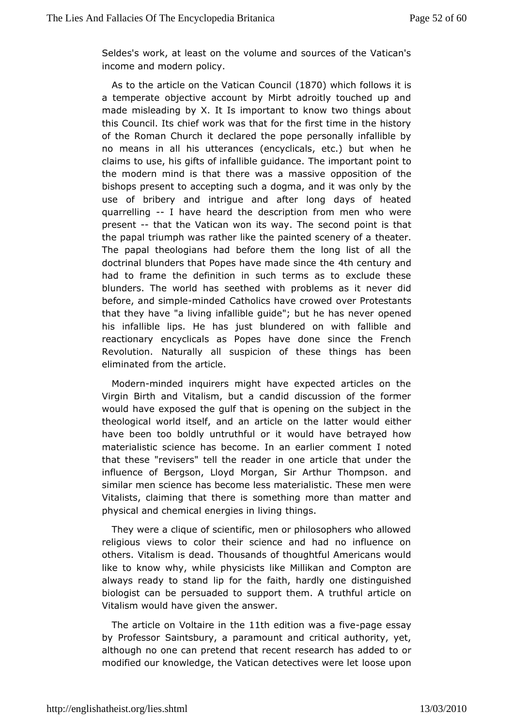Seldes's work, at least on the volume and sources of the Vatican's income and modern policy.

As to the article on the Vatican Council (1870) which follows it is a temperate objective account by Mirbt adroitly touched up and made misleading by X. It Is important to know two things about this Council. Its chief work was that for the first time in the history of the Roman Church it declared the pope personally infallible by no means in all his utterances (encyclicals, etc.) but when he claims to use, his gifts of infallible guidance. The important point to the modern mind is that there was a massive opposition of the bishops present to accepting such a dogma, and it was only by the use of bribery and intrigue and after long days of heated quarrelling -- I have heard the description from men who were present -- that the Vatican won its way. The second point is that the papal triumph was rather like the painted scenery of a theater. The papal theologians had before them the long list of all the doctrinal blunders that Popes have made since the 4th century and had to frame the definition in such terms as to exclude these blunders. The world has seethed with problems as it never did before, and simple-minded Catholics have crowed over Protestants that they have "a living infallible guide"; but he has never opened his infallible lips. He has just blundered on with fallible and reactionary encyclicals as Popes have done since the French Revolution. Naturally all suspicion of these things has been eliminated from the article.

Modern-minded inquirers might have expected articles on the Virgin Birth and Vitalism, but a candid discussion of the former would have exposed the gulf that is opening on the subject in the theological world itself, and an article on the latter would either have been too boldly untruthful or it would have betrayed how materialistic science has become. In an earlier comment I noted that these "revisers" tell the reader in one article that under the influence of Bergson, Lloyd Morgan, Sir Arthur Thompson. and similar men science has become less materialistic. These men were Vitalists, claiming that there is something more than matter and physical and chemical energies in living things.

They were a clique of scientific, men or philosophers who allowed religious views to color their science and had no influence on others. Vitalism is dead. Thousands of thoughtful Americans would like to know why, while physicists like Millikan and Compton are always ready to stand lip for the faith, hardly one distinguished biologist can be persuaded to support them. A truthful article on Vitalism would have given the answer.

The article on Voltaire in the 11th edition was a five-page essay by Professor Saintsbury, a paramount and critical authority, yet, although no one can pretend that recent research has added to or modified our knowledge, the Vatican detectives were let loose upon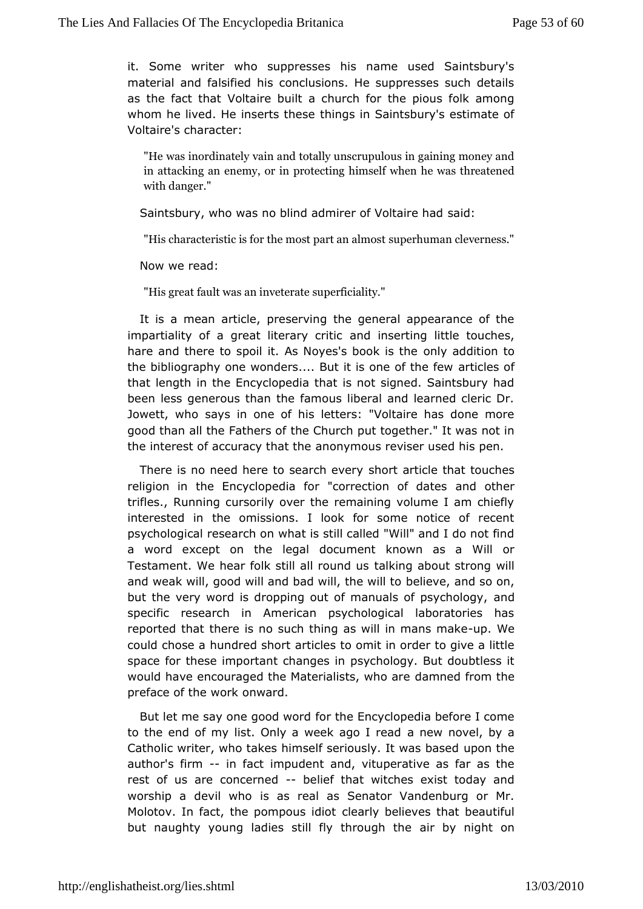it. Some writer who suppresses his name used Saintsbury's material and falsified his conclusions. He suppresses such details as the fact that Voltaire built a church for the pious folk among whom he lived. He inserts these things in Saintsbury's estimate of Voltaire's character:

> "He was inordinately vain and totally unscrupulous in gaining money and in attacking an enemy, or in protecting himself when he was threatened with danger."

Saintsbury, who was no blind admirer of Voltaire had said:

> "His characteristic is for the most part an almost superhuman cleverness."

Now we read:

> "His great fault was an inveterate superficiality."

It is a mean article, preserving the general appearance of the impartiality of a great literary critic and inserting little touches, hare and there to spoil it. As Noyes's book is the only addition to the bibliography one wonders.... But it is one of the few articles of that length in the Encyclopedia that is not signed. Saintsbury had been less generous than the famous liberal and learned cleric Dr. Jowett, who says in one of his letters: "Voltaire has done more good than all the Fathers of the Church put together." It was not in the interest of accuracy that the anonymous reviser used his pen.

There is no need here to search every short article that touches religion in the Encyclopedia for "correction of dates and other trifles., Running cursorily over the remaining volume I am chiefly interested in the omissions. I look for some notice of recent psychological research on what is still called "Will" and I do not find a word except on the legal document known as a Will or Testament. We hear folk still all round us talking about strong will and weak will, good will and bad will, the will to believe, and so on, but the very word is dropping out of manuals of psychology, and specific research in American psychological laboratories has reported that there is no such thing as will in mans make-up. We could chose a hundred short articles to omit in order to give a little space for these important changes in psychology. But doubtless it would have encouraged the Materialists, who are damned from the preface of the work onward.

But let me say one good word for the Encyclopedia before I come to the end of my list. Only a week ago I read a new novel, by a Catholic writer, who takes himself seriously. It was based upon the author's firm -- in fact impudent and, vituperative as far as the rest of us are concerned -- belief that witches exist today and worship a devil who is as real as Senator Vandenburg or Mr. Molotov. In fact, the pompous idiot clearly believes that beautiful but naughty young ladies still fly through the air by night on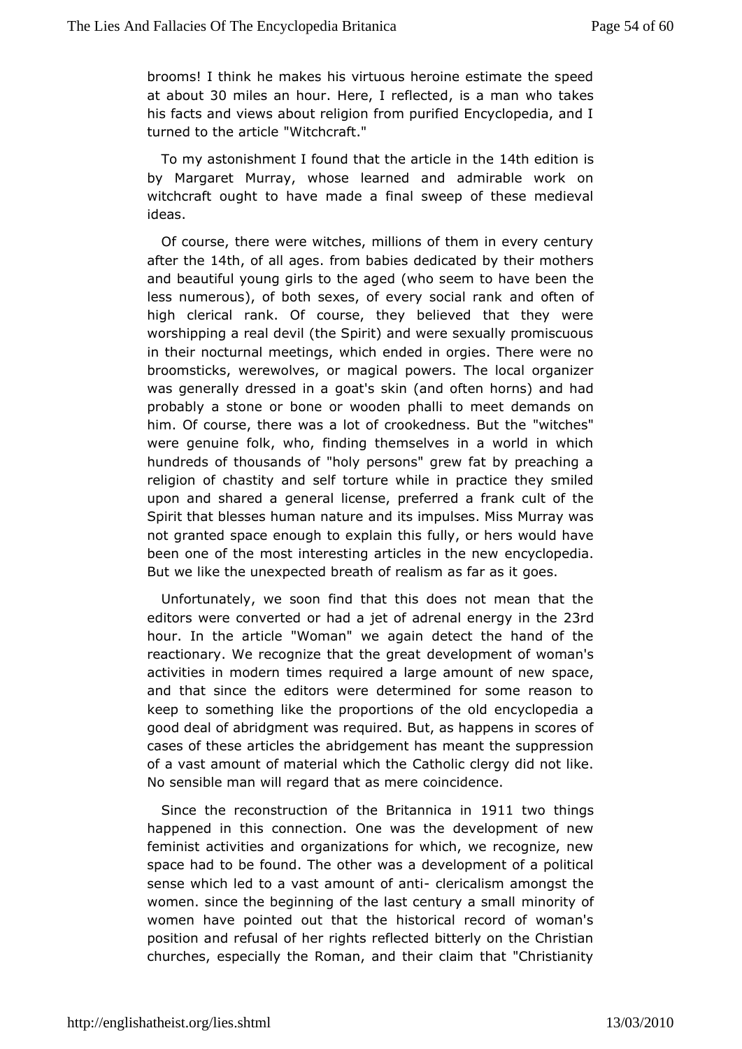brooms! I think he makes his virtuous heroine estimate the speed at about 30 miles an hour. Here, I reflected, is a man who takes his facts and views about religion from purified Encyclopedia, and I turned to the article "Witchcraft."

To my astonishment I found that the article in the 14th edition is by Margaret Murray, whose learned and admirable work on witchcraft ought to have made a final sweep of these medieval ideas.

Of course, there were witches, millions of them in every century after the 14th, of all ages. from babies dedicated by their mothers and beautiful young girls to the aged (who seem to have been the less numerous), of both sexes, of every social rank and often of high clerical rank. Of course, they believed that they were worshipping a real devil (the Spirit) and were sexually promiscuous in their nocturnal meetings, which ended in orgies. There were no broomsticks, werewolves, or magical powers. The local organizer was generally dressed in a goat's skin (and often horns) and had probably a stone or bone or wooden phalli to meet demands on him. Of course, there was a lot of crookedness. But the "witches" were genuine folk, who, finding themselves in a world in which hundreds of thousands of "holy persons" grew fat by preaching a religion of chastity and self torture while in practice they smiled upon and shared a general license, preferred a frank cult of the Spirit that blesses human nature and its impulses. Miss Murray was not granted space enough to explain this fully, or hers would have been one of the most interesting articles in the new encyclopedia. But we like the unexpected breath of realism as far as it goes.

Unfortunately, we soon find that this does not mean that the editors were converted or had a jet of adrenal energy in the 23rd hour. In the article "Woman" we again detect the hand of the reactionary. We recognize that the great development of woman's activities in modern times required a large amount of new space, and that since the editors were determined for some reason to keep to something like the proportions of the old encyclopedia a good deal of abridgment was required. But, as happens in scores of cases of these articles the abridgement has meant the suppression of a vast amount of material which the Catholic clergy did not like. No sensible man will regard that as mere coincidence.

Since the reconstruction of the Britannica in 1911 two things happened in this connection. One was the development of new feminist activities and organizations for which, we recognize, new space had to be found. The other was a development of a political sense which led to a vast amount of anti- clericalism amongst the women. since the beginning of the last century a small minority of women have pointed out that the historical record of woman's position and refusal of her rights reflected bitterly on the Christian churches, especially the Roman, and their claim that "Christianity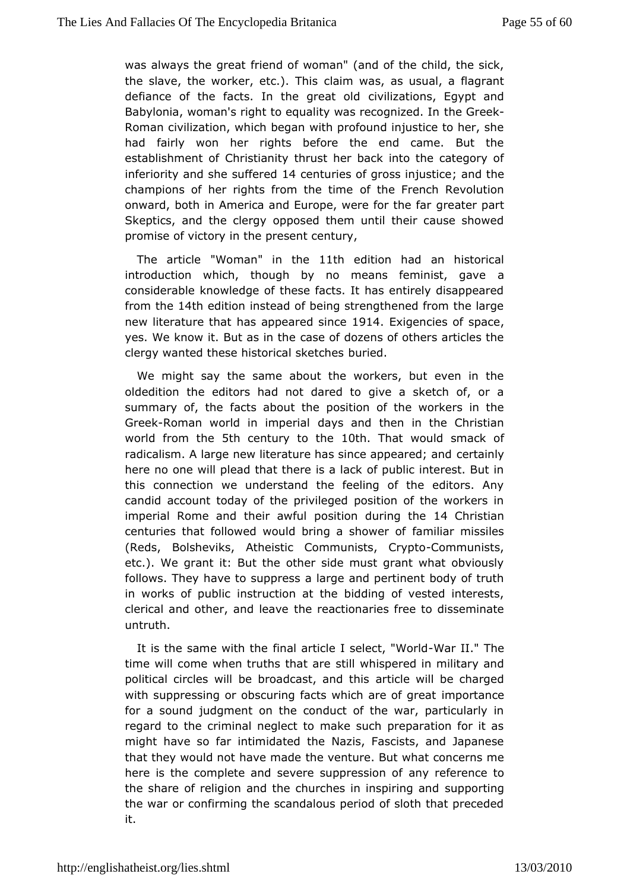was always the great friend of woman" (and of the child, the sick, the slave, the worker, etc.). This claim was, as usual, a flagrant defiance of the facts. In the great old civilizations, Egypt and Babylonia, woman's right to equality was recognized. In the Greek-Roman civilization, which began with profound injustice to her, she had fairly won her rights before the end came. But the establishment of Christianity thrust her back into the category of inferiority and she suffered 14 centuries of gross injustice; and the champions of her rights from the time of the French Revolution onward, both in America and Europe, were for the far greater part Skeptics, and the clergy opposed them until their cause showed promise of victory in the present century,

The article "Woman" in the 11th edition had an historical introduction which, though by no means feminist, gave a considerable knowledge of these facts. It has entirely disappeared from the 14th edition instead of being strengthened from the large new literature that has appeared since 1914. Exigencies of space, yes. We know it. But as in the case of dozens of others articles the clergy wanted these historical sketches buried.

We might say the same about the workers, but even in the oldedition the editors had not dared to give a sketch of, or a summary of, the facts about the position of the workers in the Greek-Roman world in imperial days and then in the Christian world from the 5th century to the 10th. That would smack of radicalism. A large new literature has since appeared; and certainly here no one will plead that there is a lack of public interest. But in this connection we understand the feeling of the editors. Any candid account today of the privileged position of the workers in imperial Rome and their awful position during the 14 Christian centuries that followed would bring a shower of familiar missiles (Reds, Bolsheviks, Atheistic Communists, Crypto-Communists, etc.). We grant it: But the other side must grant what obviously follows. They have to suppress a large and pertinent body of truth in works of public instruction at the bidding of vested interests, clerical and other, and leave the reactionaries free to disseminate untruth.

It is the same with the final article I select, "World-War II." The time will come when truths that are still whispered in military and political circles will be broadcast, and this article will be charged with suppressing or obscuring facts which are of great importance for a sound judgment on the conduct of the war, particularly in regard to the criminal neglect to make such preparation for it as might have so far intimidated the Nazis, Fascists, and Japanese that they would not have made the venture. But what concerns me here is the complete and severe suppression of any reference to the share of religion and the churches in inspiring and supporting the war or confirming the scandalous period of sloth that preceded it.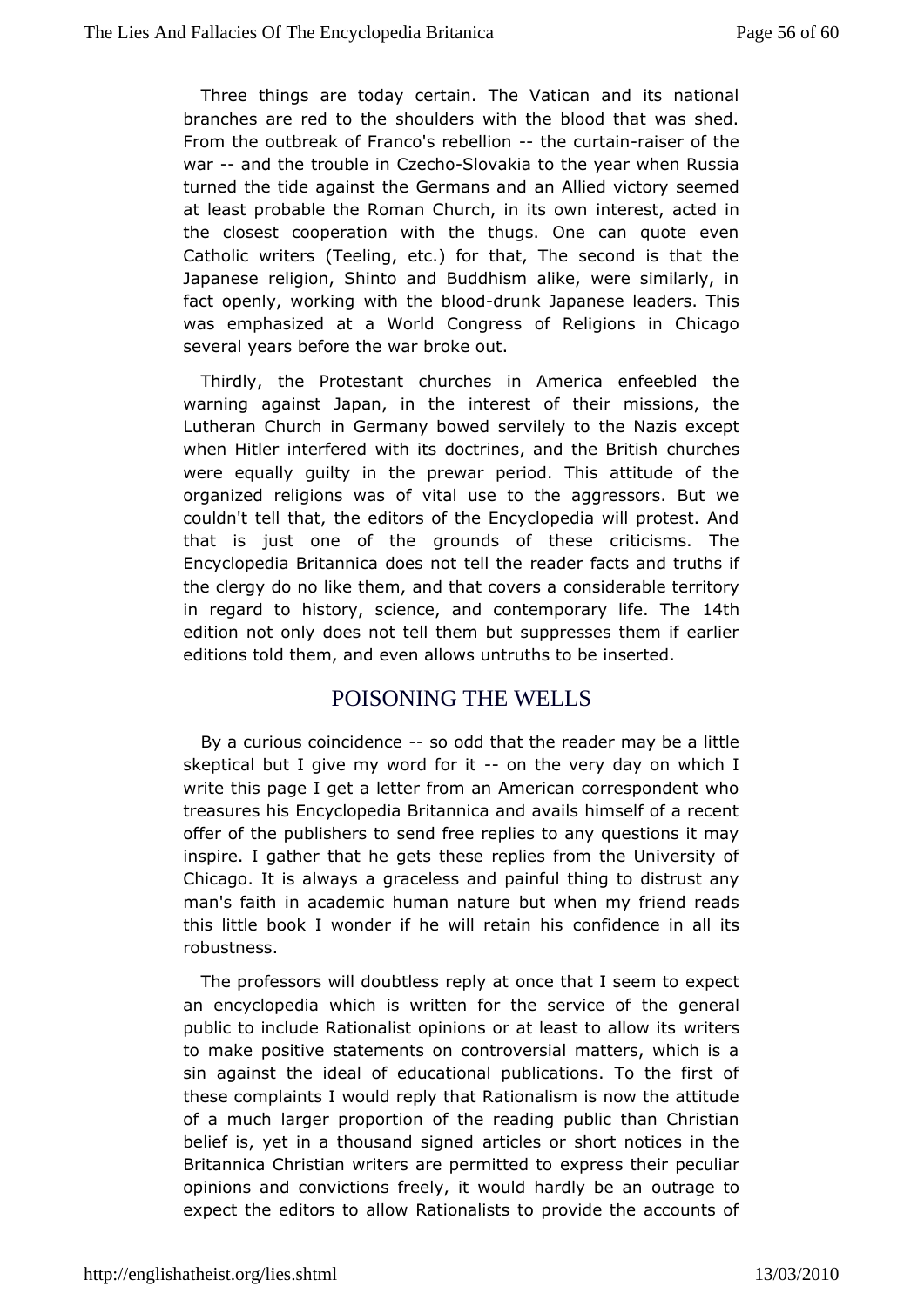Three things are today certain. The Vatican and its national branches are red to the shoulders with the blood that was shed. From the outbreak of Franco's rebellion -- the curtain-raiser of the war -- and the trouble in Czecho-Slovakia to the year when Russia turned the tide against the Germans and an Allied victory seemed at least probable the Roman Church, in its own interest, acted in the closest cooperation with the thugs. One can quote even Catholic writers (Teeling, etc.) for that, The second is that the Japanese religion, Shinto and Buddhism alike, were similarly, in fact openly, working with the blood-drunk Japanese leaders. This was emphasized at a World Congress of Religions in Chicago several years before the war broke out.

Thirdly, the Protestant churches in America enfeebled the warning against Japan, in the interest of their missions, the Lutheran Church in Germany bowed servilely to the Nazis except when Hitler interfered with its doctrines, and the British churches were equally guilty in the prewar period. This attitude of the organized religions was of vital use to the aggressors. But we couldn't tell that, the editors of the Encyclopedia will protest. And that is just one of the grounds of these criticisms. The Encyclopedia Britannica does not tell the reader facts and truths if the clergy do no like them, and that covers a considerable territory in regard to history, science, and contemporary life. The 14th edition not only does not tell them but suppresses them if earlier editions told them, and even allows untruths to be inserted.

## POISONING THE WELLS

By a curious coincidence -- so odd that the reader may be a little skeptical but I give my word for it -- on the very day on which I write this page I get a letter from an American correspondent who treasures his Encyclopedia Britannica and avails himself of a recent offer of the publishers to send free replies to any questions it may inspire. I gather that he gets these replies from the University of Chicago. It is always a graceless and painful thing to distrust any man's faith in academic human nature but when my friend reads this little book I wonder if he will retain his confidence in all its robustness.

The professors will doubtless reply at once that I seem to expect an encyclopedia which is written for the service of the general public to include Rationalist opinions or at least to allow its writers to make positive statements on controversial matters, which is a sin against the ideal of educational publications. To the first of these complaints I would reply that Rationalism is now the attitude of a much larger proportion of the reading public than Christian belief is, yet in a thousand signed articles or short notices in the Britannica Christian writers are permitted to express their peculiar opinions and convictions freely, it would hardly be an outrage to expect the editors to allow Rationalists to provide the accounts of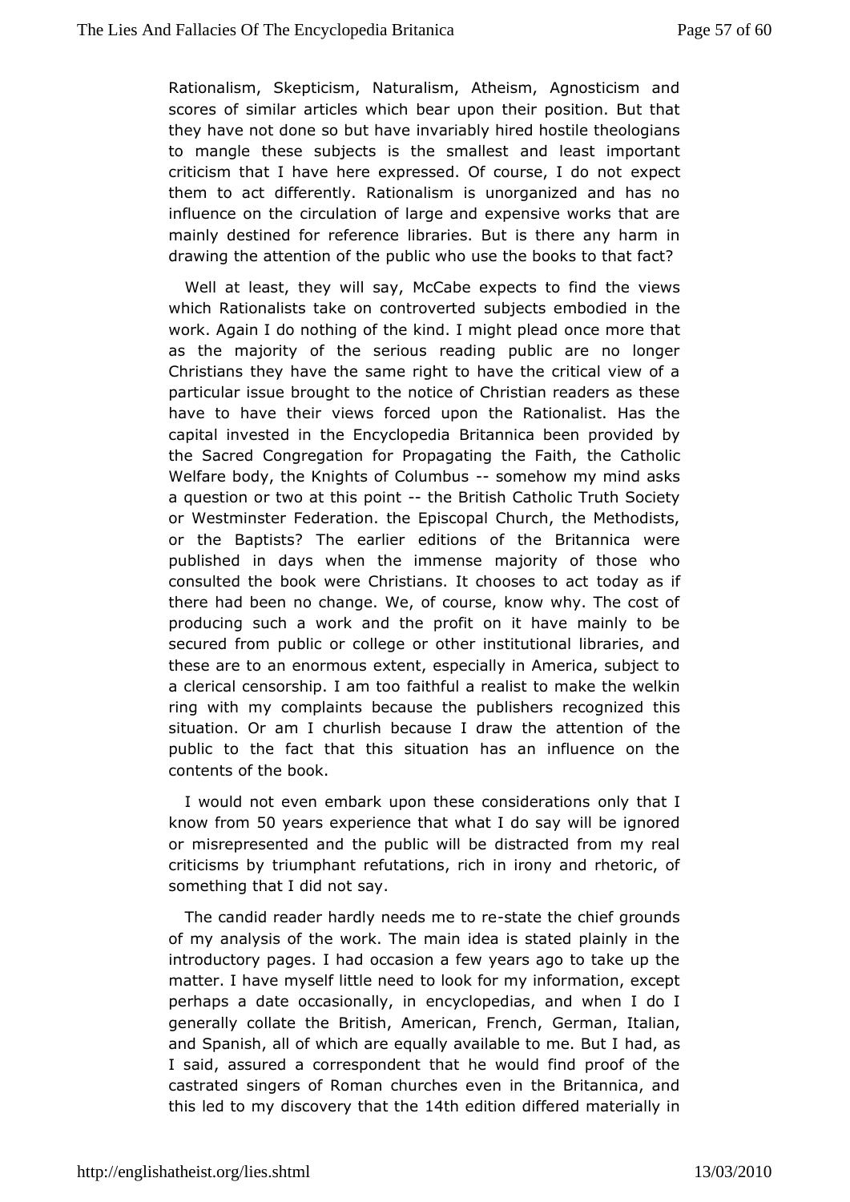Rationalism, Skepticism, Naturalism, Atheism, Agnosticism and scores of similar articles which bear upon their position. But that they have not done so but have invariably hired hostile theologians to mangle these subjects is the smallest and least important criticism that I have here expressed. Of course, I do not expect them to act differently. Rationalism is unorganized and has no influence on the circulation of large and expensive works that are mainly destined for reference libraries. But is there any harm in drawing the attention of the public who use the books to that fact?

Well at least, they will say, McCabe expects to find the views which Rationalists take on controverted subjects embodied in the work. Again I do nothing of the kind. I might plead once more that as the majority of the serious reading public are no longer Christians they have the same right to have the critical view of a particular issue brought to the notice of Christian readers as these have to have their views forced upon the Rationalist. Has the capital invested in the Encyclopedia Britannica been provided by the Sacred Congregation for Propagating the Faith, the Catholic Welfare body, the Knights of Columbus -- somehow my mind asks a question or two at this point -- the British Catholic Truth Society or Westminster Federation. the Episcopal Church, the Methodists, or the Baptists? The earlier editions of the Britannica were published in days when the immense majority of those who consulted the book were Christians. It chooses to act today as if there had been no change. We, of course, know why. The cost of producing such a work and the profit on it have mainly to be secured from public or college or other institutional libraries, and these are to an enormous extent, especially in America, subject to a clerical censorship. I am too faithful a realist to make the welkin ring with my complaints because the publishers recognized this situation. Or am I churlish because I draw the attention of the public to the fact that this situation has an influence on the contents of the book.

I would not even embark upon these considerations only that I know from 50 years experience that what I do say will be ignored or misrepresented and the public will be distracted from my real criticisms by triumphant refutations, rich in irony and rhetoric, of something that I did not say.

The candid reader hardly needs me to re-state the chief grounds of my analysis of the work. The main idea is stated plainly in the introductory pages. I had occasion a few years ago to take up the matter. I have myself little need to look for my information, except perhaps a date occasionally, in encyclopedias, and when I do I generally collate the British, American, French, German, Italian, and Spanish, all of which are equally available to me. But I had, as I said, assured a correspondent that he would find proof of the castrated singers of Roman churches even in the Britannica, and this led to my discovery that the 14th edition differed materially in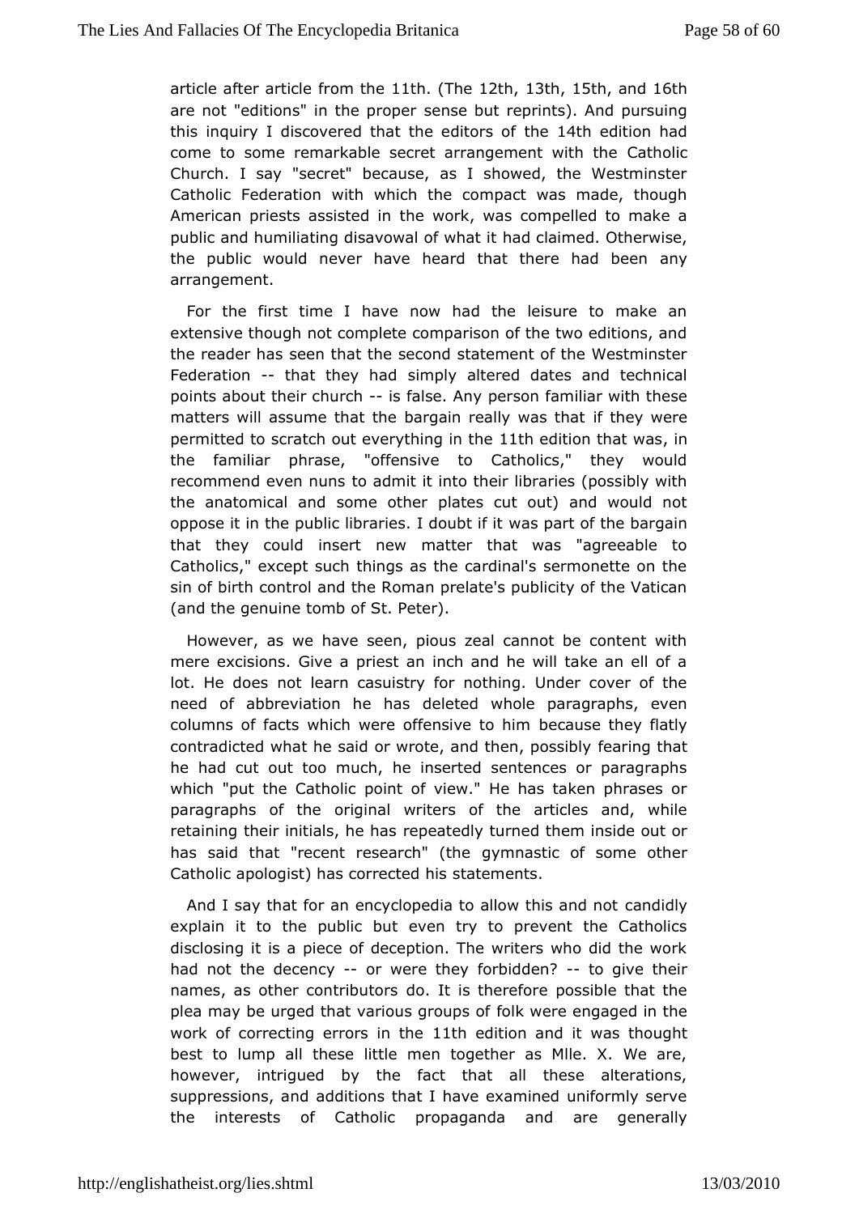article after article from the 11th. (The 12th, 13th, 15th, and 16th are not "editions" in the proper sense but reprints). And pursuing this inquiry I discovered that the editors of the 14th edition had come to some remarkable secret arrangement with the Catholic Church. I say "secret" because, as I showed, the Westminster Catholic Federation with which the compact was made, though American priests assisted in the work, was compelled to make a public and humiliating disavowal of what it had claimed. Otherwise, the public would never have heard that there had been any arrangement.

For the first time I have now had the leisure to make an extensive though not complete comparison of the two editions, and the reader has seen that the second statement of the Westminster Federation -- that they had simply altered dates and technical points about their church -- is false. Any person familiar with these matters will assume that the bargain really was that if they were permitted to scratch out everything in the 11th edition that was, in the familiar phrase, "offensive to Catholics," they would recommend even nuns to admit it into their libraries (possibly with the anatomical and some other plates cut out) and would not oppose it in the public libraries. I doubt if it was part of the bargain that they could insert new matter that was "agreeable to Catholics," except such things as the cardinal's sermonette on the sin of birth control and the Roman prelate's publicity of the Vatican (and the genuine tomb of St. Peter).

However, as we have seen, pious zeal cannot be content with mere excisions. Give a priest an inch and he will take an ell of a lot. He does not learn casuistry for nothing. Under cover of the need of abbreviation he has deleted whole paragraphs, even columns of facts which were offensive to him because they flatly contradicted what he said or wrote, and then, possibly fearing that he had cut out too much, he inserted sentences or paragraphs which "put the Catholic point of view." He has taken phrases or paragraphs of the original writers of the articles and, while retaining their initials, he has repeatedly turned them inside out or has said that "recent research" (the gymnastic of some other Catholic apologist) has corrected his statements.

And I say that for an encyclopedia to allow this and not candidly explain it to the public but even try to prevent the Catholics disclosing it is a piece of deception. The writers who did the work had not the decency -- or were they forbidden? -- to give their names, as other contributors do. It is therefore possible that the plea may be urged that various groups of folk were engaged in the work of correcting errors in the 11th edition and it was thought best to lump all these little men together as Mlle. X. We are, however, intrigued by the fact that all these alterations, suppressions, and additions that I have examined uniformly serve the interests of Catholic propaganda and are generally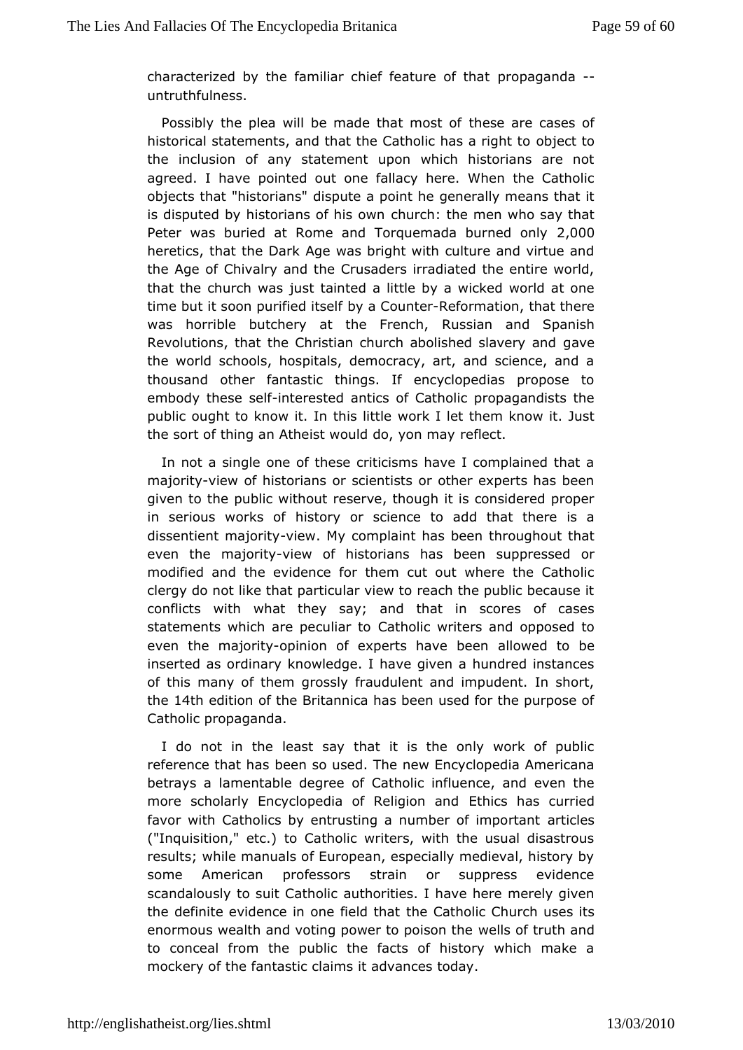characterized by the familiar chief feature of that propaganda -- untruthfulness.

Possibly the plea will be made that most of these are cases of historical statements, and that the Catholic has a right to object to the inclusion of any statement upon which historians are not agreed. I have pointed out one fallacy here. When the Catholic objects that "historians" dispute a point he generally means that it is disputed by historians of his own church: the men who say that Peter was buried at Rome and Torquemada burned only 2,000 heretics, that the Dark Age was bright with culture and virtue and the Age of Chivalry and the Crusaders irradiated the entire world, that the church was just tainted a little by a wicked world at one time but it soon purified itself by a Counter-Reformation, that there was horrible butchery at the French, Russian and Spanish Revolutions, that the Christian church abolished slavery and gave the world schools, hospitals, democracy, art, and science, and a thousand other fantastic things. If encyclopedias propose to embody these self-interested antics of Catholic propagandists the public ought to know it. In this little work I let them know it. Just the sort of thing an Atheist would do, yon may reflect.

In not a single one of these criticisms have I complained that a majority-view of historians or scientists or other experts has been given to the public without reserve, though it is considered proper in serious works of history or science to add that there is a dissentient majority-view. My complaint has been throughout that even the majority-view of historians has been suppressed or modified and the evidence for them cut out where the Catholic clergy do not like that particular view to reach the public because it conflicts with what they say; and that in scores of cases statements which are peculiar to Catholic writers and opposed to even the majority-opinion of experts have been allowed to be inserted as ordinary knowledge. I have given a hundred instances of this many of them grossly fraudulent and impudent. In short, the 14th edition of the Britannica has been used for the purpose of Catholic propaganda.

I do not in the least say that it is the only work of public reference that has been so used. The new Encyclopedia Americana betrays a lamentable degree of Catholic influence, and even the more scholarly Encyclopedia of Religion and Ethics has curried favor with Catholics by entrusting a number of important articles ("Inquisition," etc.) to Catholic writers, with the usual disastrous results; while manuals of European, especially medieval, history by some American professors strain or suppress evidence scandalously to suit Catholic authorities. I have here merely given the definite evidence in one field that the Catholic Church uses its enormous wealth and voting power to poison the wells of truth and to conceal from the public the facts of history which make a mockery of the fantastic claims it advances today.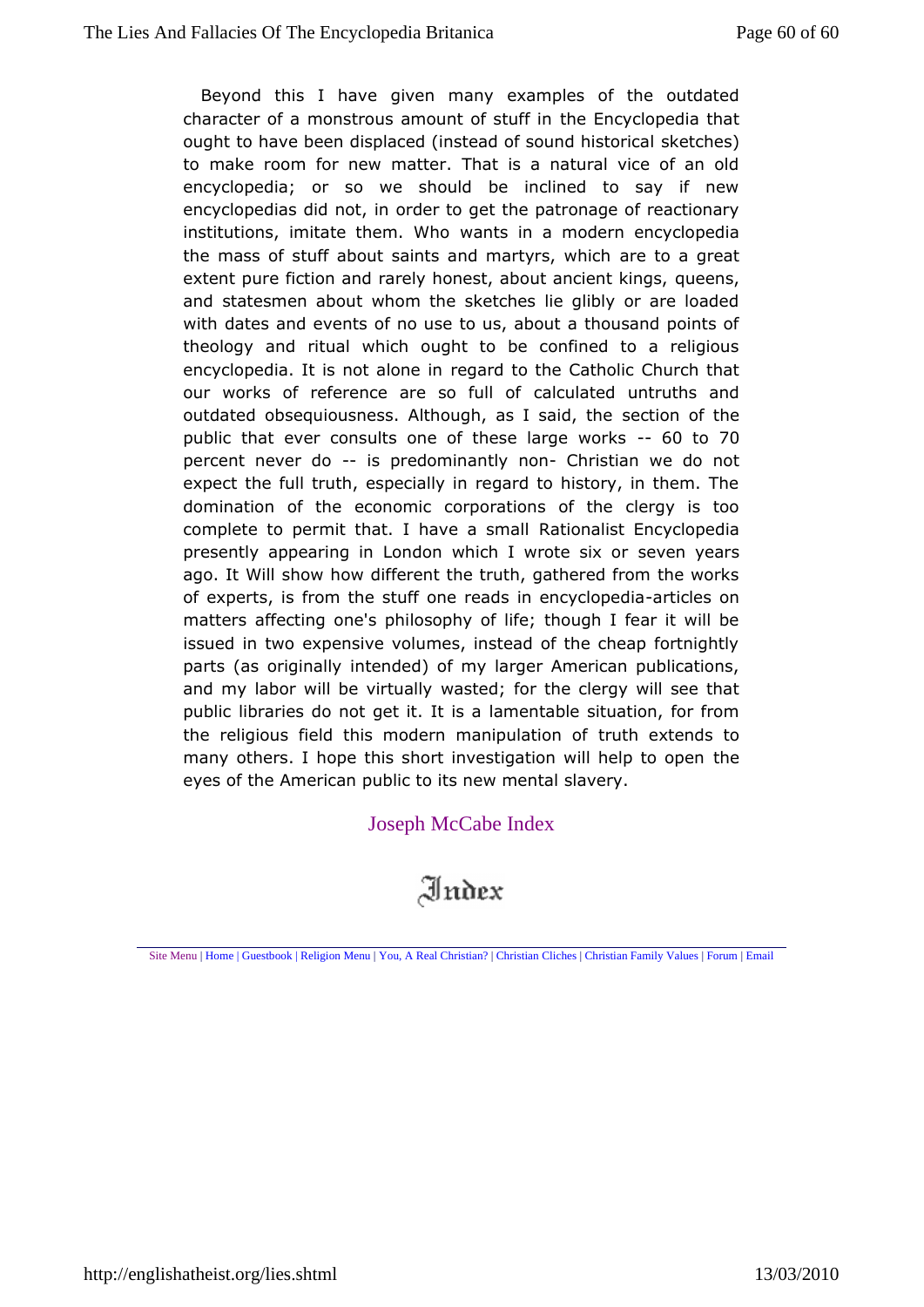Beyond this I have given many examples of the outdated character of a monstrous amount of stuff in the Encyclopedia that ought to have been displaced (instead of sound historical sketches) to make room for new matter. That is a natural vice of an old encyclopedia; or so we should be inclined to say if new encyclopedias did not, in order to get the patronage of reactionary institutions, imitate them. Who wants in a modern encyclopedia the mass of stuff about saints and martyrs, which are to a great extent pure fiction and rarely honest, about ancient kings, queens, and statesmen about whom the sketches lie glibly or are loaded with dates and events of no use to us, about a thousand points of theology and ritual which ought to be confined to a religious encyclopedia. It is not alone in regard to the Catholic Church that our works of reference are so full of calculated untruths and outdated obsequiousness. Although, as I said, the section of the public that ever consults one of these large works -- 60 to 70 percent never do -- is predominantly non- Christian we do not expect the full truth, especially in regard to history, in them. The domination of the economic corporations of the clergy is too complete to permit that. I have a small Rationalist Encyclopedia presently appearing in London which I wrote six or seven years ago. It Will show how different the truth, gathered from the works of experts, is from the stuff one reads in encyclopedia-articles on matters affecting one's philosophy of life; though I fear it will be issued in two expensive volumes, instead of the cheap fortnightly parts (as originally intended) of my larger American publications, and my labor will be virtually wasted; for the clergy will see that public libraries do not get it. It is a lamentable situation, for from the religious field this modern manipulation of truth extends to many others. I hope this short investigation will help to open the eyes of the American public to its new mental slavery.

Joseph McCabe Index

Index

Site Menu | Home | Guestbook | Religion Menu | You, A Real Christian? | Christian Cliches | Christian Family Values | Forum | Email